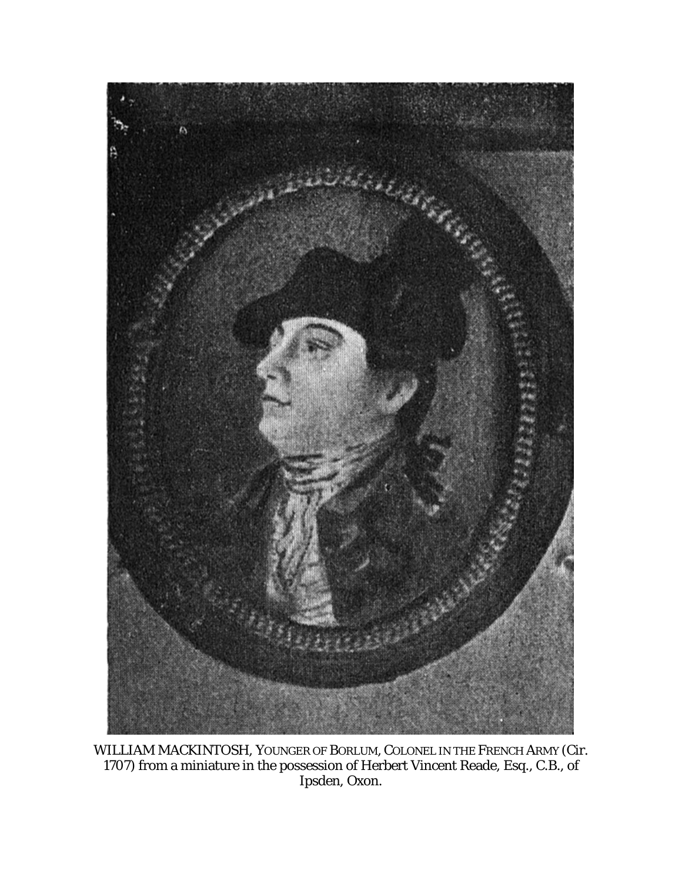WILLIAM MACKINTOSH, YOUNGER OF BORLUM, COLONEL IN THE FRENCH ARMY (Cir. 1707) from a miniature in the possession of Herbert Vincent Reade, Esq., C.B., of Ipsden, Oxon.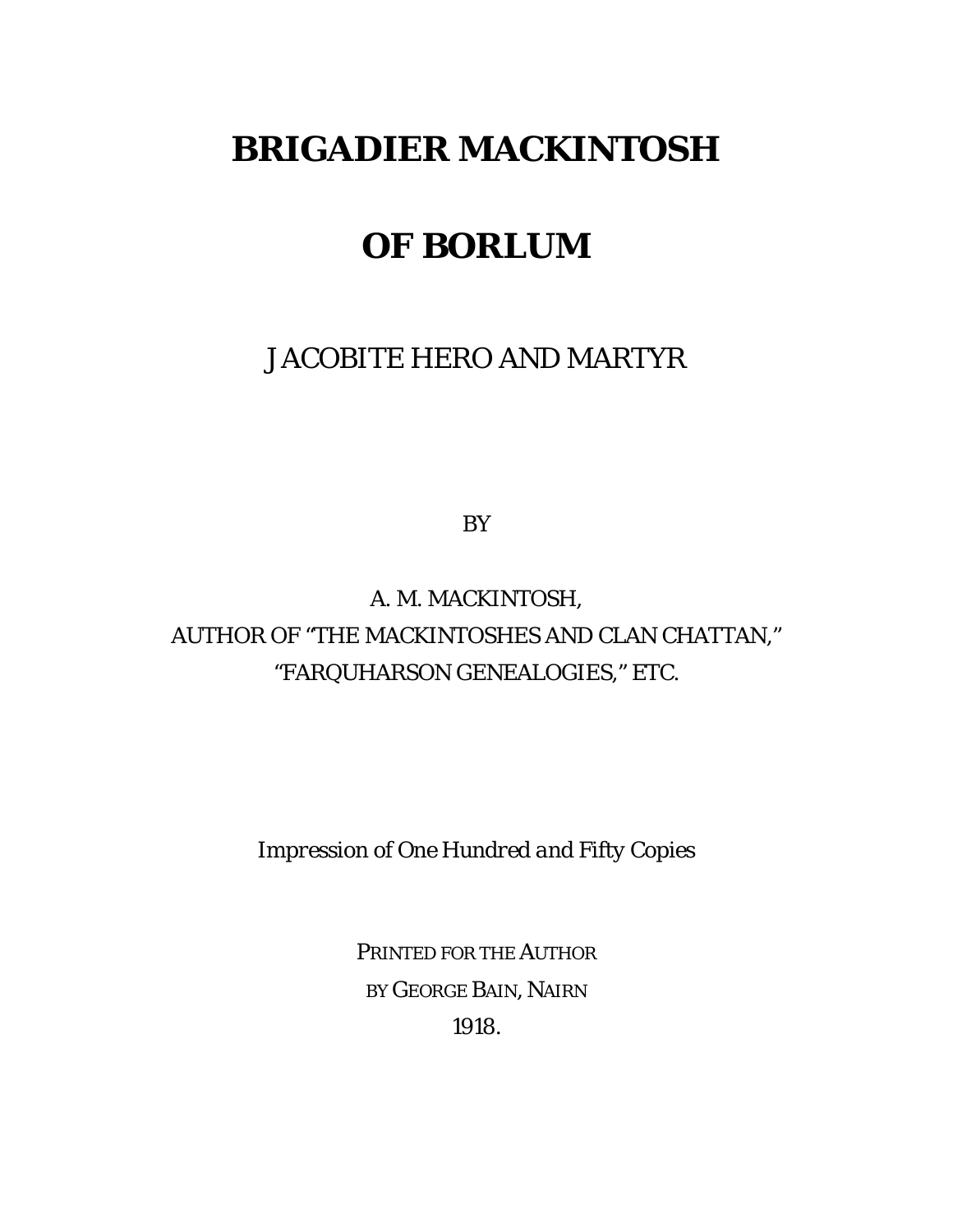# BRIGADIER MACKINTOSH

# OF BORLUM

## JACOBITE HERO AND MARTYR

BY

A. M. MACKINTOSH,
AUTHOR OF "THE MACKINTOSHES AND CLAN CHATTAN,"
"FARQUHARSON GENEALOGIES," ETC.

*Impression of One Hundred and Fifty Copies*

PRINTED FOR THE AUTHOR
BY GEORGE BAIN, NAIRN
1918.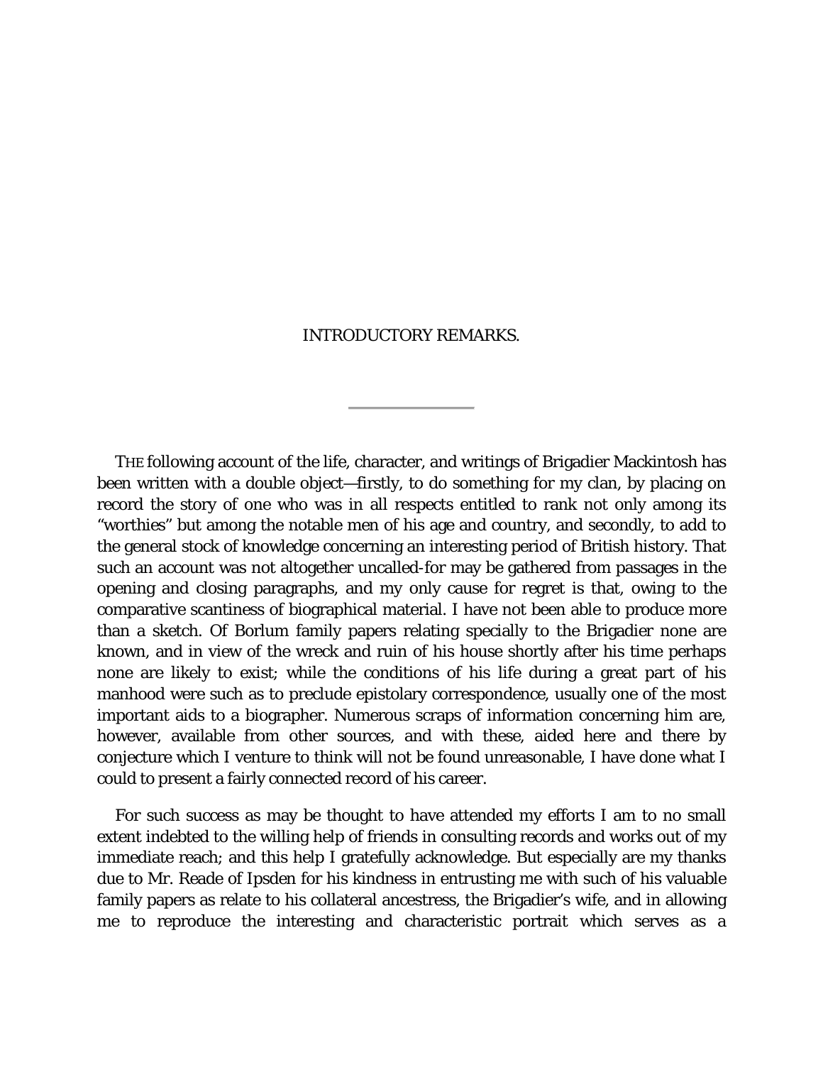## INTRODUCTORY REMARKS.

---

THE following account of the life, character, and writings of Brigadier Mackintosh has been written with a double object—firstly, to do something for my clan, by placing on record the story of one who was in all respects entitled to rank not only among its "worthies" but among the notable men of his age and country, and secondly, to add to the general stock of knowledge concerning an interesting period of British history. That such an account was not altogether uncalled-for may be gathered from passages in the opening and closing paragraphs, and my only cause for regret is that, owing to the comparative scantiness of biographical material. I have not been able to produce more than a sketch. Of Borlum family papers relating specially to the Brigadier none are known, and in view of the wreck and ruin of his house shortly after his time perhaps none are likely to exist; while the conditions of his life during a great part of his manhood were such as to preclude epistolary correspondence, usually one of the most important aids to a biographer. Numerous scraps of information concerning him are, however, available from other sources, and with these, aided here and there by conjecture which I venture to think will not be found unreasonable, I have done what I could to present a fairly connected record of his career.

For such success as may be thought to have attended my efforts I am to no small extent indebted to the willing help of friends in consulting records and works out of my immediate reach; and this help I gratefully acknowledge. But especially are my thanks due to Mr. Reade of Ipsden for his kindness in entrusting me with such of his valuable family papers as relate to his collateral ancestress, the Brigadier's wife, and in allowing me to reproduce the interesting and characteristic portrait which serves as a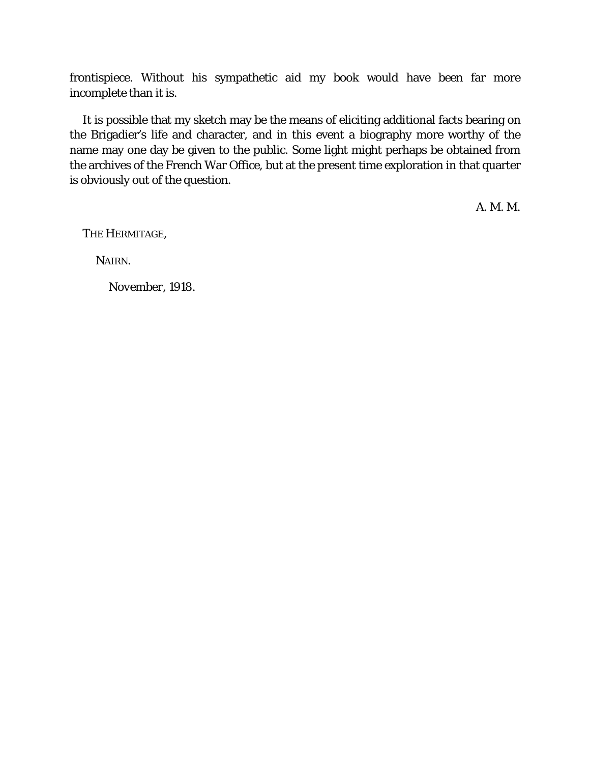frontispiece. Without his sympathetic aid my book would have been far more incomplete than it is.

It is possible that my sketch may be the means of eliciting additional facts bearing on the Brigadier's life and character, and in this event a biography more worthy of the name may one day be given to the public. Some light might perhaps be obtained from the archives of the French War Office, but at the present time exploration in that quarter is obviously out of the question.

A. M. M.

THE HERMITAGE,

NAIRN.

*November, 1918.*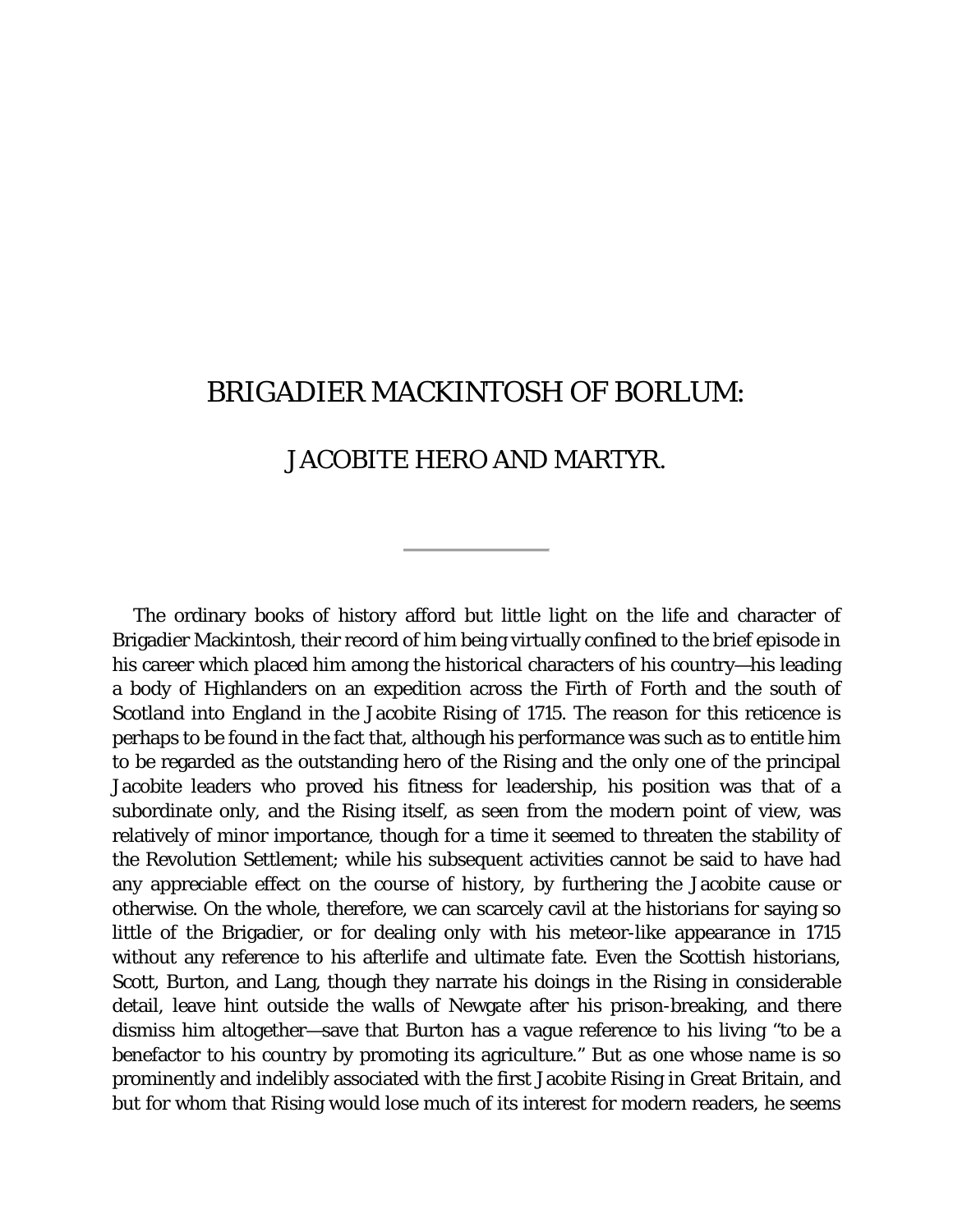# BRIGADIER MACKINTOSH OF BORLUM:

## JACOBITE HERO AND MARTYR.

---

The ordinary books of history afford but little light on the life and character of Brigadier Mackintosh, their record of him being virtually confined to the brief episode in his career which placed him among the historical characters of his country—his leading a body of Highlanders on an expedition across the Firth of Forth and the south of Scotland into England in the Jacobite Rising of 1715. The reason for this reticence is perhaps to be found in the fact that, although his performance was such as to entitle him to be regarded as the outstanding hero of the Rising and the only one of the principal Jacobite leaders who proved his fitness for leadership, his position was that of a subordinate only, and the Rising itself, as seen from the modern point of view, was relatively of minor importance, though for a time it seemed to threaten the stability of the Revolution Settlement; while his subsequent activities cannot be said to have had any appreciable effect on the course of history, by furthering the Jacobite cause or otherwise. On the whole, therefore, we can scarcely cavil at the historians for saying so little of the Brigadier, or for dealing only with his meteor-like appearance in 1715 without any reference to his afterlife and ultimate fate. Even the Scottish historians, Scott, Burton, and Lang, though they narrate his doings in the Rising in considerable detail, leave hint outside the walls of Newgate after his prison-breaking, and there dismiss him altogether—save that Burton has a vague reference to his living "to be a benefactor to his country by promoting its agriculture." But as one whose name is so prominently and indelibly associated with the first Jacobite Rising in Great Britain, and but for whom that Rising would lose much of its interest for modern readers, he seems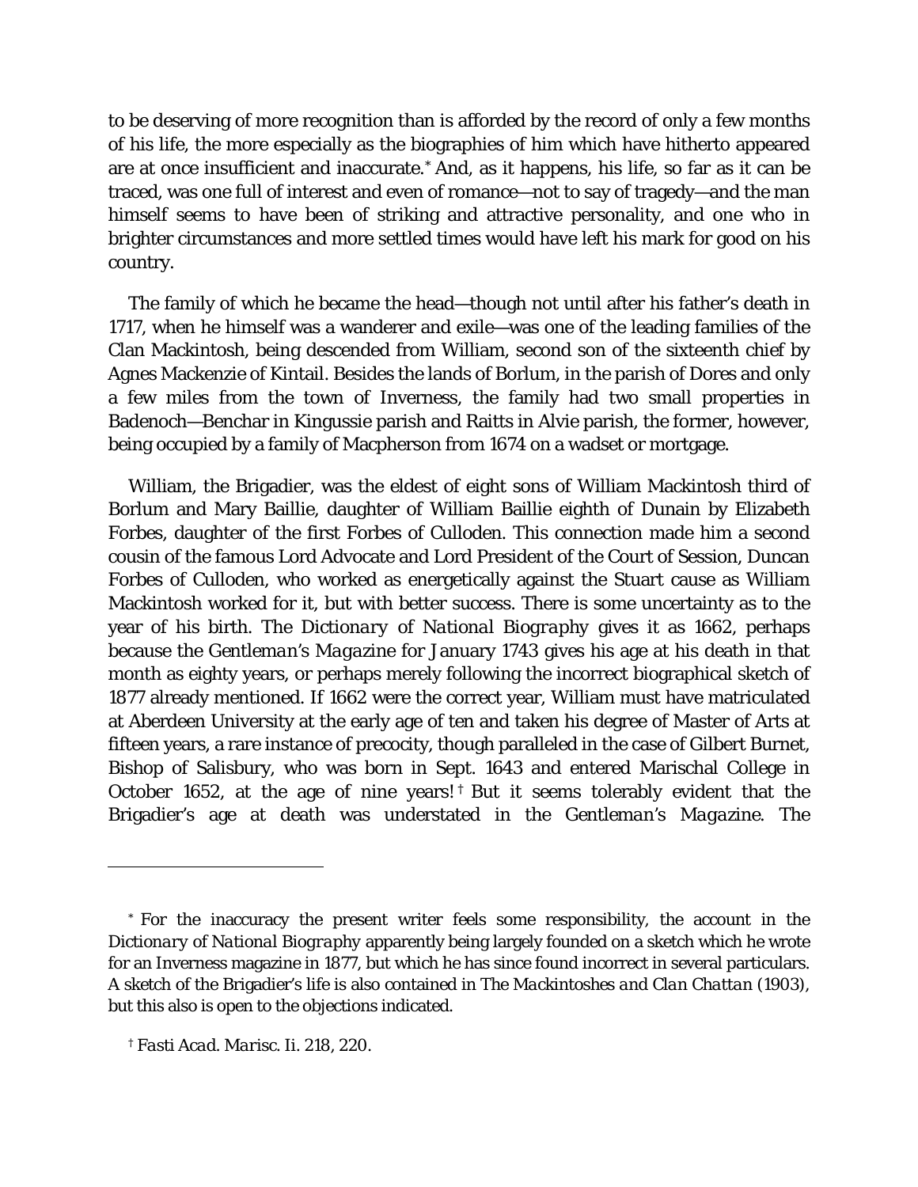to be deserving of more recognition than is afforded by the record of only a few months of his life, the more especially as the biographies of him which have hitherto appeared are at once insufficient and inaccurate.[*] And, as it happens, his life, so far as it can be traced, was one full of interest and even of romance—not to say of tragedy—and the man himself seems to have been of striking and attractive personality, and one who in brighter circumstances and more settled times would have left his mark for good on his country.

The family of which he became the head—though not until after his father's death in 1717, when he himself was a wanderer and exile—was one of the leading families of the Clan Mackintosh, being descended from William, second son of the sixteenth chief by Agnes Mackenzie of Kintail. Besides the lands of Borlum, in the parish of Dores and only a few miles from the town of Inverness, the family had two small properties in Badenoch—Benchar in Kingussie parish and Raitts in Alvie parish, the former, however, being occupied by a family of Macpherson from 1674 on a wadset or mortgage.

William, the Brigadier, was the eldest of eight sons of William Mackintosh third of Borlum and Mary Baillie, daughter of William Baillie eighth of Dunain by Elizabeth Forbes, daughter of the first Forbes of Culloden. This connection made him a second cousin of the famous Lord Advocate and Lord President of the Court of Session, Duncan Forbes of Culloden, who worked as energetically against the Stuart cause as William Mackintosh worked for it, but with better success. There is some uncertainty as to the year of his birth. The *Dictionary of National Biography* gives it as 1662, perhaps because the *Gentleman's Magazine* for January 1743 gives his age at his death in that month as eighty years, or perhaps merely following the incorrect biographical sketch of 1877 already mentioned. If 1662 were the correct year, William must have matriculated at Aberdeen University at the early age of ten and taken his degree of Master of Arts at fifteen years, a rare instance of precocity, though paralleled in the case of Gilbert Burnet, Bishop of Salisbury, who was born in Sept. 1643 and entered Marischal College in October 1652, at the age of nine years![†] But it seems tolerably evident that the Brigadier's age at death was understated in the *Gentleman's Magazine*. The

---

[*] For the inaccuracy the present writer feels some responsibility, the account in the *Dictionary of National Biography* apparently being largely founded on a sketch which he wrote for an Inverness magazine in 1877, but which he has since found incorrect in several particulars. A sketch of the Brigadier's life is also contained in *The Mackintoshes and Clan Chattan* (1903), but this also is open to the objections indicated.

[†] *Fasti Acad. Marisc.* Ii. 218, 220.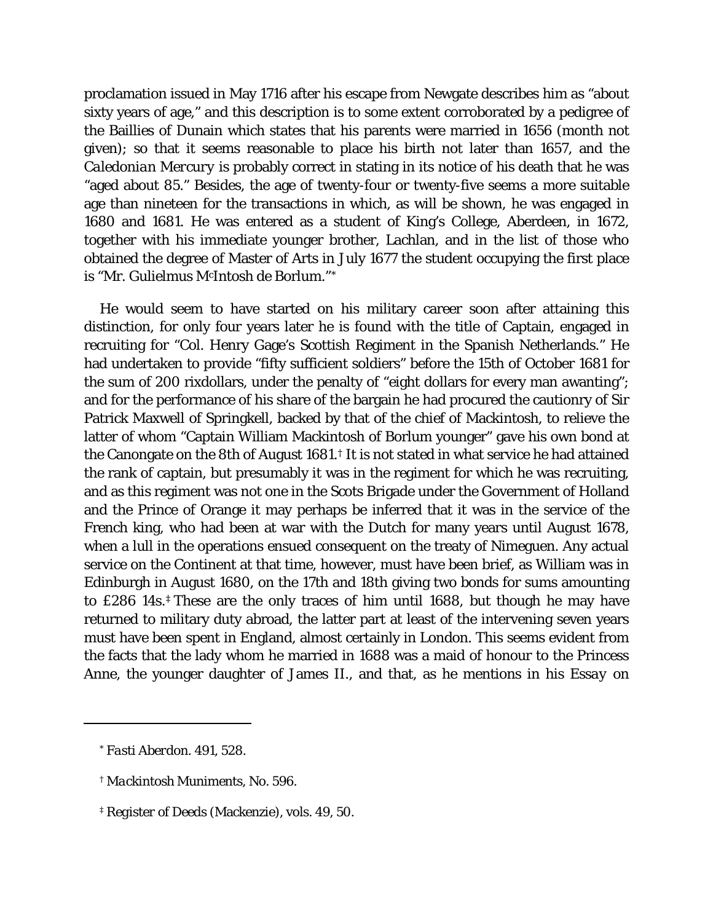proclamation issued in May 1716 after his escape from Newgate describes him as "about sixty years of age," and this description is to some extent corroborated by a pedigree of the Baillies of Dunain which states that his parents were married in 1656 (month not given); so that it seems reasonable to place his birth not later than 1657, and the *Caledonian Mercury* is probably correct in stating in its notice of his death that he was "aged about 85." Besides, the age of twenty-four or twenty-five seems a more suitable age than nineteen for the transactions in which, as will be shown, he was engaged in 1680 and 1681. He was entered as a student of King's College, Aberdeen, in 1672, together with his immediate younger brother, Lachlan, and in the list of those who obtained the degree of Master of Arts in July 1677 the student occupying the first place is "Mr. Gulielmus McIntosh de Borlum."*

He would seem to have started on his military career soon after attaining this distinction, for only four years later he is found with the title of Captain, engaged in recruiting for "Col. Henry Gage's Scottish Regiment in the Spanish Netherlands." He had undertaken to provide "fifty sufficient soldiers" before the 15th of October 1681 for the sum of 200 rixdollars, under the penalty of "eight dollars for every man awanting"; and for the performance of his share of the bargain he had procured the cautionry of Sir Patrick Maxwell of Springkell, backed by that of the chief of Mackintosh, to relieve the latter of whom "Captain William Mackintosh of Borlum younger" gave his own bond at the Canongate on the 8th of August 1681.† It is not stated in what service he had attained the rank of captain, but presumably it was in the regiment for which he was recruiting, and as this regiment was not one in the Scots Brigade under the Government of Holland and the Prince of Orange it may perhaps be inferred that it was in the service of the French king, who had been at war with the Dutch for many years until August 1678, when a lull in the operations ensued consequent on the treaty of Nimeguen. Any actual service on the Continent at that time, however, must have been brief, as William was in Edinburgh in August 1680, on the 17th and 18th giving two bonds for sums amounting to £286 14s.‡ These are the only traces of him until 1688, but though he may have returned to military duty abroad, the latter part at least of the intervening seven years must have been spent in England, almost certainly in London. This seems evident from the facts that the lady whom he married in 1688 was a maid of honour to the Princess Anne, the younger daughter of James II., and that, as he mentions in his *Essay* on

---

\* *Fasti Aberdon.* 491, 528.

† *Mackintosh Muniments*, No. 596.

‡ Register of Deeds (Mackenzie), vols. 49, 50.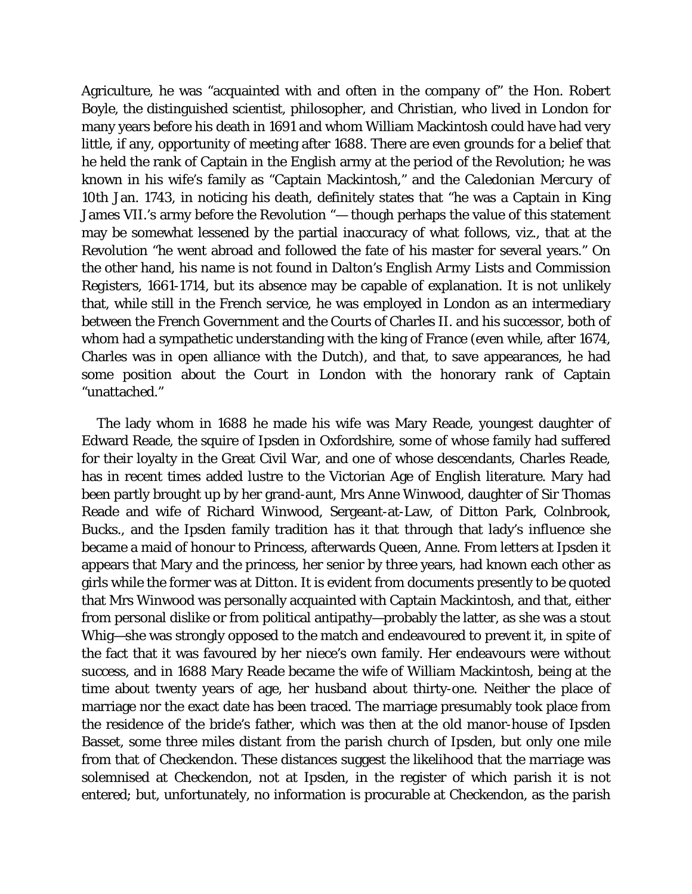Agriculture, he was "acquainted with and often in the company of" the Hon. Robert Boyle, the distinguished scientist, philosopher, and Christian, who lived in London for many years before his death in 1691 and whom William Mackintosh could have had very little, if any, opportunity of meeting after 1688. There are even grounds for a belief that he held the rank of Captain in the English army at the period of the Revolution; he was known in his wife's family as "Captain Mackintosh," and the *Caledonian Mercury* of 10th Jan. 1743, in noticing his death, definitely states that "he was a Captain in King James VII.'s army before the Revolution "— though perhaps the value of this statement may be somewhat lessened by the partial inaccuracy of what follows, viz., that at the Revolution "he went abroad and followed the fate of his master for several years." On the other hand, his name is not found in Dalton's *English Army Lists and Commission Registers*, 1661-1714, but its absence may be capable of explanation. It is not unlikely that, while still in the French service, he was employed in London as an intermediary between the French Government and the Courts of Charles II. and his successor, both of whom had a sympathetic understanding with the king of France (even while, after 1674, Charles was in open alliance with the Dutch), and that, to save appearances, he had some position about the Court in London with the honorary rank of Captain "unattached."

The lady whom in 1688 he made his wife was Mary Reade, youngest daughter of Edward Reade, the squire of Ipsden in Oxfordshire, some of whose family had suffered for their loyalty in the Great Civil War, and one of whose descendants, Charles Reade, has in recent times added lustre to the Victorian Age of English literature. Mary had been partly brought up by her grand-aunt, Mrs Anne Winwood, daughter of Sir Thomas Reade and wife of Richard Winwood, Sergeant-at-Law, of Ditton Park, Colnbrook, Bucks., and the Ipsden family tradition has it that through that lady's influence she became a maid of honour to Princess, afterwards Queen, Anne. From letters at Ipsden it appears that Mary and the princess, her senior by three years, had known each other as girls while the former was at Ditton. It is evident from documents presently to be quoted that Mrs Winwood was personally acquainted with Captain Mackintosh, and that, either from personal dislike or from political antipathy—probably the latter, as she was a stout Whig—she was strongly opposed to the match and endeavoured to prevent it, in spite of the fact that it was favoured by her niece's own family. Her endeavours were without success, and in 1688 Mary Reade became the wife of William Mackintosh, being at the time about twenty years of age, her husband about thirty-one. Neither the place of marriage nor the exact date has been traced. The marriage presumably took place from the residence of the bride's father, which was then at the old manor-house of Ipsden Basset, some three miles distant from the parish church of Ipsden, but only one mile from that of Checkendon. These distances suggest the likelihood that the marriage was solemnised at Checkendon, not at Ipsden, in the register of which parish it is not entered; but, unfortunately, no information is procurable at Checkendon, as the parish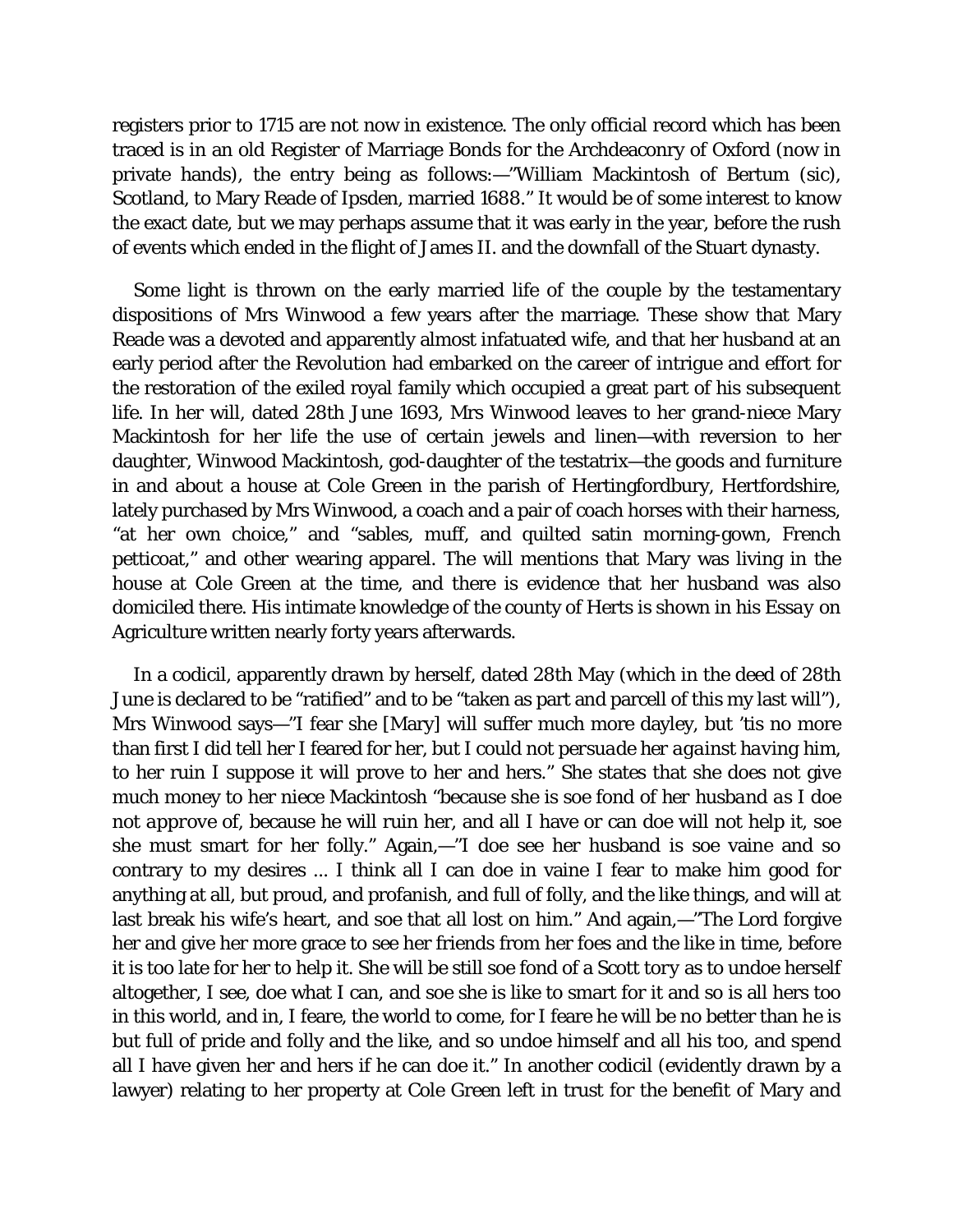registers prior to 1715 are not now in existence. The only official record which has been traced is in an old Register of Marriage Bonds for the Archdeaconry of Oxford (now in private hands), the entry being as follows:—"William Mackintosh of Bertum (sic), Scotland, to Mary Reade of Ipsden, married 1688." It would be of some interest to know the exact date, but we may perhaps assume that it was early in the year, before the rush of events which ended in the flight of James II. and the downfall of the Stuart dynasty.

Some light is thrown on the early married life of the couple by the testamentary dispositions of Mrs Winwood a few years after the marriage. These show that Mary Reade was a devoted and apparently almost infatuated wife, and that her husband at an early period after the Revolution had embarked on the career of intrigue and effort for the restoration of the exiled royal family which occupied a great part of his subsequent life. In her will, dated 28th June 1693, Mrs Winwood leaves to her grand-niece Mary Mackintosh for her life the use of certain jewels and linen—with reversion to her daughter, Winwood Mackintosh, god-daughter of the testatrix—the goods and furniture in and about a house at Cole Green in the parish of Hertingfordbury, Hertfordshire, lately purchased by Mrs Winwood, a coach and a pair of coach horses with their harness, "at her own choice," and "sables, muff, and quilted satin morning-gown, French petticoat," and other wearing apparel. The will mentions that Mary was living in the house at Cole Green at the time, and there is evidence that her husband was also domiciled there. His intimate knowledge of the county of Herts is shown in his *Essay* on Agriculture written nearly forty years afterwards.

In a codicil, apparently drawn by herself, dated 28th May (which in the deed of 28th June is declared to be "ratified" and to be "taken as part and parcell of this my last will"), Mrs Winwood says—"I fear she [Mary] will suffer much more dayley, but 'tis no more than first I did tell her I feared for her, but I could not *persuade her against having him*, to her ruin I suppose it will prove to her and hers." She states that she does not give much money to her niece Mackintosh "because she is soe fond of her *husband as I doe not approve of*, because he will ruin her, and all I have or can doe will not help it, soe she must smart for her folly." Again,—"I doe see her husband is soe vaine and so contrary to my desires ... I think all I can doe in vaine I fear to make him good for anything at all, but proud, and profanish, and full of folly, and the like things, and will at last break his wife's heart, and soe that all lost on him." And again,—"The Lord forgive her and give her more grace to see her friends from her foes and the like in time, before it is too late for her to help it. She will be still soe fond of a *Scott tory* as to undoe herself altogether, I see, doe what I can, and soe she is like to smart for it and so is all hers too in this world, and in, I feare, the world to come, for I feare he will be no better than he is but full of pride and folly and the like, and so undoe himself and all his too, and spend all I have given her and hers if he can doe it." In another codicil (evidently drawn by a lawyer) relating to her property at Cole Green left in trust for the benefit of Mary and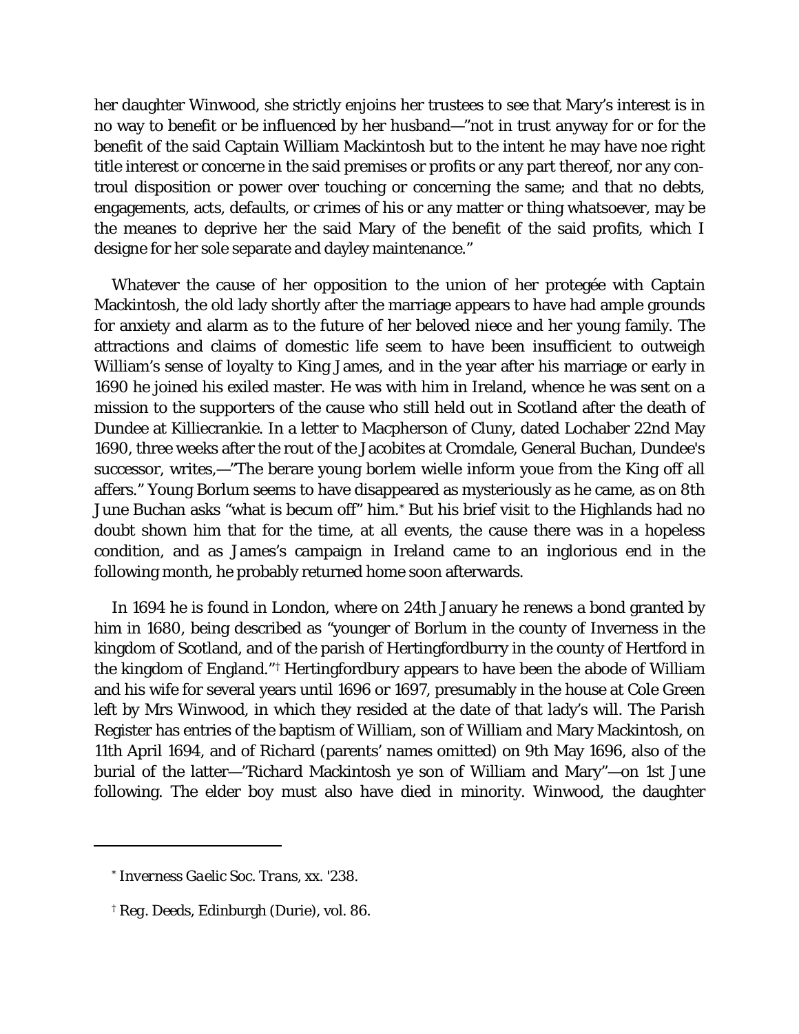her daughter Winwood, she strictly enjoins her trustees to see that Mary's interest is in no way to benefit or be influenced by her husband—"not in trust anyway for or for the benefit of the said Captain William Mackintosh but to the intent he may have noe right title interest or concerne in the said premises or profits or any part thereof, nor any controul disposition or power over touching or concerning the same; and that no debts, engagements, acts, defaults, or crimes of his or any matter or thing whatsoever, may be the meanes to deprive her the said Mary of the benefit of the said profits, which I designe for her sole separate and dayley maintenance."

Whatever the cause of her opposition to the union of her protegée with Captain Mackintosh, the old lady shortly after the marriage appears to have had ample grounds for anxiety and alarm as to the future of her beloved niece and her young family. The attractions and claims of domestic life seem to have been insufficient to outweigh William's sense of loyalty to King James, and in the year after his marriage or early in 1690 he joined his exiled master. He was with him in Ireland, whence he was sent on a mission to the supporters of the cause who still held out in Scotland after the death of Dundee at Killiecrankie. In a letter to Macpherson of Cluny, dated Lochaber 22nd May 1690, three weeks after the rout of the Jacobites at Cromdale, General Buchan, Dundee's successor, writes,—"The berare young borlem wielle inform youe from the King off all affers." Young Borlum seems to have disappeared as mysteriously as he came, as on 8th June Buchan asks "what is becum off" him.[*] But his brief visit to the Highlands had no doubt shown him that for the time, at all events, the cause there was in a hopeless condition, and as James's campaign in Ireland came to an inglorious end in the following month, he probably returned home soon afterwards.

In 1694 he is found in London, where on 24th January he renews a bond granted by him in 1680, being described as "younger of Borlum in the county of Inverness in the kingdom of Scotland, and of the parish of Hertingfordburry in the county of Hertford in the kingdom of England."[†] Hertingfordbury appears to have been the abode of William and his wife for several years until 1696 or 1697, presumably in the house at Cole Green left by Mrs Winwood, in which they resided at the date of that lady's will. The Parish Register has entries of the baptism of William, son of William and Mary Mackintosh, on 11th April 1694, and of Richard (parents' names omitted) on 9th May 1696, also of the burial of the latter—"Richard Mackintosh ye son of William and Mary"—on 1st June following. The elder boy must also have died in minority. Winwood, the daughter

---

[*] *Inverness Gaelic Soc. Trans*, xx. '238.

[†] Reg. Deeds, Edinburgh (Durie), vol. 86.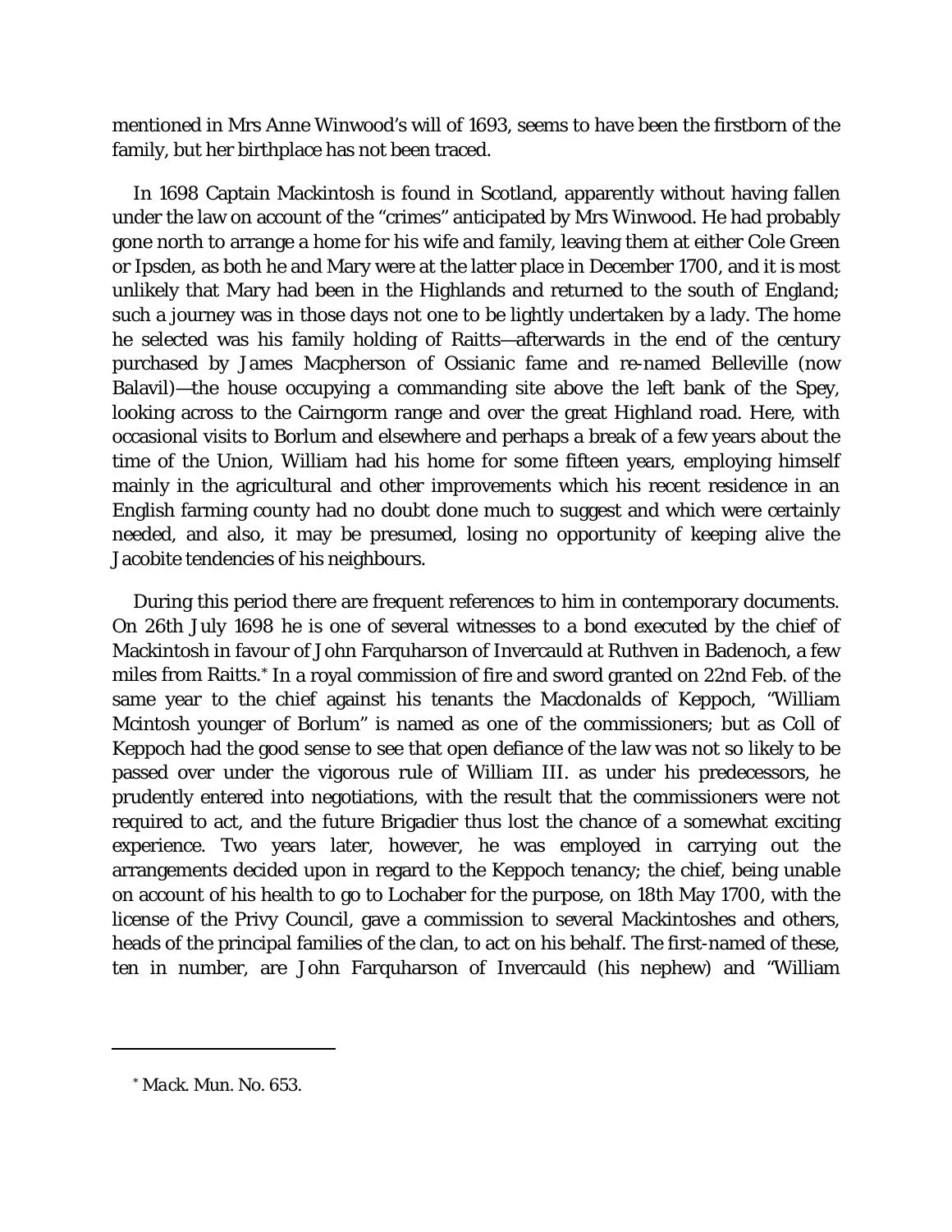mentioned in Mrs Anne Winwood's will of 1693, seems to have been the firstborn of the family, but her birthplace has not been traced.

In 1698 Captain Mackintosh is found in Scotland, apparently without having fallen under the law on account of the "crimes" anticipated by Mrs Winwood. He had probably gone north to arrange a home for his wife and family, leaving them at either Cole Green or Ipsden, as both he and Mary were at the latter place in December 1700, and it is most unlikely that Mary had been in the Highlands and returned to the south of England; such a journey was in those days not one to be lightly undertaken by a lady. The home he selected was his family holding of Raitts—afterwards in the end of the century purchased by James Macpherson of Ossianic fame and re-named Belleville (now Balavil)—the house occupying a commanding site above the left bank of the Spey, looking across to the Cairngorm range and over the great Highland road. Here, with occasional visits to Borlum and elsewhere and perhaps a break of a few years about the time of the Union, William had his home for some fifteen years, employing himself mainly in the agricultural and other improvements which his recent residence in an English farming county had no doubt done much to suggest and which were certainly needed, and also, it may be presumed, losing no opportunity of keeping alive the Jacobite tendencies of his neighbours.

During this period there are frequent references to him in contemporary documents. On 26th July 1698 he is one of several witnesses to a bond executed by the chief of Mackintosh in favour of John Farquharson of Invercauld at Ruthven in Badenoch, a few miles from Raitts.* In a royal commission of fire and sword granted on 22nd Feb. of the same year to the chief against his tenants the Macdonalds of Keppoch, "William Mcintosh younger of Borlum" is named as one of the commissioners; but as Coll of Keppoch had the good sense to see that open defiance of the law was not so likely to be passed over under the vigorous rule of William III. as under his predecessors, he prudently entered into negotiations, with the result that the commissioners were not required to act, and the future Brigadier thus lost the chance of a somewhat exciting experience. Two years later, however, he was employed in carrying out the arrangements decided upon in regard to the Keppoch tenancy; the chief, being unable on account of his health to go to Lochaber for the purpose, on 18th May 1700, with the license of the Privy Council, gave a commission to several Mackintoshes and others, heads of the principal families of the clan, to act on his behalf. The first-named of these, ten in number, are John Farquharson of Invercauld (his nephew) and "William

---

* *Mack. Mun.* No. 653.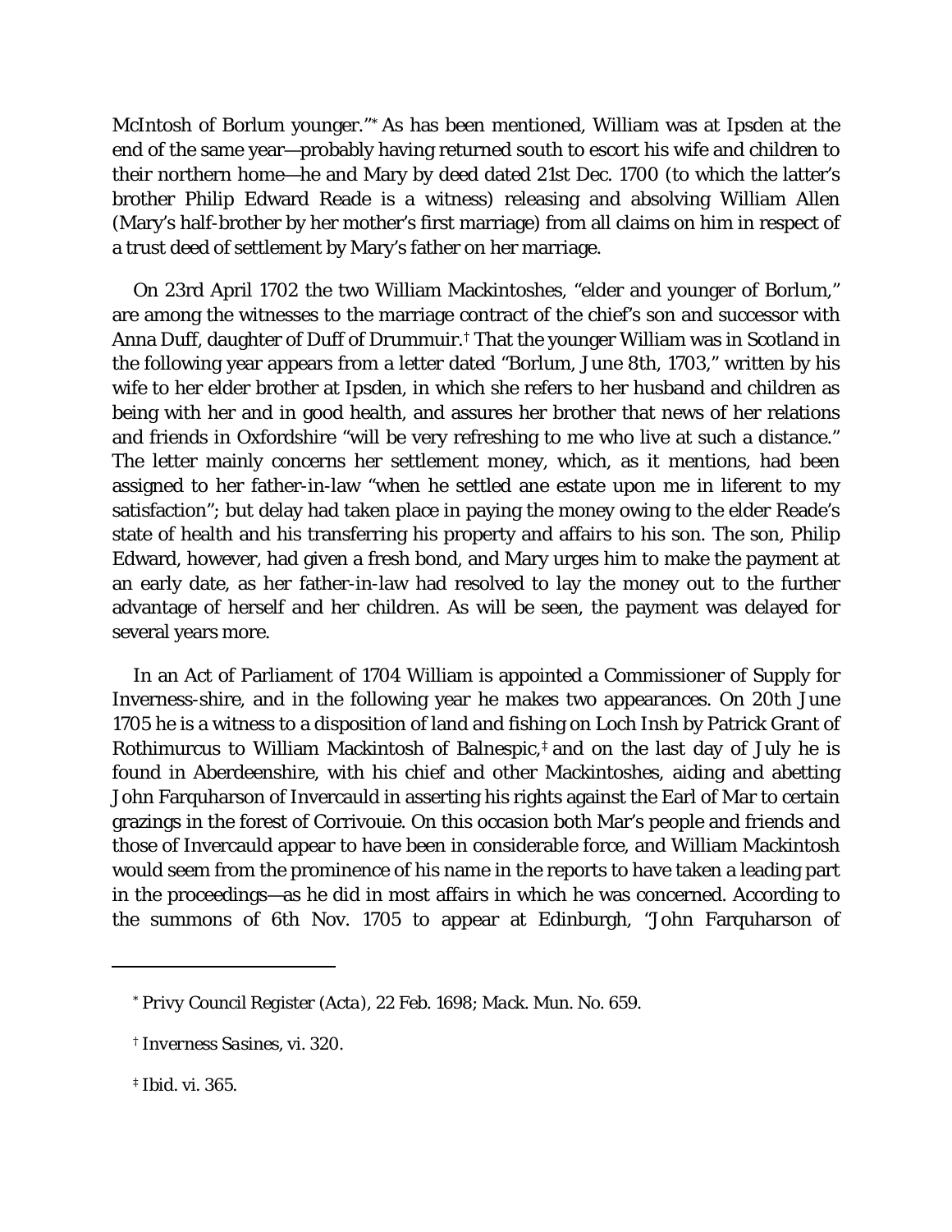McIntosh of Borlum younger."[*] As has been mentioned, William was at Ipsden at the end of the same year—probably having returned south to escort his wife and children to their northern home—he and Mary by deed dated 21st Dec. 1700 (to which the latter's brother Philip Edward Reade is a witness) releasing and absolving William Allen (Mary's half-brother by her mother's first marriage) from all claims on him in respect of a trust deed of settlement by Mary's father on her marriage.

On 23rd April 1702 the two William Mackintoshes, "elder and younger of Borlum," are among the witnesses to the marriage contract of the chief's son and successor with Anna Duff, daughter of Duff of Drummuir.[†] That the younger William was in Scotland in the following year appears from a letter dated "Borlum, June 8th, 1703," written by his wife to her elder brother at Ipsden, in which she refers to her husband and children as being with her and in good health, and assures her brother that news of her relations and friends in Oxfordshire "will be very refreshing to me who live at such a distance." The letter mainly concerns her settlement money, which, as it mentions, had been assigned to her father-in-law "when he settled ane estate upon me in liferent to my satisfaction"; but delay had taken place in paying the money owing to the elder Reade's state of health and his transferring his property and affairs to his son. The son, Philip Edward, however, had given a fresh bond, and Mary urges him to make the payment at an early date, as her father-in-law had resolved to lay the money out to the further advantage of herself and her children. As will be seen, the payment was delayed for several years more.

In an Act of Parliament of 1704 William is appointed a Commissioner of Supply for Inverness-shire, and in the following year he makes two appearances. On 20th June 1705 he is a witness to a disposition of land and fishing on Loch Insh by Patrick Grant of Rothimurcus to William Mackintosh of Balnespic,[‡] and on the last day of July he is found in Aberdeenshire, with his chief and other Mackintoshes, aiding and abetting John Farquharson of Invercauld in asserting his rights against the Earl of Mar to certain grazings in the forest of Corrivouie. On this occasion both Mar's people and friends and those of Invercauld appear to have been in considerable force, and William Mackintosh would seem from the prominence of his name in the reports to have taken a leading part in the proceedings—as he did in most affairs in which he was concerned. According to the summons of 6th Nov. 1705 to appear at Edinburgh, "John Farquharson of

---

[*] *Privy Council Register (Acta)*, 22 Feb. 1698; *Mack. Mun.* No. 659.

[†] *Inverness Sasines*, vi. 320.

[‡] Ibid. vi. 365.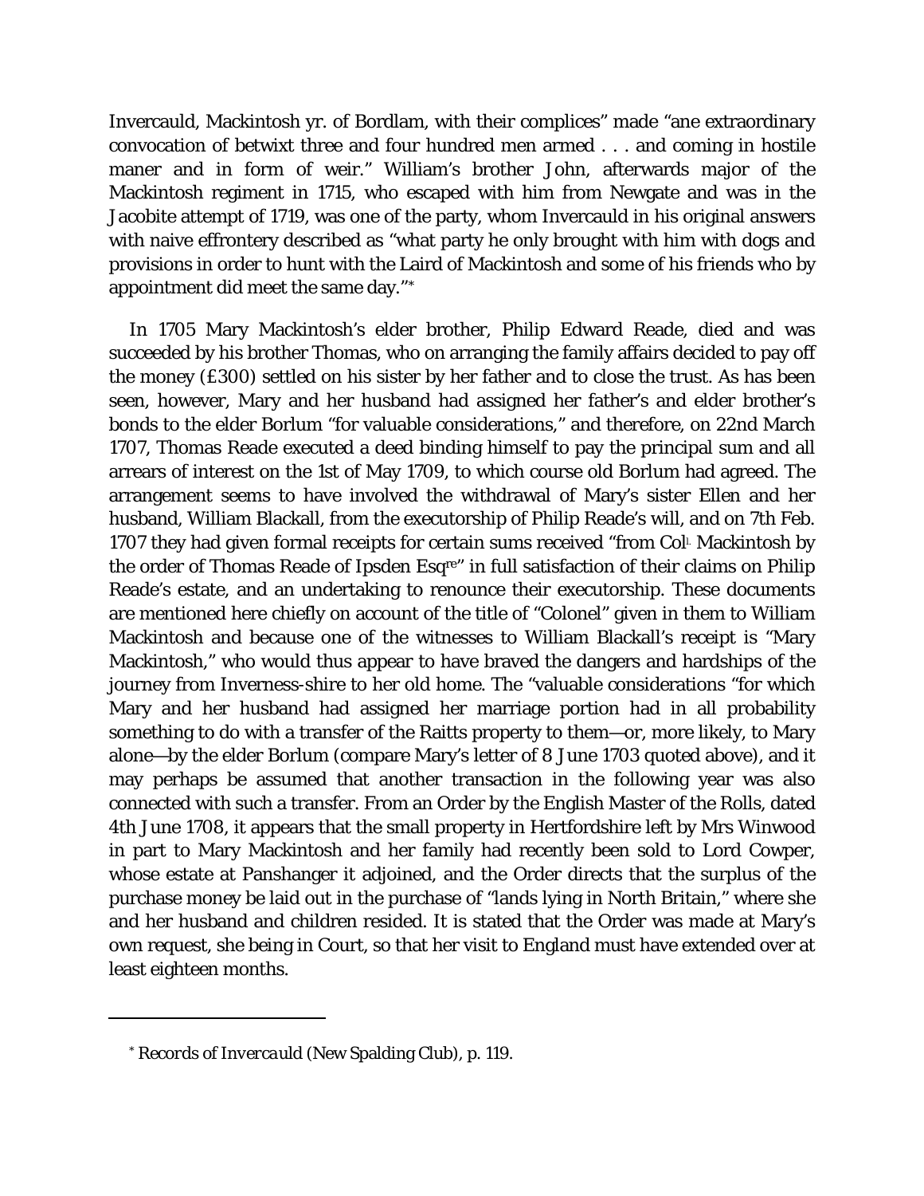Invercauld, Mackintosh yr. of Bordlam, with their complices" made "ane extraordinary convocation of betwixt three and four hundred men armed . . . and coming in hostile maner and in form of weir." William's brother John, afterwards major of the Mackintosh regiment in 1715, who escaped with him from Newgate and was in the Jacobite attempt of 1719, was one of the party, whom Invercauld in his original answers with naive effrontery described as "what party he only brought with him with dogs and provisions in order to hunt with the Laird of Mackintosh and some of his friends who by appointment did meet the same day."*

In 1705 Mary Mackintosh's elder brother, Philip Edward Reade, died and was succeeded by his brother Thomas, who on arranging the family affairs decided to pay off the money (£300) settled on his sister by her father and to close the trust. As has been seen, however, Mary and her husband had assigned her father's and elder brother's bonds to the elder Borlum "for valuable considerations," and therefore, on 22nd March 1707, Thomas Reade executed a deed binding himself to pay the principal sum and all arrears of interest on the 1st of May 1709, to which course old Borlum had agreed. The arrangement seems to have involved the withdrawal of Mary's sister Ellen and her husband, William Blackall, from the executorship of Philip Reade's will, and on 7th Feb. 1707 they had given formal receipts for certain sums received "from Col[l.] Mackintosh by the order of Thomas Reade of Ipsden Esq[re]" in full satisfaction of their claims on Philip Reade's estate, and an undertaking to renounce their executorship. These documents are mentioned here chiefly on account of the title of "Colonel" given in them to William Mackintosh and because one of the witnesses to William Blackall's receipt is "Mary Mackintosh," who would thus appear to have braved the dangers and hardships of the journey from Inverness-shire to her old home. The "valuable considerations "for which Mary and her husband had assigned her marriage portion had in all probability something to do with a transfer of the Raitts property to them—or, more likely, to Mary alone—by the elder Borlum (compare Mary's letter of 8 June 1703 quoted above), and it may perhaps be assumed that another transaction in the following year was also connected with such a transfer. From an Order by the English Master of the Rolls, dated 4th June 1708, it appears that the small property in Hertfordshire left by Mrs Winwood in part to Mary Mackintosh and her family had recently been sold to Lord Cowper, whose estate at Panshanger it adjoined, and the Order directs that the surplus of the purchase money be laid out in the purchase of "lands lying in North Britain," where she and her husband and children resided. It is stated that the Order was made at Mary's own request, she being in Court, so that her visit to England must have extended over at least eighteen months.

---

* *Records of Invercauld* (New Spalding Club), p. 119.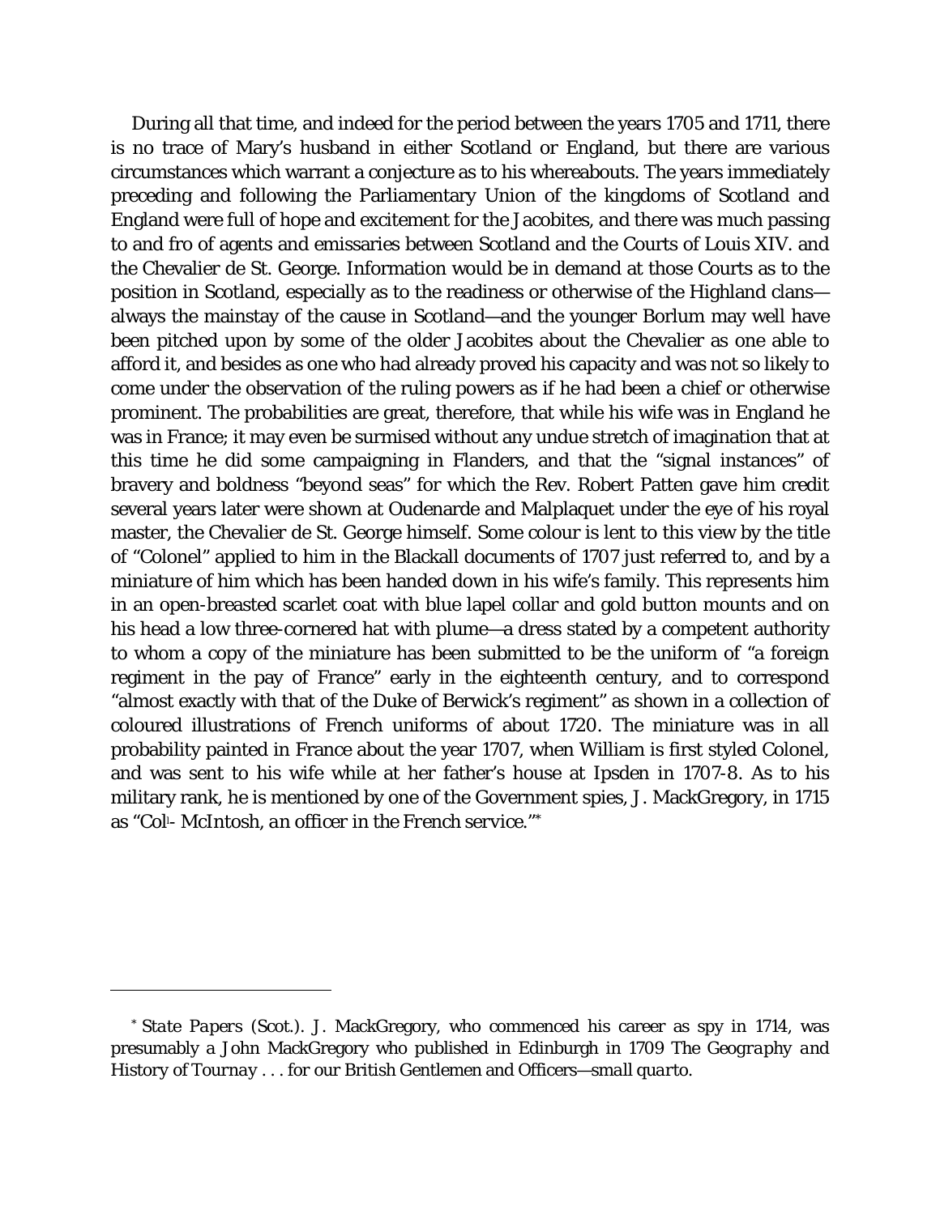During all that time, and indeed for the period between the years 1705 and 1711, there is no trace of Mary's husband in either Scotland or England, but there are various circumstances which warrant a conjecture as to his whereabouts. The years immediately preceding and following the Parliamentary Union of the kingdoms of Scotland and England were full of hope and excitement for the Jacobites, and there was much passing to and fro of agents and emissaries between Scotland and the Courts of Louis XIV. and the Chevalier de St. George. Information would be in demand at those Courts as to the position in Scotland, especially as to the readiness or otherwise of the Highland clans—always the mainstay of the cause in Scotland—and the younger Borlum may well have been pitched upon by some of the older Jacobites about the Chevalier as one able to afford it, and besides as one who had already proved his capacity and was not so likely to come under the observation of the ruling powers as if he had been a chief or otherwise prominent. The probabilities are great, therefore, that while his wife was in England he was in France; it may even be surmised without any undue stretch of imagination that at this time he did some campaigning in Flanders, and that the "signal instances" of bravery and boldness "beyond seas" for which the Rev. Robert Patten gave him credit several years later were shown at Oudenarde and Malplaquet under the eye of his royal master, the Chevalier de St. George himself. Some colour is lent to this view by the title of "Colonel" applied to him in the Blackall documents of 1707 just referred to, and by a miniature of him which has been handed down in his wife's family. This represents him in an open-breasted scarlet coat with blue lapel collar and gold button mounts and on his head a low three-cornered hat with plume—a dress stated by a competent authority to whom a copy of the miniature has been submitted to be the uniform of "a foreign regiment in the pay of France" early in the eighteenth century, and to correspond "almost exactly with that of the Duke of Berwick's regiment" as shown in a collection of coloured illustrations of French uniforms of about 1720. The miniature was in all probability painted in France about the year 1707, when William is first styled Colonel, and was sent to his wife while at her father's house at Ipsden in 1707-8. As to his military rank, he is mentioned by one of the Government spies, J. MackGregory, in 1715 as "Col[l]- McIntosh, *an officer in the French service*."[*]

---

[*] *State Papers* (Scot.). J. MackGregory, who commenced his career as spy in 1714, was presumably a John MackGregory who published in Edinburgh in 1709 *The Geography and History of Tournay . . . for our British Gentlemen and Officers*—*small quarto*.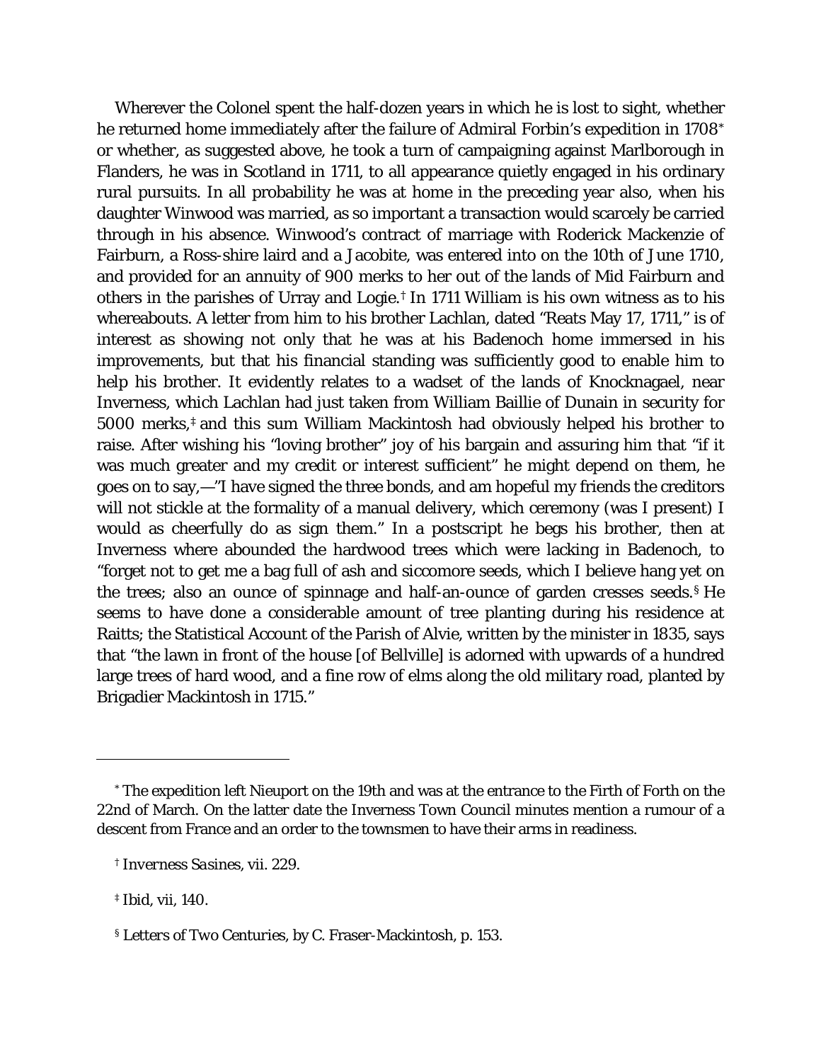Wherever the Colonel spent the half-dozen years in which he is lost to sight, whether he returned home immediately after the failure of Admiral Forbin's expedition in 1708[*] or whether, as suggested above, he took a turn of campaigning against Marlborough in Flanders, he was in Scotland in 1711, to all appearance quietly engaged in his ordinary rural pursuits. In all probability he was at home in the preceding year also, when his daughter Winwood was married, as so important a transaction would scarcely be carried through in his absence. Winwood's contract of marriage with Roderick Mackenzie of Fairburn, a Ross-shire laird and a Jacobite, was entered into on the 10th of June 1710, and provided for an annuity of 900 merks to her out of the lands of Mid Fairburn and others in the parishes of Urray and Logie.[†] In 1711 William is his own witness as to his whereabouts. A letter from him to his brother Lachlan, dated "Reats May 17, 1711," is of interest as showing not only that he was at his Badenoch home immersed in his improvements, but that his financial standing was sufficiently good to enable him to help his brother. It evidently relates to a wadset of the lands of Knocknagael, near Inverness, which Lachlan had just taken from William Baillie of Dunain in security for 5000 merks,[‡] and this sum William Mackintosh had obviously helped his brother to raise. After wishing his "loving brother" joy of his bargain and assuring him that "if it was much greater and my credit or interest sufficient" he might depend on them, he goes on to say,—"I have signed the three bonds, and am hopeful my friends the creditors will not stickle at the formality of a manual delivery, which ceremony (was I present) I would as cheerfully do as sign them." In a postscript he begs his brother, then at Inverness where abounded the hardwood trees which were lacking in Badenoch, to "forget not to get me a bag full of ash and siccomore seeds, which I believe hang yet on the trees; also an ounce of spinnage and half-an-ounce of garden cresses seeds.[§] He seems to have done a considerable amount of tree planting during his residence at Raitts; the Statistical Account of the Parish of Alvie, written by the minister in 1835, says that "the lawn in front of the house [of Bellville] is adorned with upwards of a hundred large trees of hard wood, and a fine row of elms along the old military road, planted by Brigadier Mackintosh in 1715."

---

[*] The expedition left Nieuport on the 19th and was at the entrance to the Firth of Forth on the 22nd of March. On the latter date the Inverness Town Council minutes mention a rumour of a descent from France and an order to the townsmen to have their arms in readiness.

[†] *Inverness Sasines*, vii. 229.

[‡] Ibid, vii, 140.

[§] *Letters of Two Centuries*, by C. Fraser-Mackintosh, p. 153.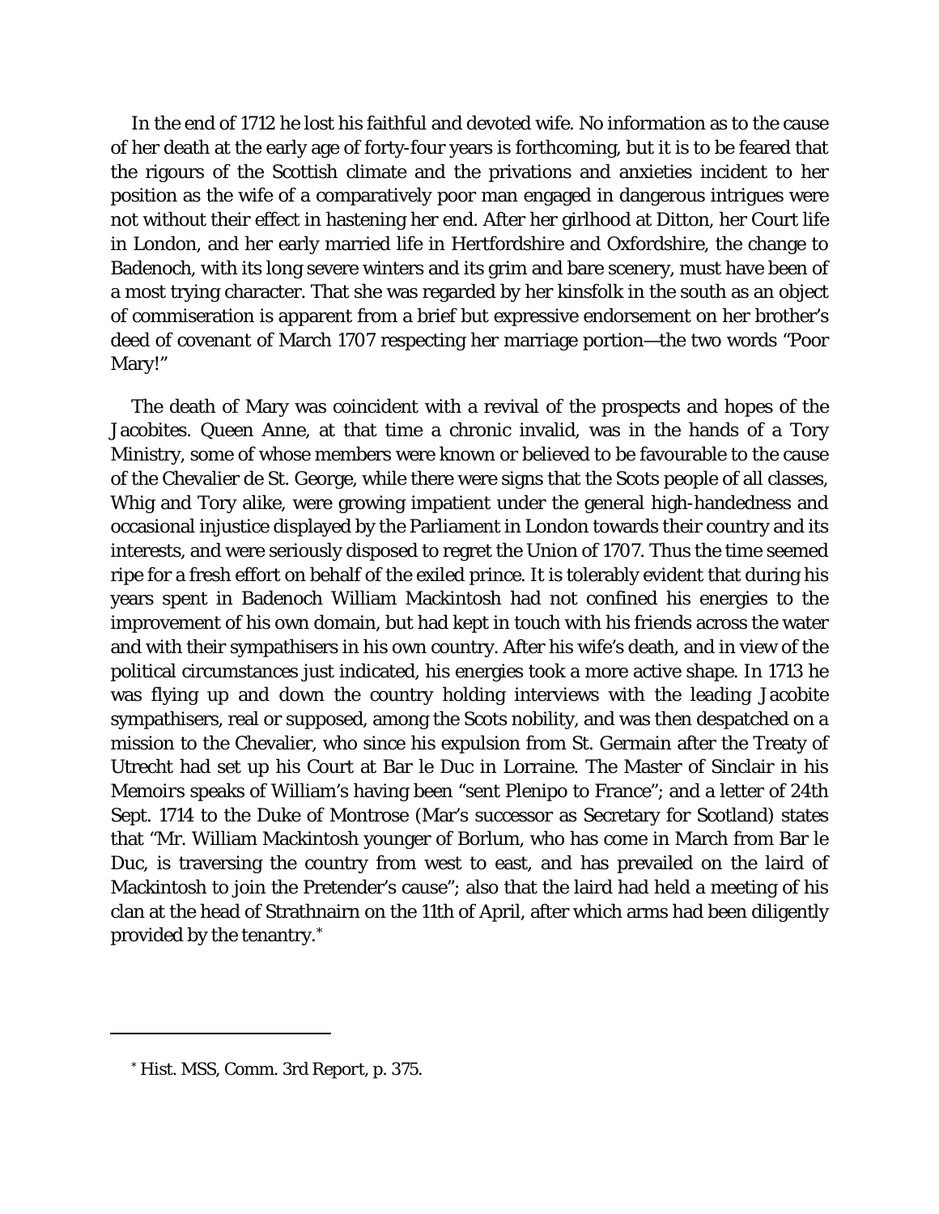In the end of 1712 he lost his faithful and devoted wife. No information as to the cause of her death at the early age of forty-four years is forthcoming, but it is to be feared that the rigours of the Scottish climate and the privations and anxieties incident to her position as the wife of a comparatively poor man engaged in dangerous intrigues were not without their effect in hastening her end. After her girlhood at Ditton, her Court life in London, and her early married life in Hertfordshire and Oxfordshire, the change to Badenoch, with its long severe winters and its grim and bare scenery, must have been of a most trying character. That she was regarded by her kinsfolk in the south as an object of commiseration is apparent from a brief but expressive endorsement on her brother's deed of covenant of March 1707 respecting her marriage portion—the two words "Poor Mary!"

The death of Mary was coincident with a revival of the prospects and hopes of the Jacobites. Queen Anne, at that time a chronic invalid, was in the hands of a Tory Ministry, some of whose members were known or believed to be favourable to the cause of the Chevalier de St. George, while there were signs that the Scots people of all classes, Whig and Tory alike, were growing impatient under the general high-handedness and occasional injustice displayed by the Parliament in London towards their country and its interests, and were seriously disposed to regret the Union of 1707. Thus the time seemed ripe for a fresh effort on behalf of the exiled prince. It is tolerably evident that during his years spent in Badenoch William Mackintosh had not confined his energies to the improvement of his own domain, but had kept in touch with his friends across the water and with their sympathisers in his own country. After his wife's death, and in view of the political circumstances just indicated, his energies took a more active shape. In 1713 he was flying up and down the country holding interviews with the leading Jacobite sympathisers, real or supposed, among the Scots nobility, and was then despatched on a mission to the Chevalier, who since his expulsion from St. Germain after the Treaty of Utrecht had set up his Court at Bar le Duc in Lorraine. The Master of Sinclair in his *Memoirs* speaks of William's having been "sent Plenipo to France"; and a letter of 24th Sept. 1714 to the Duke of Montrose (Mar's successor as Secretary for Scotland) states that "Mr. William Mackintosh younger of Borlum, who has come in March from Bar le Duc, is traversing the country from west to east, and has prevailed on the laird of Mackintosh to join the Pretender's cause"; also that the laird had held a meeting of his clan at the head of Strathnairn on the 11th of April, after which arms had been diligently provided by the tenantry.[*]

---

[*] Hist. MSS, Comm. 3rd Report, p. 375.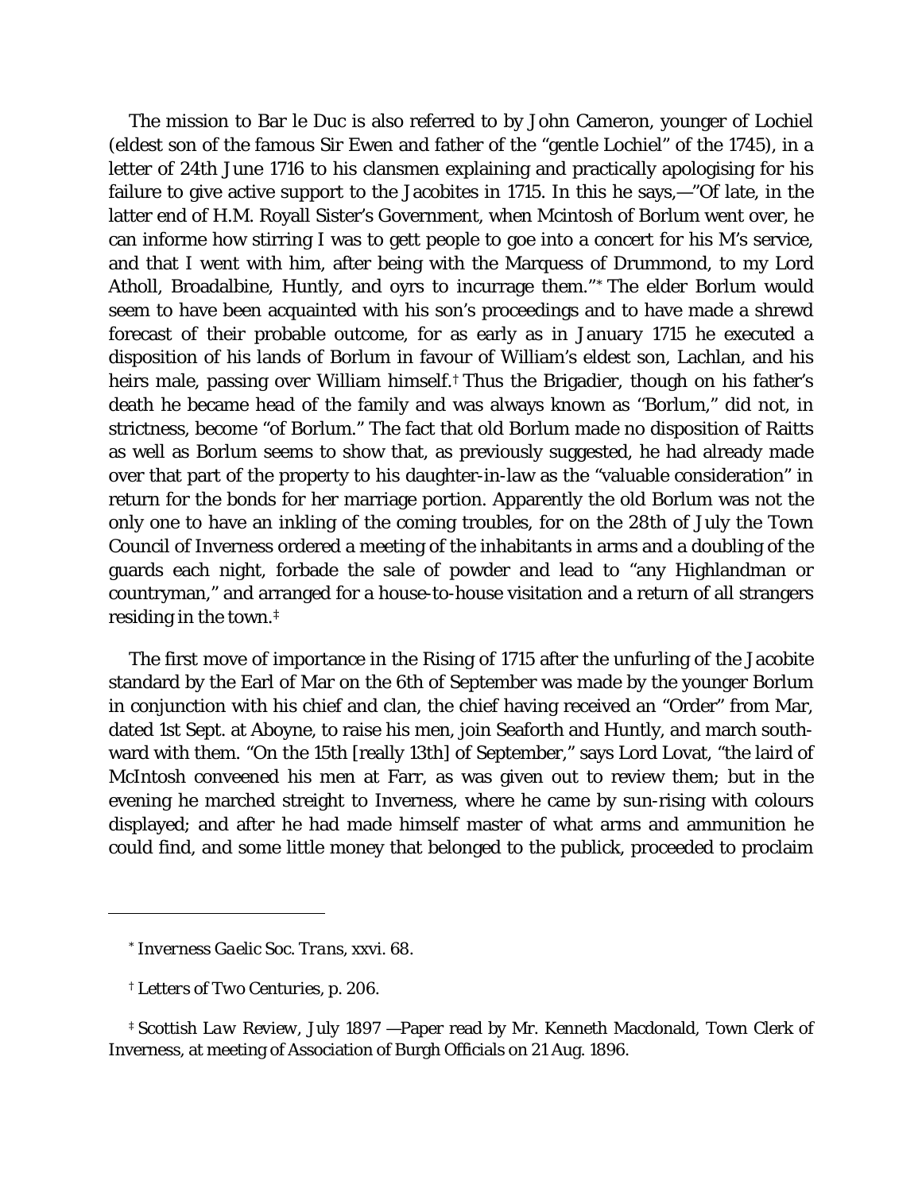The mission to Bar le Duc is also referred to by John Cameron, younger of Lochiel (eldest son of the famous Sir Ewen and father of the "gentle Lochiel" of the 1745), in a letter of 24th June 1716 to his clansmen explaining and practically apologising for his failure to give active support to the Jacobites in 1715. In this he says,—"Of late, in the latter end of H.M. Royall Sister's Government, when Mcintosh of Borlum went over, he can informe how stirring I was to gett people to goe into a concert for his M's service, and that I went with him, after being with the Marquess of Drummond, to my Lord Atholl, Broadalbine, Huntly, and oyrs to incurrage them."[*] The elder Borlum would seem to have been acquainted with his son's proceedings and to have made a shrewd forecast of their probable outcome, for as early as in January 1715 he executed a disposition of his lands of Borlum in favour of William's eldest son, Lachlan, and his heirs male, passing over William himself.[†] Thus the Brigadier, though on his father's death he became head of the family and was always known as "Borlum," did not, in strictness, become "of Borlum." The fact that old Borlum made no disposition of Raitts as well as Borlum seems to show that, as previously suggested, he had already made over that part of the property to his daughter-in-law as the "valuable consideration" in return for the bonds for her marriage portion. Apparently the old Borlum was not the only one to have an inkling of the coming troubles, for on the 28th of July the Town Council of Inverness ordered a meeting of the inhabitants in arms and a doubling of the guards each night, forbade the sale of powder and lead to "any Highlandman or countryman," and arranged for a house-to-house visitation and a return of all strangers residing in the town.[‡]

The first move of importance in the Rising of 1715 after the unfurling of the Jacobite standard by the Earl of Mar on the 6th of September was made by the younger Borlum in conjunction with his chief and clan, the chief having received an "Order" from Mar, dated 1st Sept. at Aboyne, to raise his men, join Seaforth and Huntly, and march southward with them. "On the 15th [really 13th] of September," says Lord Lovat, "the laird of McIntosh conveened his men at Farr, as was given out to review them; but in the evening he marched streight to Inverness, where he came by sun-rising with colours displayed; and after he had made himself master of what arms and ammunition he could find, and some little money that belonged to the publick, proceeded to proclaim

---

[*] *Inverness Gaelic Soc. Trans*, xxvi. 68.

[†] *Letters of Two Centuries*, p. 206.

[‡] *Scottish Law Review*, July 1897 —Paper read by Mr. Kenneth Macdonald, Town Clerk of Inverness, at meeting of Association of Burgh Officials on 21 Aug. 1896.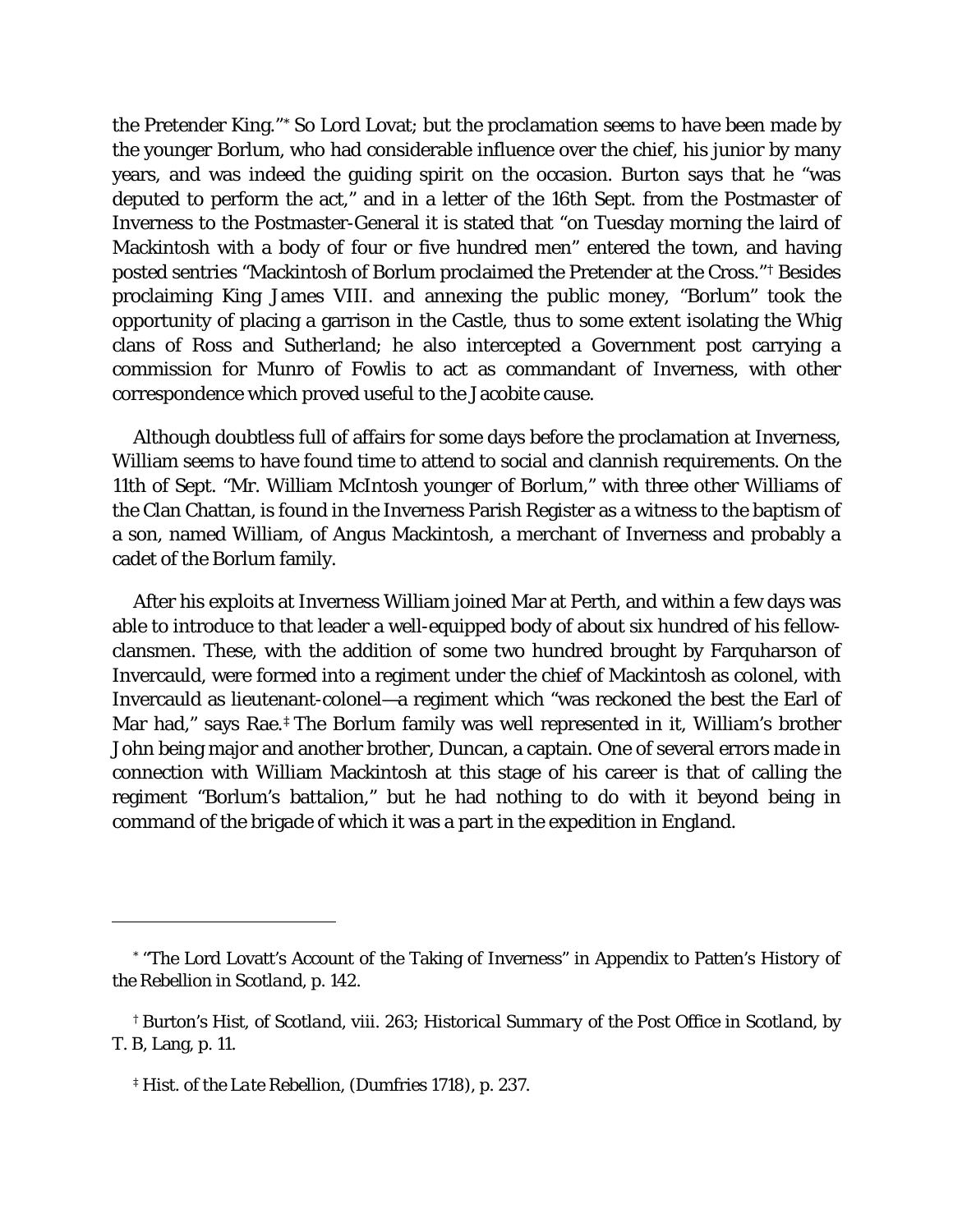the Pretender King."[*] So Lord Lovat; but the proclamation seems to have been made by the younger Borlum, who had considerable influence over the chief, his junior by many years, and was indeed the guiding spirit on the occasion. Burton says that he "was deputed to perform the act," and in a letter of the 16th Sept. from the Postmaster of Inverness to the Postmaster-General it is stated that "on Tuesday morning the laird of Mackintosh with a body of four or five hundred men" entered the town, and having posted sentries "Mackintosh of Borlum proclaimed the Pretender at the Cross."[†] Besides proclaiming King James VIII. and annexing the public money, "Borlum" took the opportunity of placing a garrison in the Castle, thus to some extent isolating the Whig clans of Ross and Sutherland; he also intercepted a Government post carrying a commission for Munro of Fowlis to act as commandant of Inverness, with other correspondence which proved useful to the Jacobite cause.

Although doubtless full of affairs for some days before the proclamation at Inverness, William seems to have found time to attend to social and clannish requirements. On the 11th of Sept. "Mr. William McIntosh younger of Borlum," with three other Williams of the Clan Chattan, is found in the Inverness Parish Register as a witness to the baptism of a son, named William, of Angus Mackintosh, a merchant of Inverness and probably a cadet of the Borlum family.

After his exploits at Inverness William joined Mar at Perth, and within a few days was able to introduce to that leader a well-equipped body of about six hundred of his fellow-clansmen. These, with the addition of some two hundred brought by Farquharson of Invercauld, were formed into a regiment under the chief of Mackintosh as colonel, with Invercauld as lieutenant-colonel—a regiment which "was reckoned the best the Earl of Mar had," says Rae.[‡] The Borlum family was well represented in it, William's brother John being major and another brother, Duncan, a captain. One of several errors made in connection with William Mackintosh at this stage of his career is that of calling the regiment "Borlum's battalion," but he had nothing to do with it beyond being in command of the brigade of which it was a part in the expedition in England.

---

[*] "The Lord Lovatt's Account of the Taking of Inverness" in Appendix to Patten's *History of the Rebellion in Scotland*, p. 142.

[†] Burton's *Hist, of Scotland*, viii. 263; *Historical Summary of the Post Office in Scotland*, by T. B, Lang, p. 11.

[‡] *Hist. of the Late Rebellion*, (Dumfries 1718), p. 237.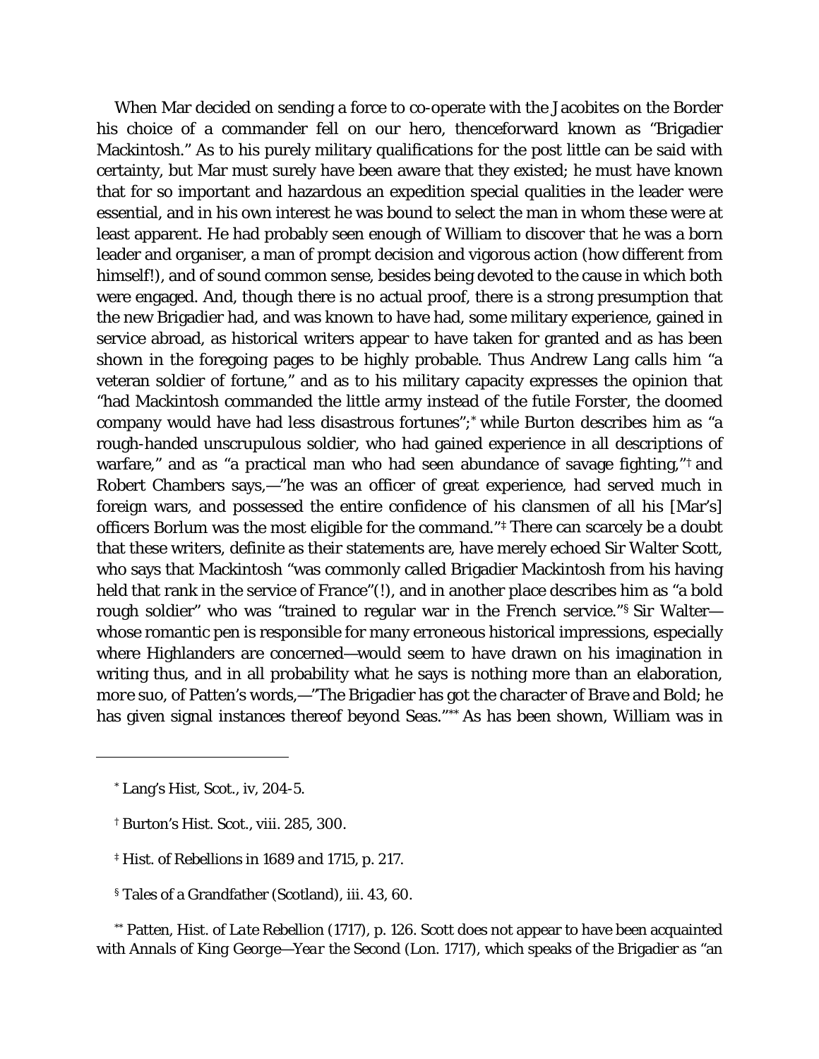When Mar decided on sending a force to co-operate with the Jacobites on the Border his choice of a commander fell on our hero, thenceforward known as "Brigadier Mackintosh." As to his purely military qualifications for the post little can be said with certainty, but Mar must surely have been aware that they existed; he must have known that for so important and hazardous an expedition special qualities in the leader were essential, and in his own interest he was bound to select the man in whom these were at least apparent. He had probably seen enough of William to discover that he was a born leader and organiser, a man of prompt decision and vigorous action (how different from himself!), and of sound common sense, besides being devoted to the cause in which both were engaged. And, though there is no actual proof, there is a strong presumption that the new Brigadier had, and was known to have had, some military experience, gained in service abroad, as historical writers appear to have taken for granted and as has been shown in the foregoing pages to be highly probable. Thus Andrew Lang calls him "a veteran soldier of fortune," and as to his military capacity expresses the opinion that "had Mackintosh commanded the little army instead of the futile Forster, the doomed company would have had less disastrous fortunes";[*] while Burton describes him as "a rough-handed unscrupulous soldier, who had gained experience in all descriptions of warfare," and as "a practical man who had seen abundance of savage fighting,"[†] and Robert Chambers says,—"he was an officer of great experience, had served much in foreign wars, and possessed the entire confidence of his clansmen of all his [Mar's] officers Borlum was the most eligible for the command."[‡] There can scarcely be a doubt that these writers, definite as their statements are, have merely echoed Sir Walter Scott, who says that Mackintosh "was commonly called Brigadier Mackintosh from his having held that rank in the service of France"(!), and in another place describes him as "a bold rough soldier" who was "trained to regular war in the French service."[§] Sir Walter—whose romantic pen is responsible for many erroneous historical impressions, especially where Highlanders are concerned—would seem to have drawn on his imagination in writing thus, and in all probability what he says is nothing more than an elaboration, *more suo*, of Patten's words,—"The Brigadier has got the character of Brave and Bold; he has given signal instances thereof beyond Seas."[**] As has been shown, William was in

---

[*] Lang's Hist, Scot., iv, 204-5.

[†] Burton's Hist. Scot., viii. 285, 300.

[‡] Hist. of Rebellions in 1689 and 1715, p. 217.

[§] Tales of a Grandfather (Scotland), iii. 43, 60.

[**] Patten, Hist. of *Late* Rebellion (1717), p. 126. Scott does not appear to have been acquainted with *Annals of King George—Year the Second* (Lon. 1717), which speaks of the Brigadier as "an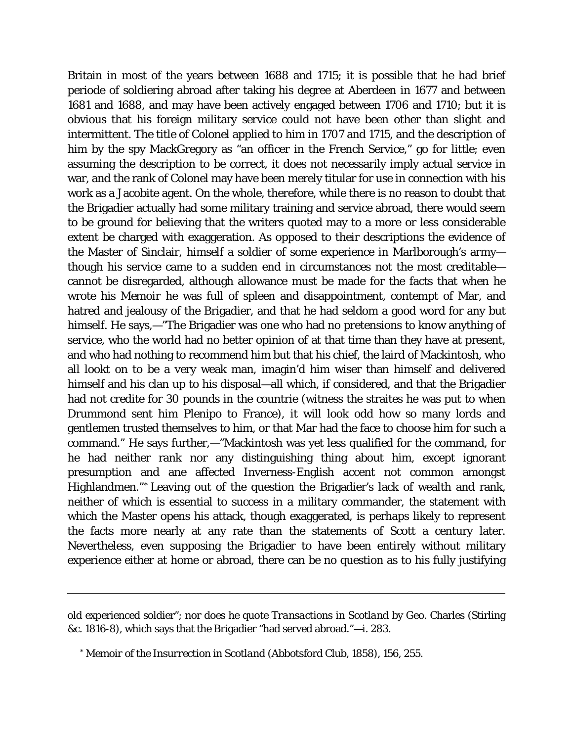Britain in most of the years between 1688 and 1715; it is possible that he had brief periode of soldiering abroad after taking his degree at Aberdeen in 1677 and between 1681 and 1688, and may have been actively engaged between 1706 and 1710; but it is obvious that his foreign military service could not have been other than slight and intermittent. The title of Colonel applied to him in 1707 and 1715, and the description of him by the spy MackGregory as "an officer in the French Service," go for little; even assuming the description to be correct, it does not necessarily imply actual service in war, and the rank of Colonel may have been merely titular for use in connection with his work as a Jacobite agent. On the whole, therefore, while there is no reason to doubt that the Brigadier actually had some military training and service abroad, there would seem to be ground for believing that the writers quoted may to a more or less considerable extent be charged with exaggeration. As opposed to their descriptions the evidence of the Master of Sinclair, himself a soldier of some experience in Marlborough's army—though his service came to a sudden end in circumstances not the most creditable—cannot be disregarded, although allowance must be made for the facts that when he wrote his Memoir he was full of spleen and disappointment, contempt of Mar, and hatred and jealousy of the Brigadier, and that he had seldom a good word for any but himself. He says,—"The Brigadier was one who had no pretensions to know anything of service, who the world had no better opinion of at that time than they have at present, and who had nothing to recommend him but that his chief, the laird of Mackintosh, who all lookt on to be a very weak man, imagin'd him wiser than himself and delivered himself and his clan up to his disposal—all which, if considered, and that the Brigadier had not credite for 30 pounds in the countrie (witness the straites he was put to when Drummond sent him Plenipo to France), it will look odd how so many lords and gentlemen trusted themselves to him, or that Mar had the face to choose him for such a command." He says further,—"Mackintosh was yet less qualified for the command, for he had neither rank nor any distinguishing thing about him, except ignorant presumption and ane affected Inverness-English accent not common amongst Highlandmen."* Leaving out of the question the Brigadier's lack of wealth and rank, neither of which is essential to success in a military commander, the statement with which the Master opens his attack, though exaggerated, is perhaps likely to represent the facts more nearly at any rate than the statements of Scott a century later. Nevertheless, even supposing the Brigadier to have been entirely without military experience either at home or abroad, there can be no question as to his fully justifying

---

old experienced soldier"; nor does he quote *Transactions in Scotland* by Geo. Charles (Stirling &c. 1816-8), which says that the Brigadier "had served abroad."—i. 283.

* *Memoir of the Insurrection in Scotland* (Abbotsford Club, 1858), 156, 255.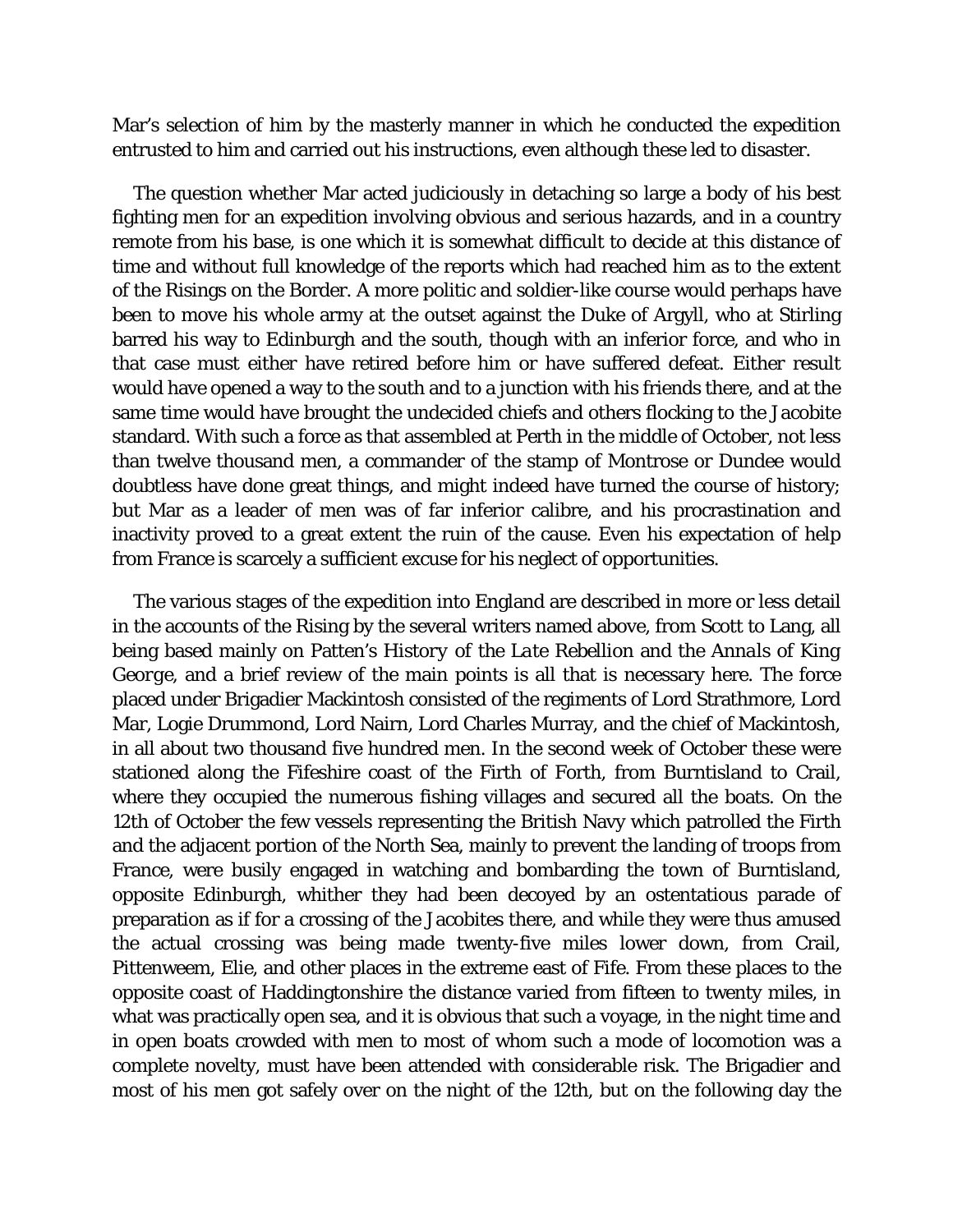Mar's selection of him by the masterly manner in which he conducted the expedition entrusted to him and carried out his instructions, even although these led to disaster.

The question whether Mar acted judiciously in detaching so large a body of his best fighting men for an expedition involving obvious and serious hazards, and in a country remote from his base, is one which it is somewhat difficult to decide at this distance of time and without full knowledge of the reports which had reached him as to the extent of the Risings on the Border. A more politic and soldier-like course would perhaps have been to move his whole army at the outset against the Duke of Argyll, who at Stirling barred his way to Edinburgh and the south, though with an inferior force, and who in that case must either have retired before him or have suffered defeat. Either result would have opened a way to the south and to a junction with his friends there, and at the same time would have brought the undecided chiefs and others flocking to the Jacobite standard. With such a force as that assembled at Perth in the middle of October, not less than twelve thousand men, a commander of the stamp of Montrose or Dundee would doubtless have done great things, and might indeed have turned the course of history; but Mar as a leader of men was of far inferior calibre, and his procrastination and inactivity proved to a great extent the ruin of the cause. Even his expectation of help from France is scarcely a sufficient excuse for his neglect of opportunities.

The various stages of the expedition into England are described in more or less detail in the accounts of the Rising by the several writers named above, from Scott to Lang, all being based mainly on Patten's *History of the Late Rebellion* and the *Annals of King George*, and a brief review of the main points is all that is necessary here. The force placed under Brigadier Mackintosh consisted of the regiments of Lord Strathmore, Lord Mar, Logie Drummond, Lord Nairn, Lord Charles Murray, and the chief of Mackintosh, in all about two thousand five hundred men. In the second week of October these were stationed along the Fifeshire coast of the Firth of Forth, from Burntisland to Crail, where they occupied the numerous fishing villages and secured all the boats. On the 12th of October the few vessels representing the British Navy which patrolled the Firth and the adjacent portion of the North Sea, mainly to prevent the landing of troops from France, were busily engaged in watching and bombarding the town of Burntisland, opposite Edinburgh, whither they had been decoyed by an ostentatious parade of preparation as if for a crossing of the Jacobites there, and while they were thus amused the actual crossing was being made twenty-five miles lower down, from Crail, Pittenweem, Elie, and other places in the extreme east of Fife. From these places to the opposite coast of Haddingtonshire the distance varied from fifteen to twenty miles, in what was practically open sea, and it is obvious that such a voyage, in the night time and in open boats crowded with men to most of whom such a mode of locomotion was a complete novelty, must have been attended with considerable risk. The Brigadier and most of his men got safely over on the night of the 12th, but on the following day the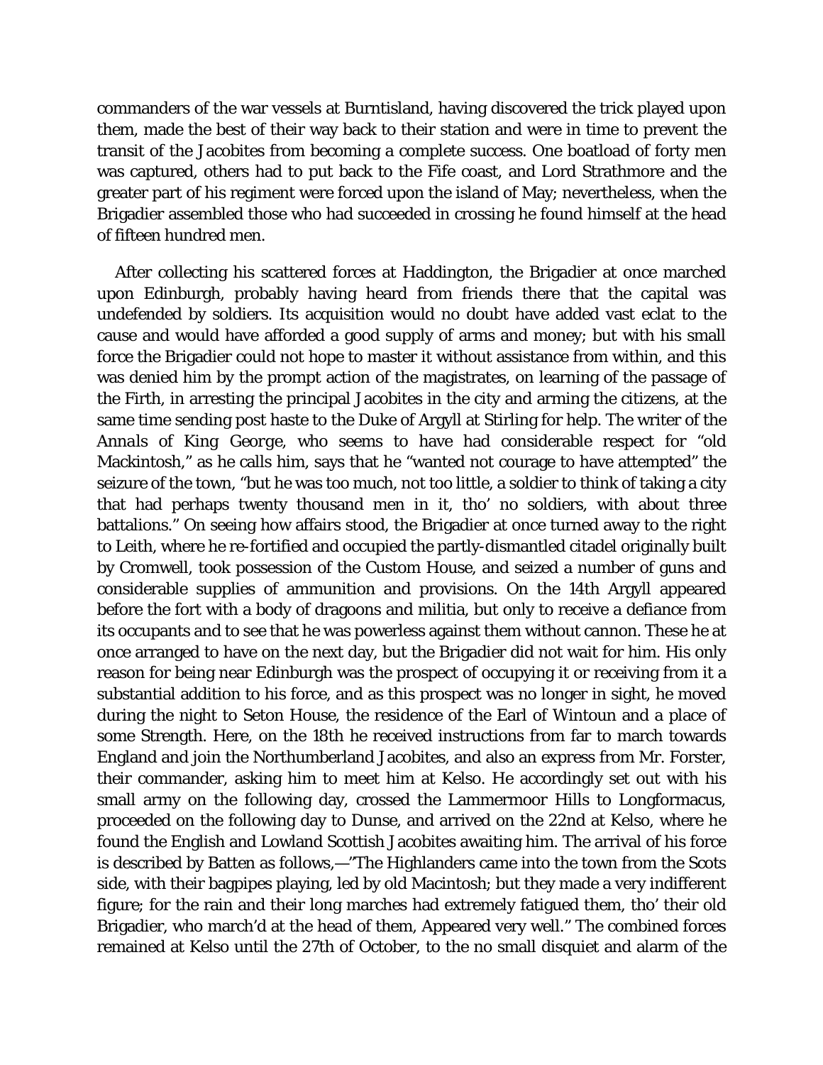commanders of the war vessels at Burntisland, having discovered the trick played upon them, made the best of their way back to their station and were in time to prevent the transit of the Jacobites from becoming a complete success. One boatload of forty men was captured, others had to put back to the Fife coast, and Lord Strathmore and the greater part of his regiment were forced upon the island of May; nevertheless, when the Brigadier assembled those who had succeeded in crossing he found himself at the head of fifteen hundred men.

After collecting his scattered forces at Haddington, the Brigadier at once marched upon Edinburgh, probably having heard from friends there that the capital was undefended by soldiers. Its acquisition would no doubt have added vast eclat to the cause and would have afforded a good supply of arms and money; but with his small force the Brigadier could not hope to master it without assistance from within, and this was denied him by the prompt action of the magistrates, on learning of the passage of the Firth, in arresting the principal Jacobites in the city and arming the citizens, at the same time sending post haste to the Duke of Argyll at Stirling for help. The writer of the *Annals of King George*, who seems to have had considerable respect for "old Mackintosh," as he calls him, says that he "wanted not courage to have attempted" the seizure of the town, "but he was too much, not too little, a soldier to think of taking a city that had perhaps twenty thousand men in it, tho' no soldiers, with about three battalions." On seeing how affairs stood, the Brigadier at once turned away to the right to Leith, where he re-fortified and occupied the partly-dismantled citadel originally built by Cromwell, took possession of the Custom House, and seized a number of guns and considerable supplies of ammunition and provisions. On the 14th Argyll appeared before the fort with a body of dragoons and militia, but only to receive a defiance from its occupants and to see that he was powerless against them without cannon. These he at once arranged to have on the next day, but the Brigadier did not wait for him. His only reason for being near Edinburgh was the prospect of occupying it or receiving from it a substantial addition to his force, and as this prospect was no longer in sight, he moved during the night to Seton House, the residence of the Earl of Wintoun and a place of some Strength. Here, on the 18th he received instructions from far to march towards England and join the Northumberland Jacobites, and also an express from Mr. Forster, their commander, asking him to meet him at Kelso. He accordingly set out with his small army on the following day, crossed the Lammermoor Hills to Longformacus, proceeded on the following day to Dunse, and arrived on the 22nd at Kelso, where he found the English and Lowland Scottish Jacobites awaiting him. The arrival of his force is described by Batten as follows,—"The Highlanders came into the town from the Scots side, with their bagpipes playing, led by old Macintosh; but they made a very indifferent figure; for the rain and their long marches had extremely fatigued them, tho' their old Brigadier, who march'd at the head of them, Appeared very well." The combined forces remained at Kelso until the 27th of October, to the no small disquiet and alarm of the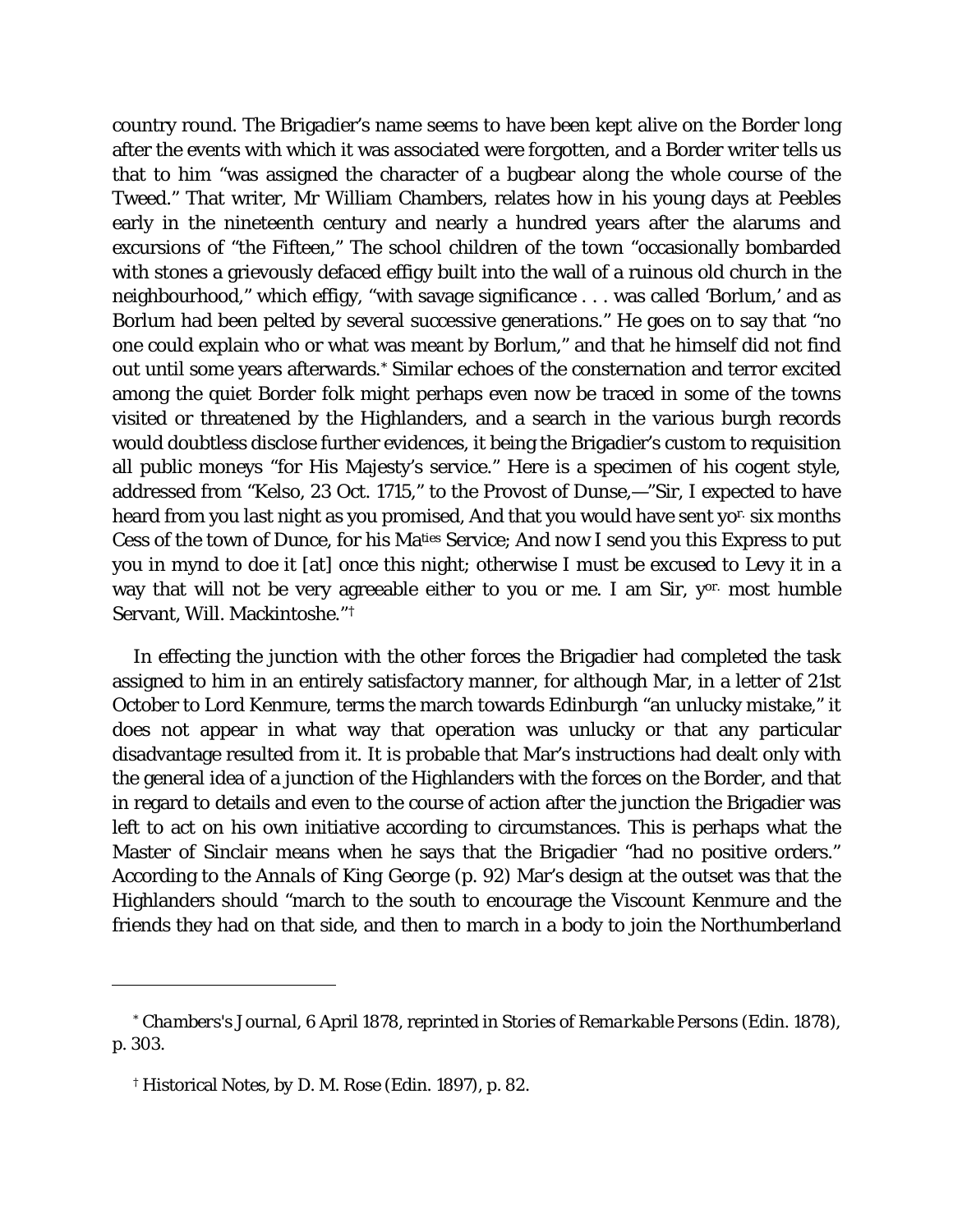country round. The Brigadier's name seems to have been kept alive on the Border long after the events with which it was associated were forgotten, and a Border writer tells us that to him "was assigned the character of a bugbear along the whole course of the Tweed." That writer, Mr William Chambers, relates how in his young days at Peebles early in the nineteenth century and nearly a hundred years after the alarums and excursions of "the Fifteen," The school children of the town "occasionally bombarded with stones a grievously defaced effigy built into the wall of a ruinous old church in the neighbourhood," which effigy, "with savage significance . . . was called 'Borlum,' and as Borlum had been pelted by several successive generations." He goes on to say that "no one could explain who or what was meant by Borlum," and that he himself did not find out until some years afterwards.[*] Similar echoes of the consternation and terror excited among the quiet Border folk might perhaps even now be traced in some of the towns visited or threatened by the Highlanders, and a search in the various burgh records would doubtless disclose further evidences, it being the Brigadier's custom to requisition all public moneys "for His Majesty's service." Here is a specimen of his cogent style, addressed from "Kelso, 23 Oct. 1715," to the Provost of Dunse,—"Sir, I expected to have heard from you last night as you promised, And that you would have sent yor. six months Cess of the town of Dunce, for his Maties Service; And now I send you this Express to put you in mynd to doe it [at] once this night; otherwise I must be excused to Levy it in a way that will not be very agreeable either to you or me. I am Sir, yor. most humble Servant, Will. Mackintoshe."[†]

In effecting the junction with the other forces the Brigadier had completed the task assigned to him in an entirely satisfactory manner, for although Mar, in a letter of 21st October to Lord Kenmure, terms the march towards Edinburgh "an unlucky mistake," it does not appear in what way that operation was unlucky or that any particular disadvantage resulted from it. It is probable that Mar's instructions had dealt only with the general idea of a junction of the Highlanders with the forces on the Border, and that in regard to details and even to the course of action after the junction the Brigadier was left to act on his own initiative according to circumstances. This is perhaps what the Master of Sinclair means when he says that the Brigadier "had no positive orders." According to the *Annals of King George* (p. 92) Mar's design at the outset was that the Highlanders should "march to the south to encourage the Viscount Kenmure and the friends they had on that side, and then to march in a body to join the Northumberland

---

[*] *Chambers's Journal*, 6 April 1878, reprinted in *Stories of Remarkable Persons* (Edin. 1878), p. 303.

[†] Historical Notes, by D. M. Rose (Edin. 1897), p. 82.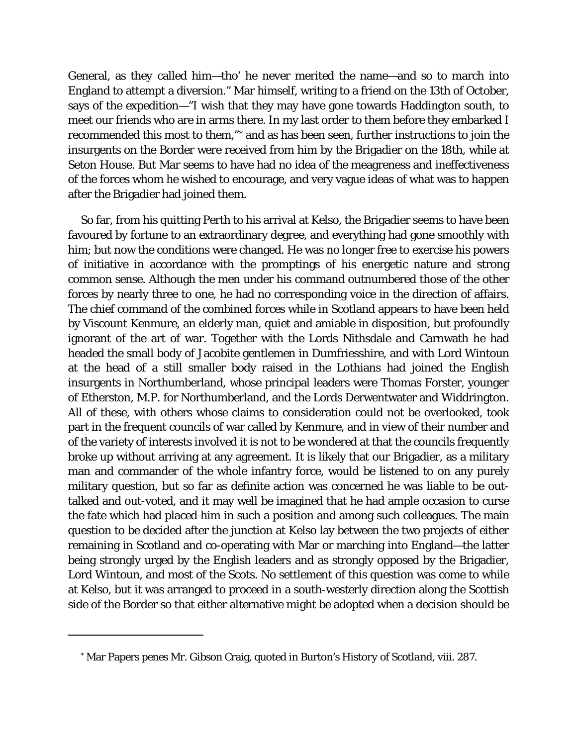General, as they called him—tho' he never merited the name—and so to march into England to attempt a diversion." Mar himself, writing to a friend on the 13th of October, says of the expedition—"I wish that they may have gone towards Haddington south, to meet our friends who are in arms there. In my last order to them before they embarked I recommended this most to them,"[*] and as has been seen, further instructions to join the insurgents on the Border were received from him by the Brigadier on the 18th, while at Seton House. But Mar seems to have had no idea of the meagreness and ineffectiveness of the forces whom he wished to encourage, and very vague ideas of what was to happen after the Brigadier had joined them.

So far, from his quitting Perth to his arrival at Kelso, the Brigadier seems to have been favoured by fortune to an extraordinary degree, and everything had gone smoothly with him; but now the conditions were changed. He was no longer free to exercise his powers of initiative in accordance with the promptings of his energetic nature and strong common sense. Although the men under his command outnumbered those of the other forces by nearly three to one, he had no corresponding voice in the direction of affairs. The chief command of the combined forces while in Scotland appears to have been held by Viscount Kenmure, an elderly man, quiet and amiable in disposition, but profoundly ignorant of the art of war. Together with the Lords Nithsdale and Carnwath he had headed the small body of Jacobite gentlemen in Dumfriesshire, and with Lord Wintoun at the head of a still smaller body raised in the Lothians had joined the English insurgents in Northumberland, whose principal leaders were Thomas Forster, younger of Etherston, M.P. for Northumberland, and the Lords Derwentwater and Widdrington. All of these, with others whose claims to consideration could not be overlooked, took part in the frequent councils of war called by Kenmure, and in view of their number and of the variety of interests involved it is not to be wondered at that the councils frequently broke up without arriving at any agreement. It is likely that our Brigadier, as a military man and commander of the whole infantry force, would be listened to on any purely military question, but so far as definite action was concerned he was liable to be out-talked and out-voted, and it may well be imagined that he had ample occasion to curse the fate which had placed him in such a position and among such colleagues. The main question to be decided after the junction at Kelso lay between the two projects of either remaining in Scotland and co-operating with Mar or marching into England—the latter being strongly urged by the English leaders and as strongly opposed by the Brigadier, Lord Wintoun, and most of the Scots. No settlement of this question was come to while at Kelso, but it was arranged to proceed in a south-westerly direction along the Scottish side of the Border so that either alternative might be adopted when a decision should be

---

[*] Mar Papers penes Mr. Gibson Craig, quoted in Burton's *History of Scotland*, viii. 287.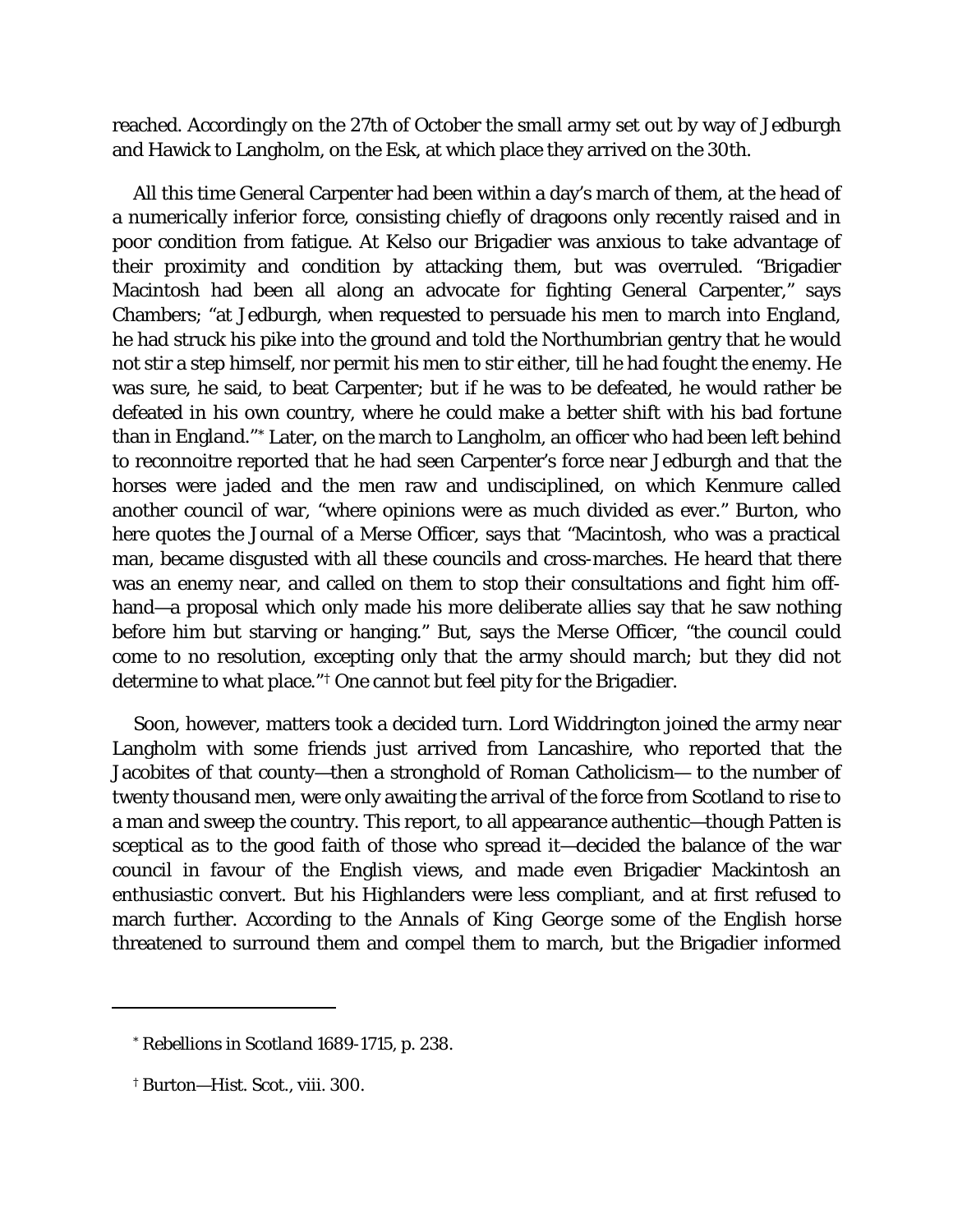reached. Accordingly on the 27th of October the small army set out by way of Jedburgh and Hawick to Langholm, on the Esk, at which place they arrived on the 30th.

All this time General Carpenter had been within a day's march of them, at the head of a numerically inferior force, consisting chiefly of dragoons only recently raised and in poor condition from fatigue. At Kelso our Brigadier was anxious to take advantage of their proximity and condition by attacking them, but was overruled. "Brigadier Macintosh had been all along an advocate for fighting General Carpenter," says Chambers; "at Jedburgh, when requested to persuade his men to march into England, he had struck his pike into the ground and told the Northumbrian gentry that he would not stir a step himself, nor permit his men to stir either, till he had fought the enemy. He was sure, he said, to beat Carpenter; but if he was to be defeated, he would rather be defeated in his own country, where he could make a better shift with his bad fortune than in England."[*] Later, on the march to Langholm, an officer who had been left behind to reconnoitre reported that he had seen Carpenter's force near Jedburgh and that the horses were jaded and the men raw and undisciplined, on which Kenmure called another council of war, "where opinions were as much divided as ever." Burton, who here quotes the Journal of a Merse Officer, says that "Macintosh, who was a practical man, became disgusted with all these councils and cross-marches. He heard that there was an enemy near, and called on them to stop their consultations and fight him off-hand—a proposal which only made his more deliberate allies say that he saw nothing before him but starving or hanging." But, says the Merse Officer, "the council could come to no resolution, excepting only that the army should march; but they did not determine to what place."[†] One cannot but feel pity for the Brigadier.

Soon, however, matters took a decided turn. Lord Widdrington joined the army near Langholm with some friends just arrived from Lancashire, who reported that the Jacobites of that county—then a stronghold of Roman Catholicism— to the number of twenty thousand men, were only awaiting the arrival of the force from Scotland to rise to a man and sweep the country. This report, to all appearance authentic—though Patten is sceptical as to the good faith of those who spread it—decided the balance of the war council in favour of the English views, and made even Brigadier Mackintosh an enthusiastic convert. But his Highlanders were less compliant, and at first refused to march further. According to the *Annals of King George* some of the English horse threatened to surround them and compel them to march, but the Brigadier informed

---

[*] *Rebellions in Scotland 1689-1715*, p. 238.

[†] Burton—Hist. Scot., viii. 300.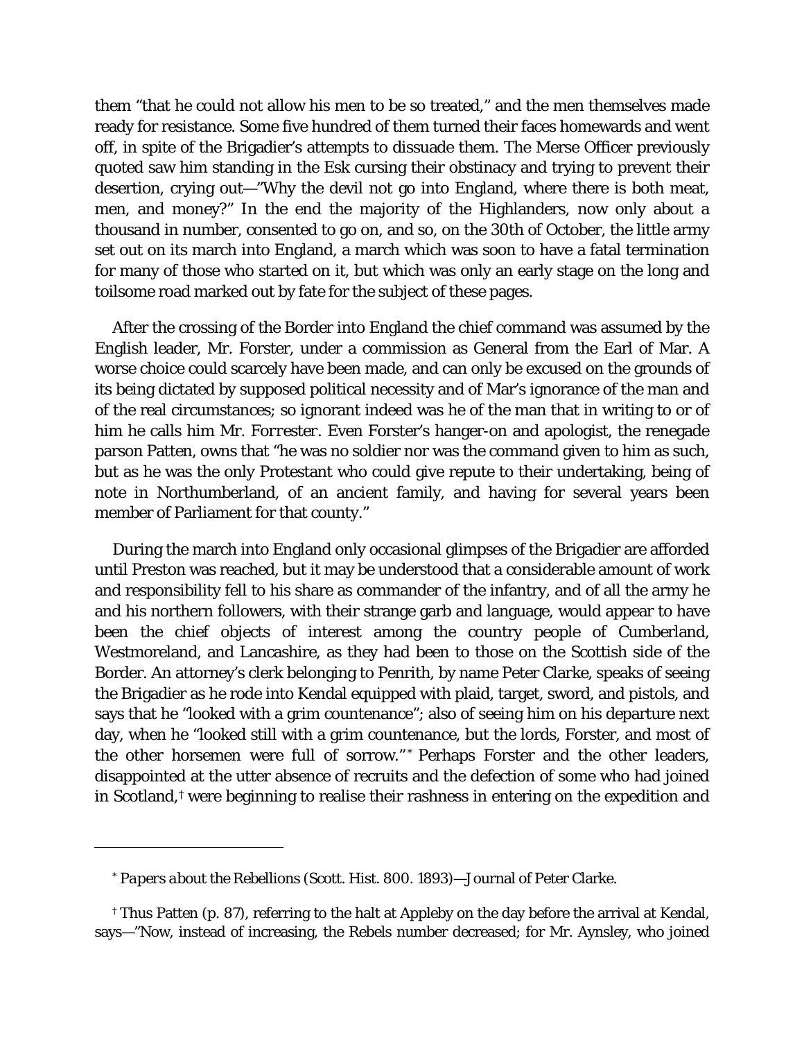them "that he could not allow his men to be so treated," and the men themselves made ready for resistance. Some five hundred of them turned their faces homewards and went off, in spite of the Brigadier's attempts to dissuade them. The Merse Officer previously quoted saw him standing in the Esk cursing their obstinacy and trying to prevent their desertion, crying out—"Why the devil not go into England, where there is both meat, men, and money?" In the end the majority of the Highlanders, now only about a thousand in number, consented to go on, and so, on the 30th of October, the little army set out on its march into England, a march which was soon to have a fatal termination for many of those who started on it, but which was only an early stage on the long and toilsome road marked out by fate for the subject of these pages.

After the crossing of the Border into England the chief command was assumed by the English leader, Mr. Forster, under a commission as General from the Earl of Mar. A worse choice could scarcely have been made, and can only be excused on the grounds of its being dictated by supposed political necessity and of Mar's ignorance of the man and of the real circumstances; so ignorant indeed was he of the man that in writing to or of him he calls him Mr. *Forrester*. Even Forster's hanger-on and apologist, the renegade parson Patten, owns that "he was no soldier nor was the command given to him as such, but as he was the only Protestant who could give repute to their undertaking, being of note in Northumberland, of an ancient family, and having for several years been member of Parliament for that county."

During the march into England only occasional glimpses of the Brigadier are afforded until Preston was reached, but it may be understood that a considerable amount of work and responsibility fell to his share as commander of the infantry, and of all the army he and his northern followers, with their strange garb and language, would appear to have been the chief objects of interest among the country people of Cumberland, Westmoreland, and Lancashire, as they had been to those on the Scottish side of the Border. An attorney's clerk belonging to Penrith, by name Peter Clarke, speaks of seeing the Brigadier as he rode into Kendal equipped with plaid, target, sword, and pistols, and says that he "looked with a grim countenance"; also of seeing him on his departure next day, when he "looked still with a grim countenance, but the lords, Forster, and most of the other horsemen were full of sorrow."[*] Perhaps Forster and the other leaders, disappointed at the utter absence of recruits and the defection of some who had joined in Scotland,[†] were beginning to realise their rashness in entering on the expedition and

---

[*] *Papers about the Rebellions* (Scott. Hist. 800. 1893)—Journal of Peter Clarke.

[†] Thus Patten (p. 87), referring to the halt at Appleby on the day before the arrival at Kendal, says—"Now, instead of increasing, the Rebels number decreased; for Mr. Aynsley, who joined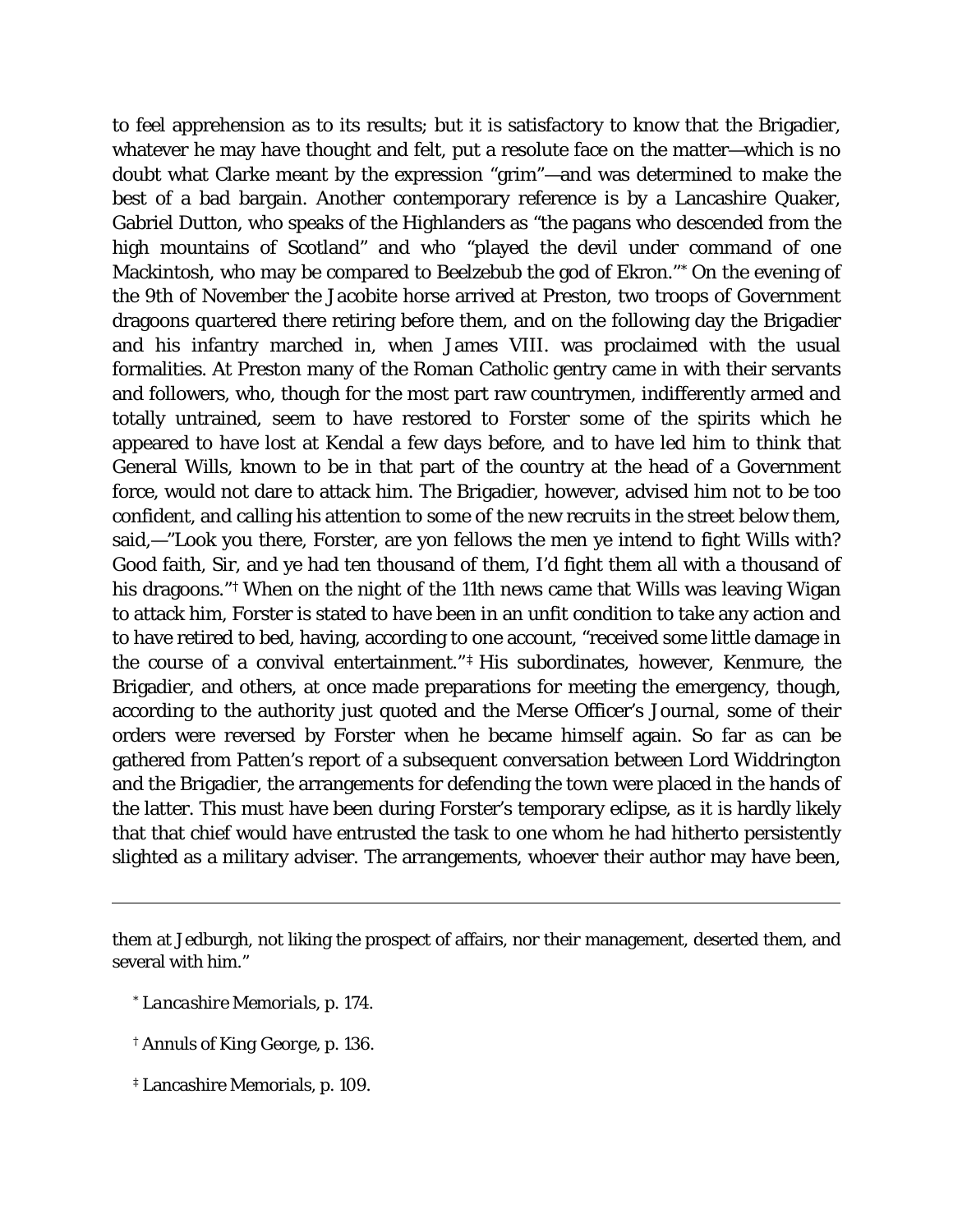to feel apprehension as to its results; but it is satisfactory to know that the Brigadier, whatever he may have thought and felt, put a resolute face on the matter—which is no doubt what Clarke meant by the expression "grim"—and was determined to make the best of a bad bargain. Another contemporary reference is by a Lancashire Quaker, Gabriel Dutton, who speaks of the Highlanders as "the pagans who descended from the high mountains of Scotland" and who "played the devil under command of one Mackintosh, who may be compared to Beelzebub the god of Ekron."[*] On the evening of the 9th of November the Jacobite horse arrived at Preston, two troops of Government dragoons quartered there retiring before them, and on the following day the Brigadier and his infantry marched in, when James VIII. was proclaimed with the usual formalities. At Preston many of the Roman Catholic gentry came in with their servants and followers, who, though for the most part raw countrymen, indifferently armed and totally untrained, seem to have restored to Forster some of the spirits which he appeared to have lost at Kendal a few days before, and to have led him to think that General Wills, known to be in that part of the country at the head of a Government force, would not dare to attack him. The Brigadier, however, advised him not to be too confident, and calling his attention to some of the new recruits in the street below them, said,—"Look you there, Forster, are yon fellows the men ye intend to fight Wills with? Good faith, Sir, and ye had ten thousand of them, I'd fight them all with a thousand of his dragoons."[†] When on the night of the 11th news came that Wills was leaving Wigan to attack him, Forster is stated to have been in an unfit condition to take any action and to have retired to bed, having, according to one account, "received some little damage in the course of a convival entertainment."[‡] His subordinates, however, Kenmure, the Brigadier, and others, at once made preparations for meeting the emergency, though, according to the authority just quoted and the Merse Officer's Journal, some of their orders were reversed by Forster when he became himself again. So far as can be gathered from Patten's report of a subsequent conversation between Lord Widdrington and the Brigadier, the arrangements for defending the town were placed in the hands of the latter. This must have been during Forster's temporary eclipse, as it is hardly likely that that chief would have entrusted the task to one whom he had hitherto persistently slighted as a military adviser. The arrangements, whoever their author may have been,

---

them at Jedburgh, not liking the prospect of affairs, nor their management, deserted them, and several with him."

[*] *Lancashire Memorials*, p. 174.

[†] Annuls of King George, p. 136.

[‡] Lancashire Memorials, p. 109.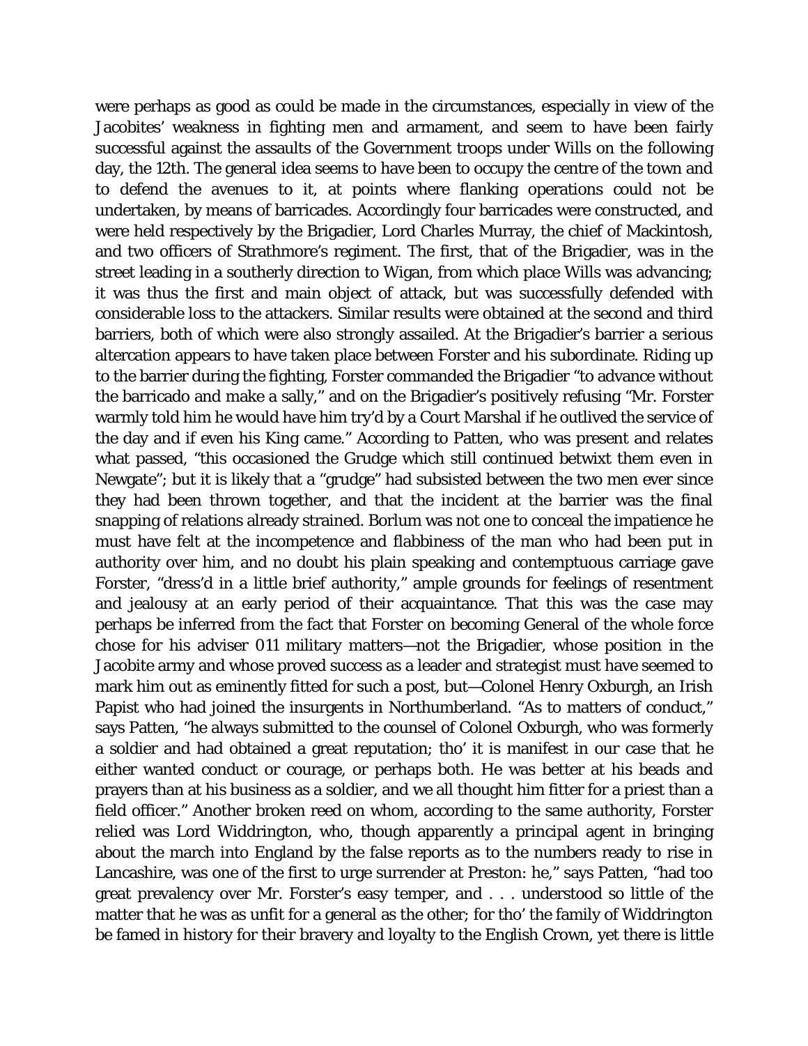were perhaps as good as could be made in the circumstances, especially in view of the Jacobites' weakness in fighting men and armament, and seem to have been fairly successful against the assaults of the Government troops under Wills on the following day, the 12th. The general idea seems to have been to occupy the centre of the town and to defend the avenues to it, at points where flanking operations could not be undertaken, by means of barricades. Accordingly four barricades were constructed, and were held respectively by the Brigadier, Lord Charles Murray, the chief of Mackintosh, and two officers of Strathmore's regiment. The first, that of the Brigadier, was in the street leading in a southerly direction to Wigan, from which place Wills was advancing; it was thus the first and main object of attack, but was successfully defended with considerable loss to the attackers. Similar results were obtained at the second and third barriers, both of which were also strongly assailed. At the Brigadier's barrier a serious altercation appears to have taken place between Forster and his subordinate. Riding up to the barrier during the fighting, Forster commanded the Brigadier "to advance without the barricado and make a sally," and on the Brigadier's positively refusing "Mr. Forster warmly told him he would have him try'd by a Court Marshal if he outlived the service of the day and if even his King came." According to Patten, who was present and relates what passed, "this occasioned the Grudge which still continued betwixt them even in Newgate"; but it is likely that a "grudge" had subsisted between the two men ever since they had been thrown together, and that the incident at the barrier was the final snapping of relations already strained. Borlum was not one to conceal the impatience he must have felt at the incompetence and flabbiness of the man who had been put in authority over him, and no doubt his plain speaking and contemptuous carriage gave Forster, "dress'd in a little brief authority," ample grounds for feelings of resentment and jealousy at an early period of their acquaintance. That this was the case may perhaps be inferred from the fact that Forster on becoming General of the whole force chose for his adviser 011 military matters—not the Brigadier, whose position in the Jacobite army and whose proved success as a leader and strategist must have seemed to mark him out as eminently fitted for such a post, but—Colonel Henry Oxburgh, an Irish Papist who had joined the insurgents in Northumberland. "As to matters of conduct," says Patten, "he always submitted to the counsel of Colonel Oxburgh, who was formerly a soldier and had obtained a great reputation; tho' it is manifest in our case that he either wanted conduct or courage, or perhaps both. He was better at his beads and prayers than at his business as a soldier, and we all thought him fitter for a priest than a field officer." Another broken reed on whom, according to the same authority, Forster relied was Lord Widdrington, who, though apparently a principal agent in bringing about the march into England by the false reports as to the numbers ready to rise in Lancashire, was one of the first to urge surrender at Preston: he," says Patten, "had too great prevalency over Mr. Forster's easy temper, and . . . understood so little of the matter that he was as unfit for a general as the other; for tho' the family of Widdrington be famed in history for their bravery and loyalty to the English Crown, yet there is little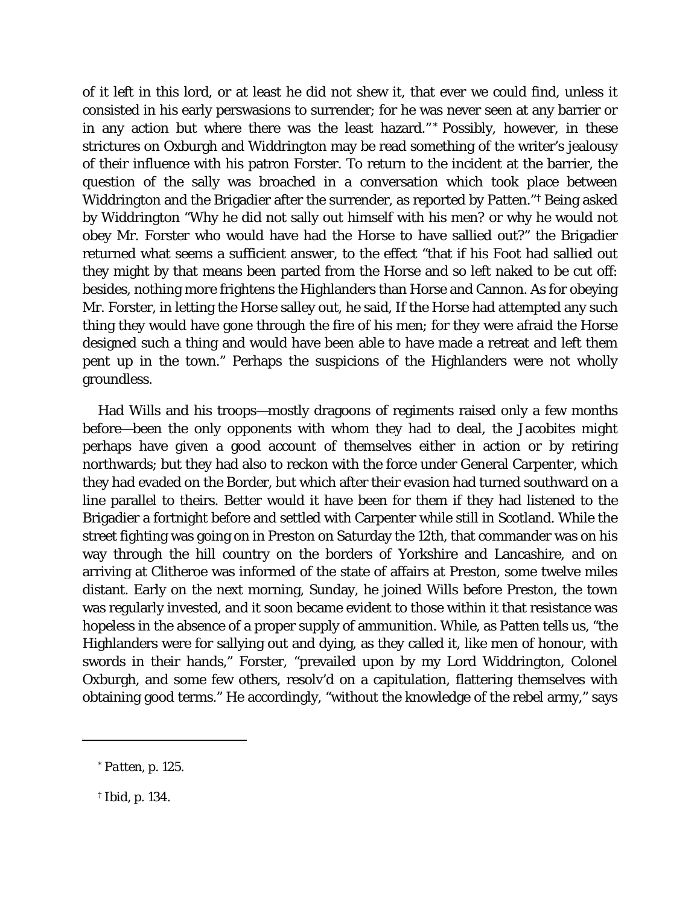of it left in this lord, or at least he did not shew it, that ever we could find, unless it consisted in his early perswasions to surrender; for he was never seen at any barrier or in any action but where there was the least hazard."[*] Possibly, however, in these strictures on Oxburgh and Widdrington may be read something of the writer's jealousy of their influence with his patron Forster. To return to the incident at the barrier, the question of the sally was broached in a conversation which took place between Widdrington and the Brigadier after the surrender, as reported by Patten."[†] Being asked by Widdrington "Why he did not sally out himself with his men? or why he would not obey Mr. Forster who would have had the Horse to have sallied out?" the Brigadier returned what seems a sufficient answer, to the effect "that if his Foot had sallied out they might by that means been parted from the Horse and so left naked to be cut off: besides, nothing more frightens the Highlanders than Horse and Cannon. As for obeying Mr. Forster, in letting the Horse salley out, he said, If the Horse had attempted any such thing they would have gone through the fire of his men; for they were afraid the Horse designed such a thing and would have been able to have made a retreat and left them pent up in the town." Perhaps the suspicions of the Highlanders were not wholly groundless.

Had Wills and his troops—mostly dragoons of regiments raised only a few months before—been the only opponents with whom they had to deal, the Jacobites might perhaps have given a good account of themselves either in action or by retiring northwards; but they had also to reckon with the force under General Carpenter, which they had evaded on the Border, but which after their evasion had turned southward on a line parallel to theirs. Better would it have been for them if they had listened to the Brigadier a fortnight before and settled with Carpenter while still in Scotland. While the street fighting was going on in Preston on Saturday the 12th, that commander was on his way through the hill country on the borders of Yorkshire and Lancashire, and on arriving at Clitheroe was informed of the state of affairs at Preston, some twelve miles distant. Early on the next morning, Sunday, he joined Wills before Preston, the town was regularly invested, and it soon became evident to those within it that resistance was hopeless in the absence of a proper supply of ammunition. While, as Patten tells us, "the Highlanders were for sallying out and dying, as they called it, like men of honour, with swords in their hands," Forster, "prevailed upon by my Lord Widdrington, Colonel Oxburgh, and some few others, resolv'd on a capitulation, flattering themselves with obtaining good terms." He accordingly, "without the knowledge of the rebel army," says

---

[*] *Patten*, p. 125.

[†] Ibid, p. 134.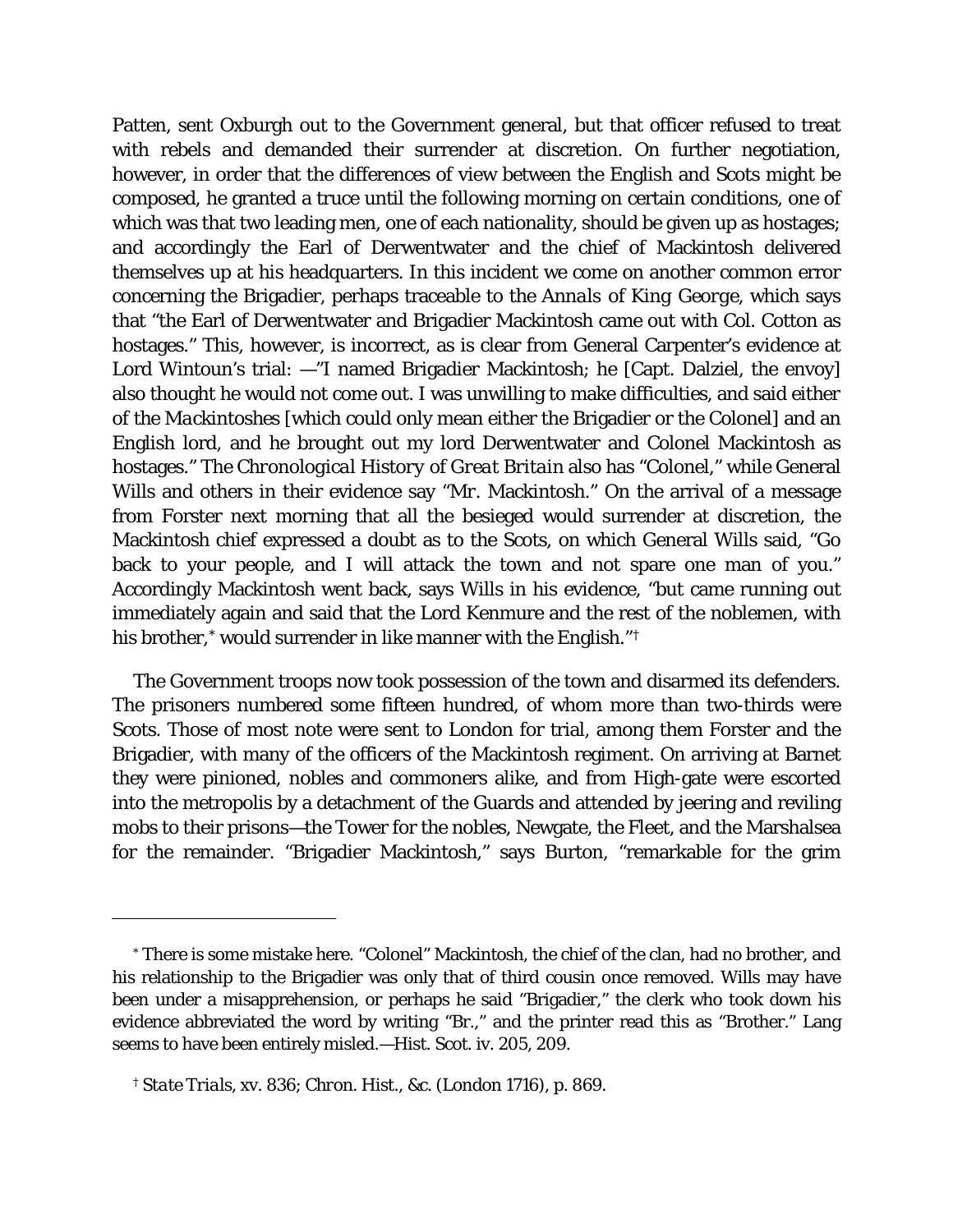Patten, sent Oxburgh out to the Government general, but that officer refused to treat with rebels and demanded their surrender at discretion. On further negotiation, however, in order that the differences of view between the English and Scots might be composed, he granted a truce until the following morning on certain conditions, one of which was that two leading men, one of each nationality, should be given up as hostages; and accordingly the Earl of Derwentwater and the chief of Mackintosh delivered themselves up at his headquarters. In this incident we come on another common error concerning the Brigadier, perhaps traceable to the *Annals of King George*, which says that "the Earl of Derwentwater and Brigadier Mackintosh came out with Col. Cotton as hostages." This, however, is incorrect, as is clear from General Carpenter's evidence at Lord Wintoun's trial: —"I named Brigadier Mackintosh; he [Capt. Dalziel, the envoy] also thought he would not come out. I was unwilling to make difficulties, and said either of the *Mackintoshes* [which could only mean either the Brigadier or the Colonel] and an English lord, and he brought out my lord Derwentwater and Colonel Mackintosh as hostages." *The Chronological History of Great Britain* also has "Colonel," while General Wills and others in their evidence say "Mr. Mackintosh." On the arrival of a message from Forster next morning that all the besieged would surrender at discretion, the Mackintosh chief expressed a doubt as to the Scots, on which General Wills said, "Go back to your people, and I will attack the town and not spare one man of you." Accordingly Mackintosh went back, says Wills in his evidence, "but came running out immediately again and said that the Lord Kenmure and the rest of the noblemen, with his brother,[*] would surrender in like manner with the English."[†]

The Government troops now took possession of the town and disarmed its defenders. The prisoners numbered some fifteen hundred, of whom more than two-thirds were Scots. Those of most note were sent to London for trial, among them Forster and the Brigadier, with many of the officers of the Mackintosh regiment. On arriving at Barnet they were pinioned, nobles and commoners alike, and from High-gate were escorted into the metropolis by a detachment of the Guards and attended by jeering and reviling mobs to their prisons—the Tower for the nobles, Newgate, the Fleet, and the Marshalsea for the remainder. "Brigadier Mackintosh," says Burton, "remarkable for the grim

---

[*] There is some mistake here. "Colonel" Mackintosh, the chief of the clan, had no brother, and his relationship to the Brigadier was only that of third cousin once removed. Wills may have been under a misapprehension, or perhaps he said "Brigadier," the clerk who took down his evidence abbreviated the word by writing "Br.," and the printer read this as "Brother." Lang seems to have been entirely misled.—Hist. Scot. iv. 205, 209.

[†] *State Trials*, xv. 836; Chron. Hist., &c. (London 1716), p. 869.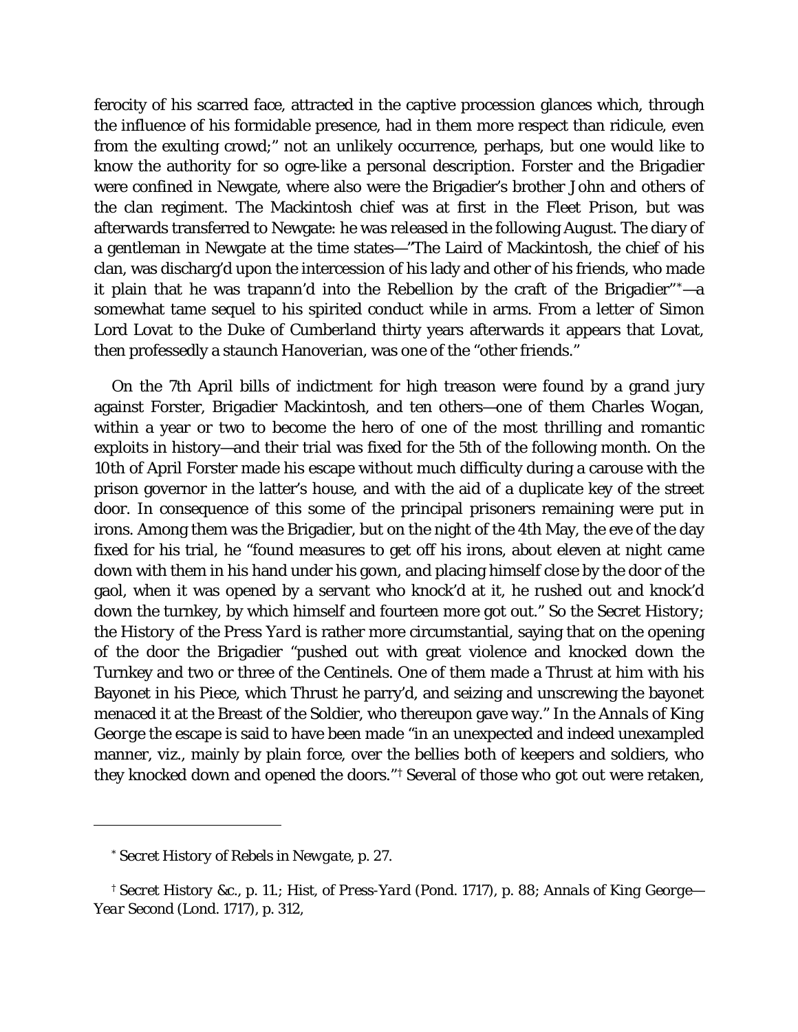ferocity of his scarred face, attracted in the captive procession glances which, through the influence of his formidable presence, had in them more respect than ridicule, even from the exulting crowd;" not an unlikely occurrence, perhaps, but one would like to know the authority for so ogre-like a personal description. Forster and the Brigadier were confined in Newgate, where also were the Brigadier's brother John and others of the clan regiment. The Mackintosh chief was at first in the Fleet Prison, but was afterwards transferred to Newgate: he was released in the following August. The diary of a gentleman in Newgate at the time states—"The Laird of Mackintosh, the chief of his clan, was discharg'd upon the intercession of his lady and other of his friends, who made it plain that he was trapann'd into the Rebellion by the craft of the Brigadier"[*]—a somewhat tame sequel to his spirited conduct while in arms. From a letter of Simon Lord Lovat to the Duke of Cumberland thirty years afterwards it appears that Lovat, then professedly a staunch Hanoverian, was one of the "other friends."

On the 7th April bills of indictment for high treason were found by a grand jury against Forster, Brigadier Mackintosh, and ten others—one of them Charles Wogan, within a year or two to become the hero of one of the most thrilling and romantic exploits in history—and their trial was fixed for the 5th of the following month. On the 10th of April Forster made his escape without much difficulty during a carouse with the prison governor in the latter's house, and with the aid of a duplicate key of the street door. In consequence of this some of the principal prisoners remaining were put in irons. Among them was the Brigadier, but on the night of the 4th May, the eve of the day fixed for his trial, he "found measures to get off his irons, about eleven at night came down with them in his hand under his gown, and placing himself close by the door of the gaol, when it was opened by a servant who knock'd at it, he rushed out and knock'd down the turnkey, by which himself and fourteen more got out." So the *Secret History*; the *History of the Press Yard* is rather more circumstantial, saying that on the opening of the door the Brigadier "pushed out with great violence and knocked down the Turnkey and two or three of the Centinels. One of them made a Thrust at him with his Bayonet in his Piece, which Thrust he parry'd, and seizing and unscrewing the bayonet menaced it at the Breast of the Soldier, who thereupon gave way." In the *Annals of King George* the escape is said to have been made "in an unexpected and indeed unexampled manner, viz., mainly by plain force, over the bellies both of keepers and soldiers, who they knocked down and opened the doors."[†] Several of those who got out were retaken,

---

[*] *Secret History of Rebels in Newgate*, p. 27.

[†] *Secret History* &c., p. 11.; *Hist, of Press-Yard* (Pond. 1717), p. 88; *Annals of King George—Year Second* (Lond. 1717), p. 312,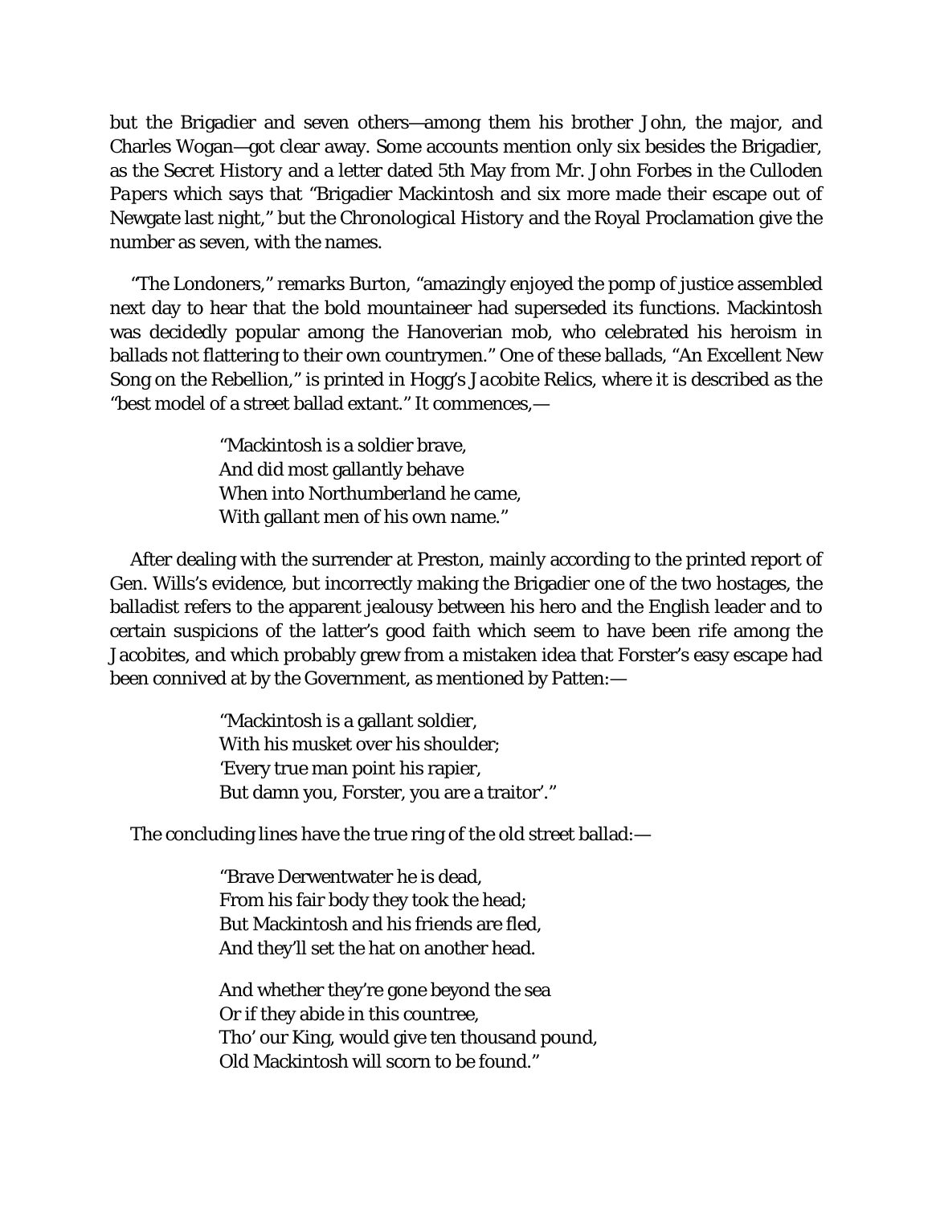but the Brigadier and seven others—among them his brother John, the major, and Charles Wogan—got clear away. Some accounts mention only six besides the Brigadier, as the *Secret History* and a letter dated 5th May from Mr. John Forbes in the *Culloden Papers* which says that "Brigadier Mackintosh and six more made their escape out of Newgate last night," but the *Chronological History* and the Royal Proclamation give the number as seven, with the names.

"The Londoners," remarks Burton, "amazingly enjoyed the pomp of justice assembled next day to hear that the bold mountaineer had superseded its functions. Mackintosh was decidedly popular among the Hanoverian mob, who celebrated his heroism in ballads not flattering to their own countrymen." One of these ballads, "An Excellent New Song on the Rebellion," is printed in Hogg's *Jacobite Relics*, where it is described as the "best model of a street ballad extant." It commences,—

> "Mackintosh is a soldier brave,
> And did most gallantly behave
> When into Northumberland he came,
> With gallant men of his own name."

After dealing with the surrender at Preston, mainly according to the printed report of Gen. Wills's evidence, but incorrectly making the Brigadier one of the two hostages, the balladist refers to the apparent jealousy between his hero and the English leader and to certain suspicions of the latter's good faith which seem to have been rife among the Jacobites, and which probably grew from a mistaken idea that Forster's easy escape had been connived at by the Government, as mentioned by Patten:—

> "Mackintosh is a gallant soldier,
> With his musket over his shoulder;
> 'Every true man point his rapier,
> But damn you, Forster, you are a traitor'."

The concluding lines have the true ring of the old street ballad:—

> "Brave Derwentwater he is dead,
> From his fair body they took the head;
> But Mackintosh and his friends are fled,
> And they'll set the hat on another head.
>
> And whether they're gone beyond the sea
> Or if they abide in this countree,
> Tho' our King, would give ten thousand pound,
> Old Mackintosh will scorn to be found."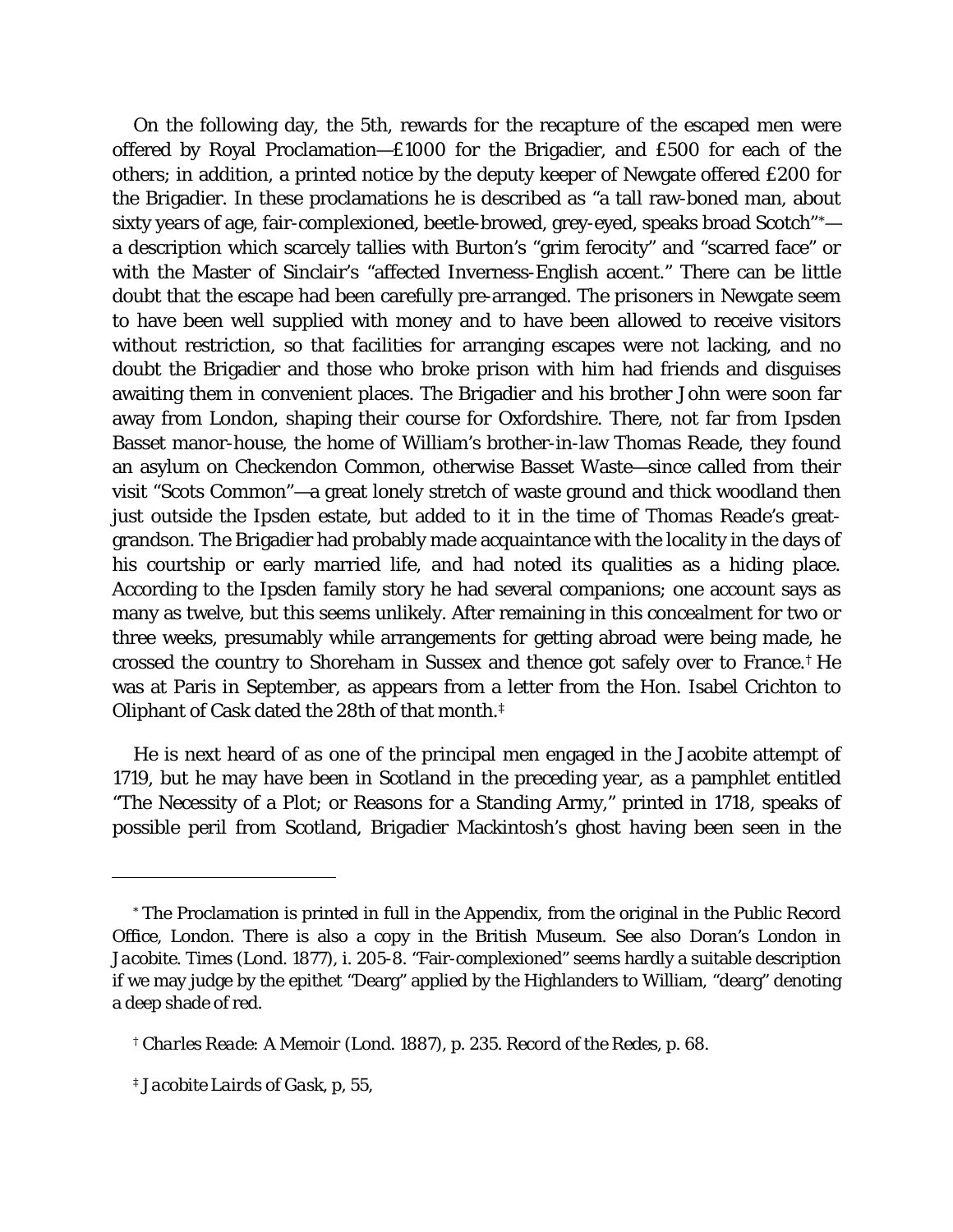On the following day, the 5th, rewards for the recapture of the escaped men were offered by Royal Proclamation—£1000 for the Brigadier, and £500 for each of the others; in addition, a printed notice by the deputy keeper of Newgate offered £200 for the Brigadier. In these proclamations he is described as "a tall raw-boned man, about sixty years of age, fair-complexioned, beetle-browed, grey-eyed, speaks broad Scotch"[*]—a description which scarcely tallies with Burton's "grim ferocity" and "scarred face" or with the Master of Sinclair's "affected Inverness-English accent." There can be little doubt that the escape had been carefully pre-arranged. The prisoners in Newgate seem to have been well supplied with money and to have been allowed to receive visitors without restriction, so that facilities for arranging escapes were not lacking, and no doubt the Brigadier and those who broke prison with him had friends and disguises awaiting them in convenient places. The Brigadier and his brother John were soon far away from London, shaping their course for Oxfordshire. There, not far from Ipsden Basset manor-house, the home of William's brother-in-law Thomas Reade, they found an asylum on Checkendon Common, otherwise Basset Waste—since called from their visit "Scots Common"—a great lonely stretch of waste ground and thick woodland then just outside the Ipsden estate, but added to it in the time of Thomas Reade's great-grandson. The Brigadier had probably made acquaintance with the locality in the days of his courtship or early married life, and had noted its qualities as a hiding place. According to the Ipsden family story he had several companions; one account says as many as twelve, but this seems unlikely. After remaining in this concealment for two or three weeks, presumably while arrangements for getting abroad were being made, he crossed the country to Shoreham in Sussex and thence got safely over to France.[†] He was at Paris in September, as appears from a letter from the Hon. Isabel Crichton to Oliphant of Cask dated the 28th of that month.[‡]

He is next heard of as one of the principal men engaged in the Jacobite attempt of 1719, but he may have been in Scotland in the preceding year, as a pamphlet entitled "The Necessity of a Plot; or Reasons for a Standing Army," printed in 1718, speaks of possible peril from Scotland, Brigadier Mackintosh's ghost having been seen in the

---

[*] The Proclamation is printed in full in the Appendix, from the original in the Public Record Office, London. There is also a copy in the British Museum. See also Doran's London in *Jacobite. Times* (Lond. 1877), i. 205-8. "Fair-complexioned" seems hardly a suitable description if we may judge by the epithet "Dearg" applied by the Highlanders to William, "dearg" denoting a deep shade of red.

[†] *Charles Reade: A Memoir* (Lond. 1887), p. 235. *Record of the Redes*, p. 68.

[‡] *Jacobite Lairds of Gask*, p, 55,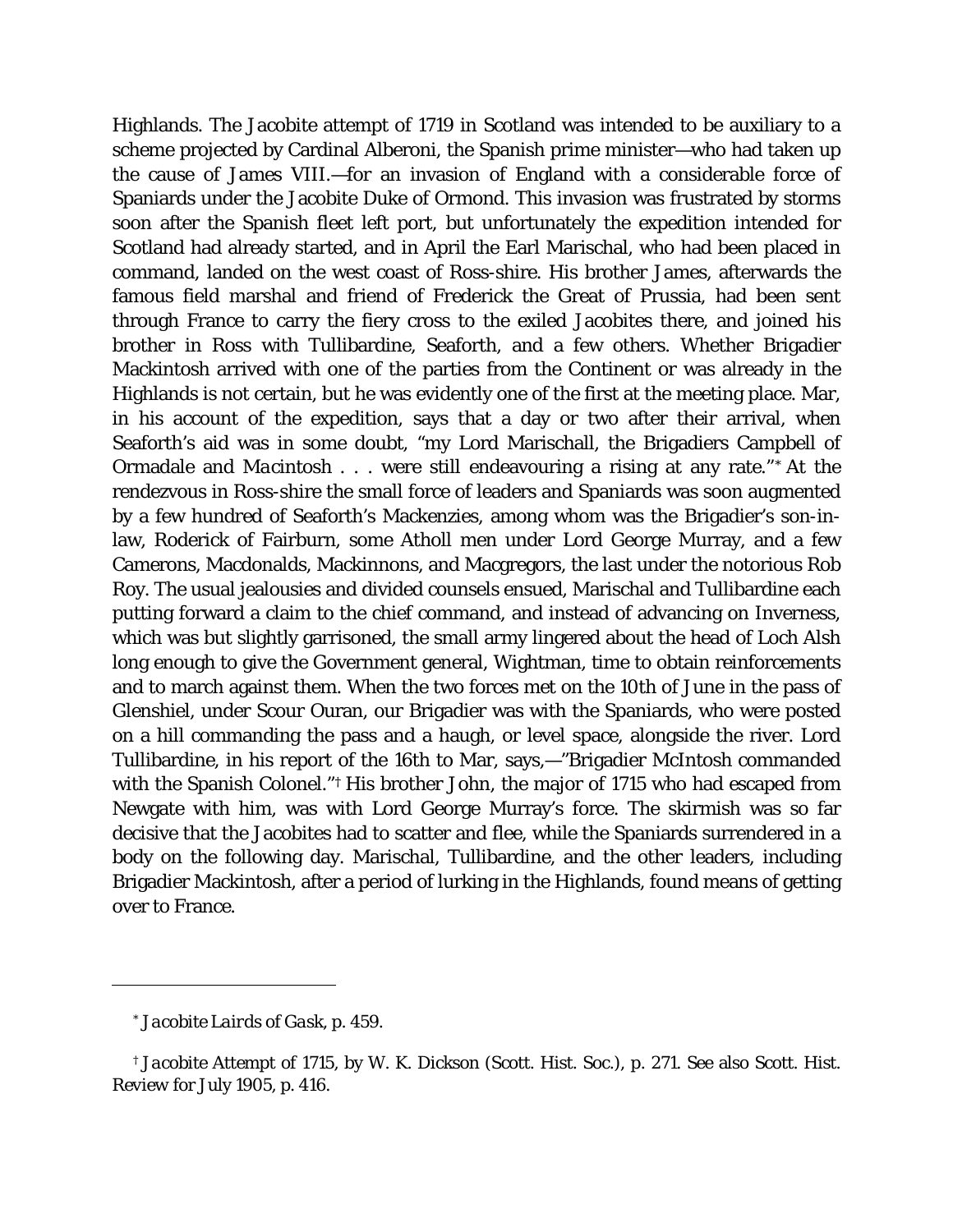Highlands. The Jacobite attempt of 1719 in Scotland was intended to be auxiliary to a scheme projected by Cardinal Alberoni, the Spanish prime minister—who had taken up the cause of James VIII.—for an invasion of England with a considerable force of Spaniards under the Jacobite Duke of Ormond. This invasion was frustrated by storms soon after the Spanish fleet left port, but unfortunately the expedition intended for Scotland had already started, and in April the Earl Marischal, who had been placed in command, landed on the west coast of Ross-shire. His brother James, afterwards the famous field marshal and friend of Frederick the Great of Prussia, had been sent through France to carry the fiery cross to the exiled Jacobites there, and joined his brother in Ross with Tullibardine, Seaforth, and a few others. Whether Brigadier Mackintosh arrived with one of the parties from the Continent or was already in the Highlands is not certain, but he was evidently one of the first at the meeting place. Mar, in his account of the expedition, says that a day or two after their arrival, when Seaforth's aid was in some doubt, "my Lord Marischall, the Brigadiers Campbell of Ormadale and Macintosh . . . were still endeavouring a rising at any rate."[*] At the rendezvous in Ross-shire the small force of leaders and Spaniards was soon augmented by a few hundred of Seaforth's Mackenzies, among whom was the Brigadier's son-in-law, Roderick of Fairburn, some Atholl men under Lord George Murray, and a few Camerons, Macdonalds, Mackinnons, and Macgregors, the last under the notorious Rob Roy. The usual jealousies and divided counsels ensued, Marischal and Tullibardine each putting forward a claim to the chief command, and instead of advancing on Inverness, which was but slightly garrisoned, the small army lingered about the head of Loch Alsh long enough to give the Government general, Wightman, time to obtain reinforcements and to march against them. When the two forces met on the 10th of June in the pass of Glenshiel, under Scour Ouran, our Brigadier was with the Spaniards, who were posted on a hill commanding the pass and a haugh, or level space, alongside the river. Lord Tullibardine, in his report of the 16th to Mar, says,—"Brigadier McIntosh commanded with the Spanish Colonel."[†] His brother John, the major of 1715 who had escaped from Newgate with him, was with Lord George Murray's force. The skirmish was so far decisive that the Jacobites had to scatter and flee, while the Spaniards surrendered in a body on the following day. Marischal, Tullibardine, and the other leaders, including Brigadier Mackintosh, after a period of lurking in the Highlands, found means of getting over to France.

---

[*] *Jacobite Lairds of Gask*, p. 459.

[†] *Jacobite Attempt of 1715*, by W. K. Dickson (Scott. Hist. Soc.), p. 271. See also Scott. Hist. Review for July 1905, p. 416.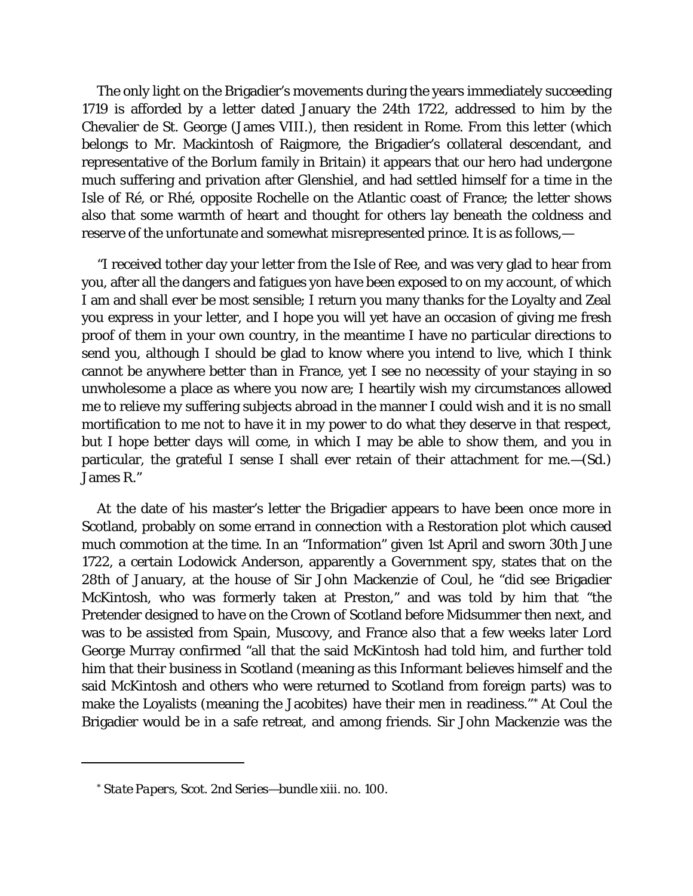The only light on the Brigadier's movements during the years immediately succeeding 1719 is afforded by a letter dated January the 24th 1722, addressed to him by the Chevalier de St. George (James VIII.), then resident in Rome. From this letter (which belongs to Mr. Mackintosh of Raigmore, the Brigadier's collateral descendant, and representative of the Borlum family in Britain) it appears that our hero had undergone much suffering and privation after Glenshiel, and had settled himself for a time in the Isle of Ré, or Rhé, opposite Rochelle on the Atlantic coast of France; the letter shows also that some warmth of heart and thought for others lay beneath the coldness and reserve of the unfortunate and somewhat misrepresented prince. It is as follows,—

"I received tother day your letter from the Isle of Ree, and was very glad to hear from you, after all the dangers and fatigues yon have been exposed to on my account, of which I am and shall ever be most sensible; I return you many thanks for the Loyalty and Zeal you express in your letter, and I hope you will yet have an occasion of giving me fresh proof of them in your own country, in the meantime I have no particular directions to send you, although I should be glad to know where you intend to live, which I think cannot be anywhere better than in France, yet I see no necessity of your staying in so unwholesome a place as where you now are; I heartily wish my circumstances allowed me to relieve my suffering subjects abroad in the manner I could wish and it is no small mortification to me not to have it in my power to do what they deserve in that respect, but I hope better days will come, in which I may be able to show them, and you in particular, the grateful I sense I shall ever retain of their attachment for me.—(Sd.) James R."

At the date of his master's letter the Brigadier appears to have been once more in Scotland, probably on some errand in connection with a Restoration plot which caused much commotion at the time. In an "Information" given 1st April and sworn 30th June 1722, a certain Lodowick Anderson, apparently a Government spy, states that on the 28th of January, at the house of Sir John Mackenzie of Coul, he "did see Brigadier McKintosh, who was formerly taken at Preston," and was told by him that "the Pretender designed to have on the Crown of Scotland before Midsummer then next, and was to be assisted from Spain, Muscovy, and France also that a few weeks later Lord George Murray confirmed "all that the said McKintosh had told him, and further told him that their business in Scotland (meaning as this Informant believes himself and the said McKintosh and others who were returned to Scotland from foreign parts) was to make the Loyalists (meaning the Jacobites) have their men in readiness."* At Coul the Brigadier would be in a safe retreat, and among friends. Sir John Mackenzie was the

---

* *State Papers*, Scot. 2nd Series—bundle xiii. no. 100.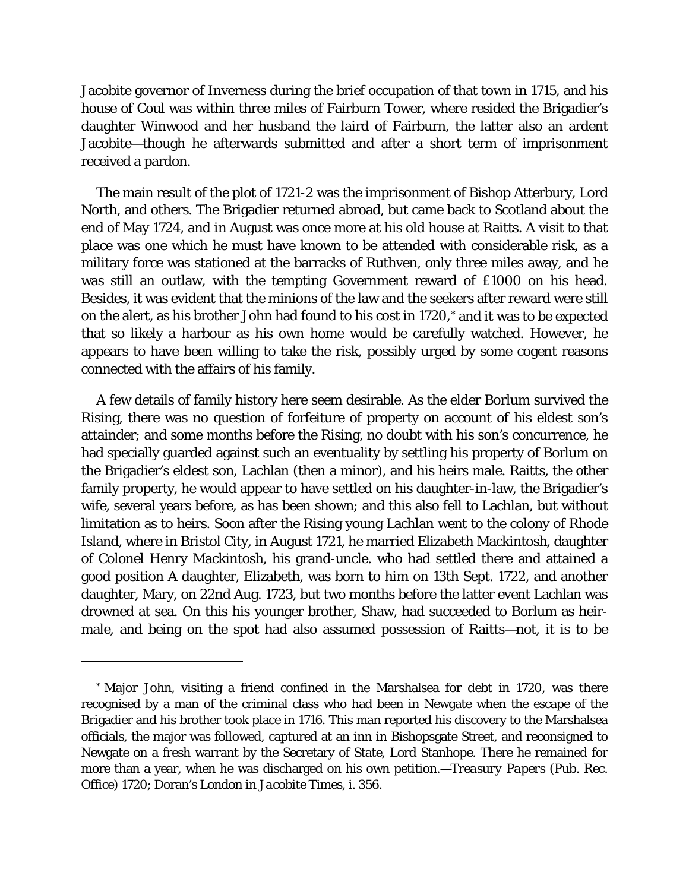Jacobite governor of Inverness during the brief occupation of that town in 1715, and his house of Coul was within three miles of Fairburn Tower, where resided the Brigadier's daughter Winwood and her husband the laird of Fairburn, the latter also an ardent Jacobite—though he afterwards submitted and after a short term of imprisonment received a pardon.

The main result of the plot of 1721-2 was the imprisonment of Bishop Atterbury, Lord North, and others. The Brigadier returned abroad, but came back to Scotland about the end of May 1724, and in August was once more at his old house at Raitts. A visit to that place was one which he must have known to be attended with considerable risk, as a military force was stationed at the barracks of Ruthven, only three miles away, and he was still an outlaw, with the tempting Government reward of £1000 on his head. Besides, it was evident that the minions of the law and the seekers after reward were still on the alert, as his brother John had found to his cost in 1720,* and it was to be expected that so likely a harbour as his own home would be carefully watched. However, he appears to have been willing to take the risk, possibly urged by some cogent reasons connected with the affairs of his family.

A few details of family history here seem desirable. As the elder Borlum survived the Rising, there was no question of forfeiture of property on account of his eldest son's attainder; and some months before the Rising, no doubt with his son's concurrence, he had specially guarded against such an eventuality by settling his property of Borlum on the Brigadier's eldest son, Lachlan (then a minor), and his heirs male. Raitts, the other family property, he would appear to have settled on his daughter-in-law, the Brigadier's wife, several years before, as has been shown; and this also fell to Lachlan, but without limitation as to heirs. Soon after the Rising young Lachlan went to the colony of Rhode Island, where in Bristol City, in August 1721, he married Elizabeth Mackintosh, daughter of Colonel Henry Mackintosh, his grand-uncle. who had settled there and attained a good position A daughter, Elizabeth, was born to him on 13th Sept. 1722, and another daughter, Mary, on 22nd Aug. 1723, but two months before the latter event Lachlan was drowned at sea. On this his younger brother, Shaw, had succeeded to Borlum as heir-male, and being on the spot had also assumed possession of Raitts—not, it is to be

---

* Major John, visiting a friend confined in the Marshalsea for debt in 1720, was there recognised by a man of the criminal class who had been in Newgate when the escape of the Brigadier and his brother took place in 1716. This man reported his discovery to the Marshalsea officials, the major was followed, captured at an inn in Bishopsgate Street, and reconsigned to Newgate on a fresh warrant by the Secretary of State, Lord Stanhope. There he remained for more than a year, when he was discharged on his own petition.—*Treasury Papers* (Pub. Rec. Office) 1720; Doran's *London in Jacobite Times*, i. 356.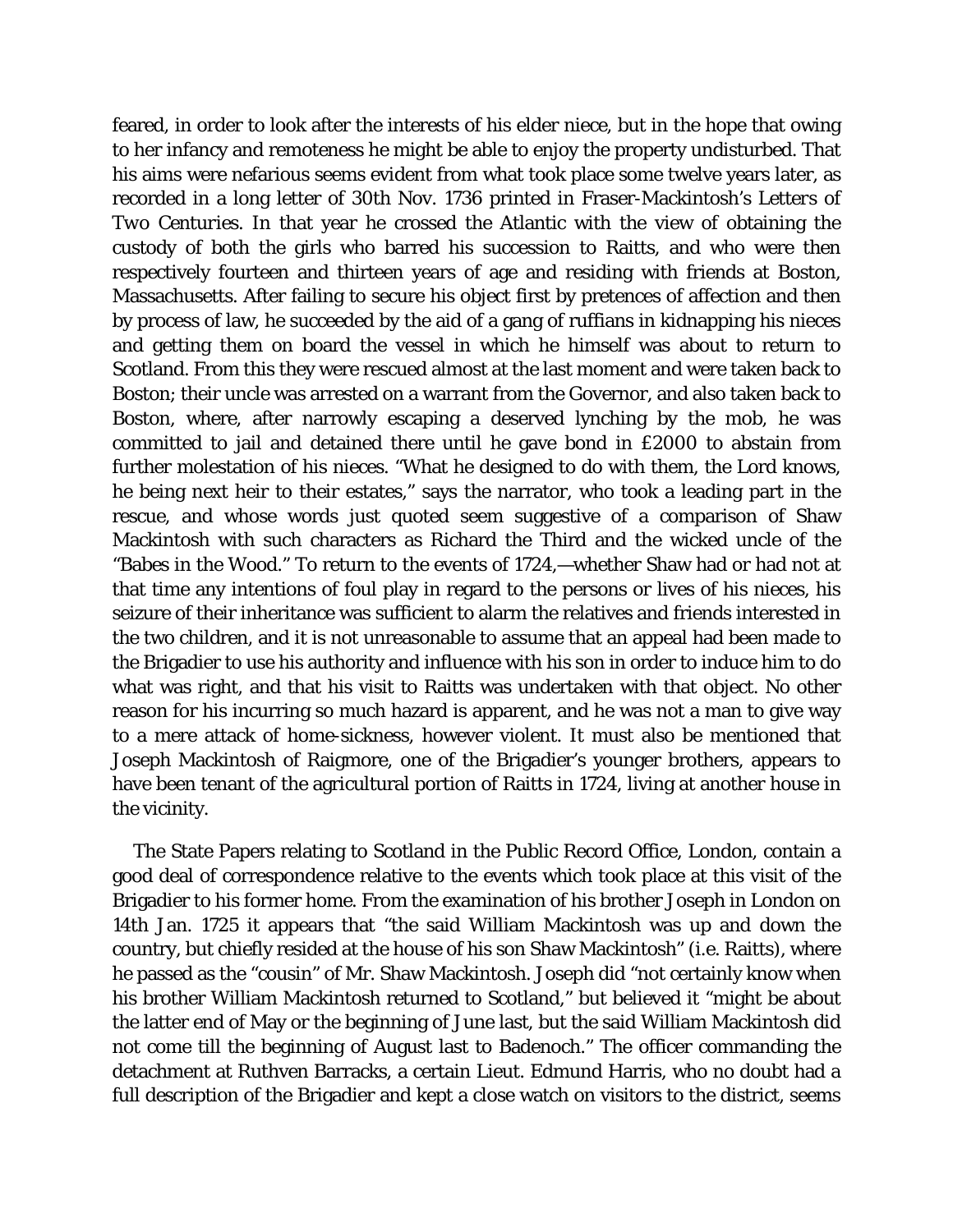feared, in order to look after the interests of his elder niece, but in the hope that owing to her infancy and remoteness he might be able to enjoy the property undisturbed. That his aims were nefarious seems evident from what took place some twelve years later, as recorded in a long letter of 30th Nov. 1736 printed in Fraser-Mackintosh's *Letters of Two Centuries*. In that year he crossed the Atlantic with the view of obtaining the custody of both the girls who barred his succession to Raitts, and who were then respectively fourteen and thirteen years of age and residing with friends at Boston, Massachusetts. After failing to secure his object first by pretences of affection and then by process of law, he succeeded by the aid of a gang of ruffians in kidnapping his nieces and getting them on board the vessel in which he himself was about to return to Scotland. From this they were rescued almost at the last moment and were taken back to Boston; their uncle was arrested on a warrant from the Governor, and also taken back to Boston, where, after narrowly escaping a deserved lynching by the mob, he was committed to jail and detained there until he gave bond in £2000 to abstain from further molestation of his nieces. "What he designed to do with them, the Lord knows, he being next heir to their estates," says the narrator, who took a leading part in the rescue, and whose words just quoted seem suggestive of a comparison of Shaw Mackintosh with such characters as Richard the Third and the wicked uncle of the "Babes in the Wood." To return to the events of 1724,—whether Shaw had or had not at that time any intentions of foul play in regard to the persons or lives of his nieces, his seizure of their inheritance was sufficient to alarm the relatives and friends interested in the two children, and it is not unreasonable to assume that an appeal had been made to the Brigadier to use his authority and influence with his son in order to induce him to do what was right, and that his visit to Raitts was undertaken with that object. No other reason for his incurring so much hazard is apparent, and he was not a man to give way to a mere attack of home-sickness, however violent. It must also be mentioned that Joseph Mackintosh of Raigmore, one of the Brigadier's younger brothers, appears to have been tenant of the agricultural portion of Raitts in 1724, living at another house in the vicinity.

The State Papers relating to Scotland in the Public Record Office, London, contain a good deal of correspondence relative to the events which took place at this visit of the Brigadier to his former home. From the examination of his brother Joseph in London on 14th Jan. 1725 it appears that "the said William Mackintosh was up and down the country, but chiefly resided at the house of his son Shaw Mackintosh" (i.e. Raitts), where he passed as the "cousin" of Mr. Shaw Mackintosh. Joseph did "not certainly know when his brother William Mackintosh returned to Scotland," but believed it "might be about the latter end of May or the beginning of June last, but the said William Mackintosh did not come till the beginning of August last to Badenoch." The officer commanding the detachment at Ruthven Barracks, a certain Lieut. Edmund Harris, who no doubt had a full description of the Brigadier and kept a close watch on visitors to the district, seems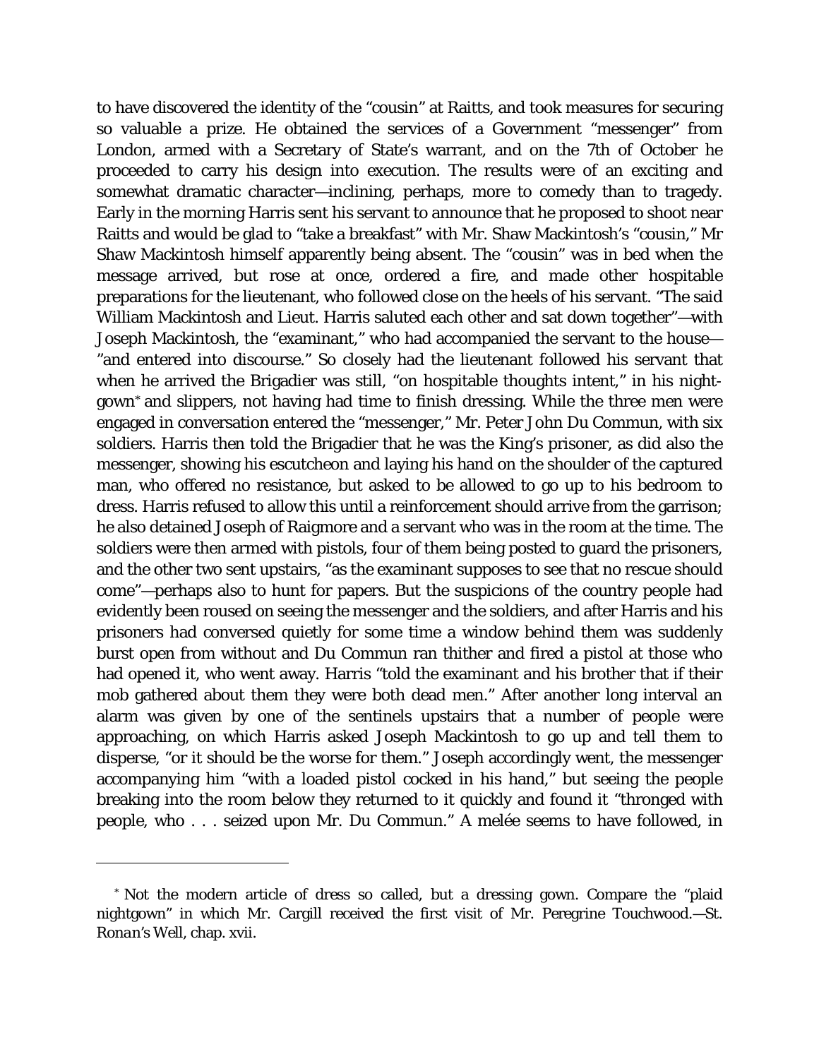to have discovered the identity of the "cousin" at Raitts, and took measures for securing so valuable a prize. He obtained the services of a Government "messenger" from London, armed with a Secretary of State's warrant, and on the 7th of October he proceeded to carry his design into execution. The results were of an exciting and somewhat dramatic character—inclining, perhaps, more to comedy than to tragedy. Early in the morning Harris sent his servant to announce that he proposed to shoot near Raitts and would be glad to "take a breakfast" with Mr. Shaw Mackintosh's "cousin," Mr Shaw Mackintosh himself apparently being absent. The "cousin" was in bed when the message arrived, but rose at once, ordered a fire, and made other hospitable preparations for the lieutenant, who followed close on the heels of his servant. "The said William Mackintosh and Lieut. Harris saluted each other and sat down together"—with Joseph Mackintosh, the "examinant," who had accompanied the servant to the house—"and entered into discourse." So closely had the lieutenant followed his servant that when he arrived the Brigadier was still, "on hospitable thoughts intent," in his night-gown* and slippers, not having had time to finish dressing. While the three men were engaged in conversation entered the "messenger," Mr. Peter John Du Commun, with six soldiers. Harris then told the Brigadier that he was the King's prisoner, as did also the messenger, showing his escutcheon and laying his hand on the shoulder of the captured man, who offered no resistance, but asked to be allowed to go up to his bedroom to dress. Harris refused to allow this until a reinforcement should arrive from the garrison; he also detained Joseph of Raigmore and a servant who was in the room at the time. The soldiers were then armed with pistols, four of them being posted to guard the prisoners, and the other two sent upstairs, "as the examinant supposes to see that no rescue should come"—perhaps also to hunt for papers. But the suspicions of the country people had evidently been roused on seeing the messenger and the soldiers, and after Harris and his prisoners had conversed quietly for some time a window behind them was suddenly burst open from without and Du Commun ran thither and fired a pistol at those who had opened it, who went away. Harris "told the examinant and his brother that if their mob gathered about them they were both dead men." After another long interval an alarm was given by one of the sentinels upstairs that a number of people were approaching, on which Harris asked Joseph Mackintosh to go up and tell them to disperse, "or it should be the worse for them." Joseph accordingly went, the messenger accompanying him "with a loaded pistol cocked in his hand," but seeing the people breaking into the room below they returned to it quickly and found it "thronged with people, who . . . seized upon Mr. Du Commun." A melée seems to have followed, in

---

* Not the modern article of dress so called, but a dressing gown. Compare the "plaid nightgown" in which Mr. Cargill received the first visit of Mr. Peregrine Touchwood.—*St. Ronan's Well*, chap. xvii.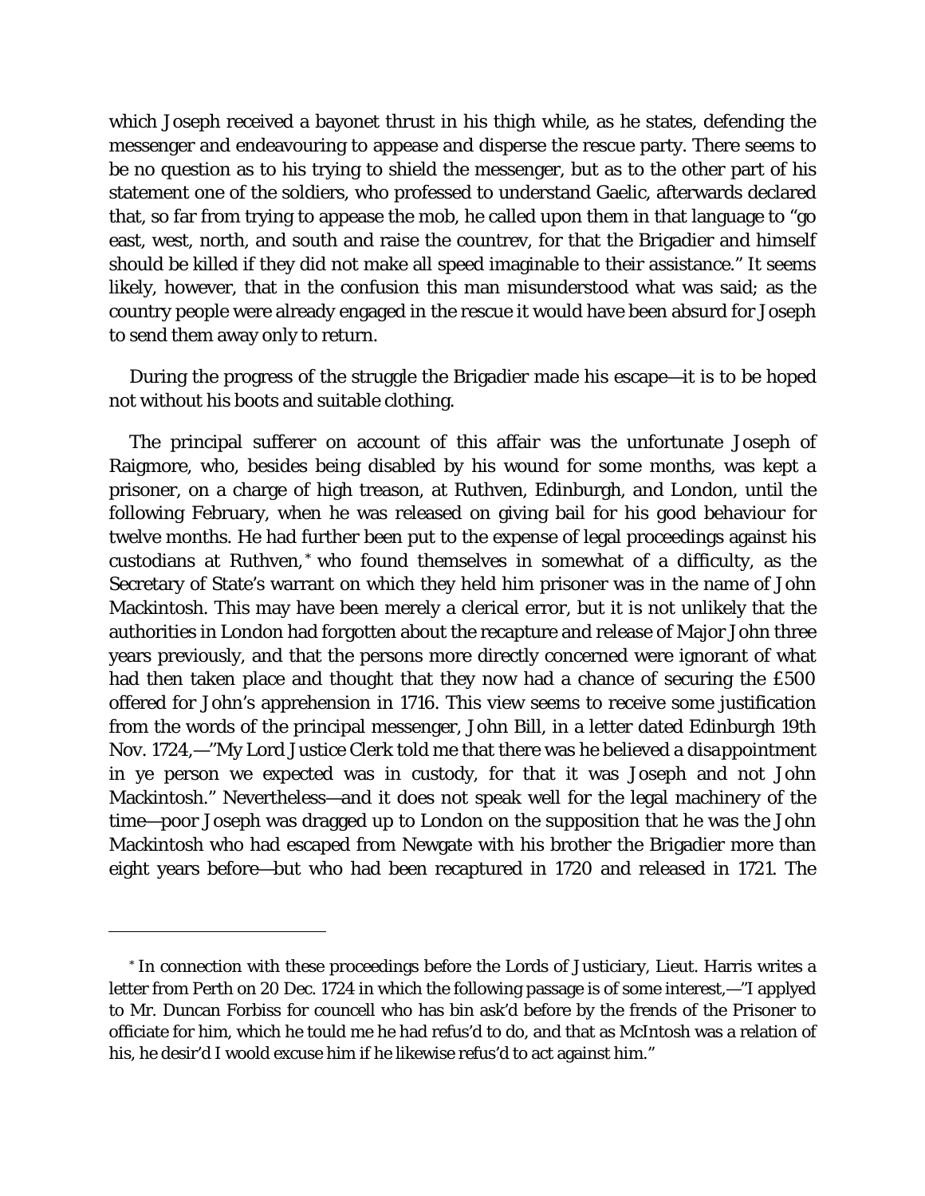which Joseph received a bayonet thrust in his thigh while, as he states, defending the messenger and endeavouring to appease and disperse the rescue party. There seems to be no question as to his trying to shield the messenger, but as to the other part of his statement one of the soldiers, who professed to understand Gaelic, afterwards declared that, so far from trying to appease the mob, he called upon them in that language to "go east, west, north, and south and raise the countrev, for that the Brigadier and himself should be killed if they did not make all speed imaginable to their assistance." It seems likely, however, that in the confusion this man misunderstood what was said; as the country people were already engaged in the rescue it would have been absurd for Joseph to send them away only to return.

During the progress of the struggle the Brigadier made his escape—it is to be hoped not without his boots and suitable clothing.

The principal sufferer on account of this affair was the unfortunate Joseph of Raigmore, who, besides being disabled by his wound for some months, was kept a prisoner, on a charge of high treason, at Ruthven, Edinburgh, and London, until the following February, when he was released on giving bail for his good behaviour for twelve months. He had further been put to the expense of legal proceedings against his custodians at Ruthven,* who found themselves in somewhat of a difficulty, as the Secretary of State's warrant on which they held him prisoner was in the name of John Mackintosh. This may have been merely a clerical error, but it is not unlikely that the authorities in London had forgotten about the recapture and release of Major John three years previously, and that the persons more directly concerned were ignorant of what had then taken place and thought that they now had a chance of securing the £500 offered for John's apprehension in 1716. This view seems to receive some justification from the words of the principal messenger, John Bill, in a letter dated Edinburgh 19th Nov. 1724,—"My Lord Justice Clerk told me that there was he believed a *disappointment* in ye person we expected was in custody, for that it was Joseph and not John Mackintosh." Nevertheless—and it does not speak well for the legal machinery of the time—poor Joseph was dragged up to London on the supposition that he was the John Mackintosh who had escaped from Newgate with his brother the Brigadier more than eight years before—but who had been recaptured in 1720 and released in 1721. The

---

* In connection with these proceedings before the Lords of Justiciary, Lieut. Harris writes a letter from Perth on 20 Dec. 1724 in which the following passage is of some interest,—"I applyed to Mr. Duncan Forbiss for councell who has bin ask'd before by the frends of the Prisoner to officiate for him, which he tould me he had refus'd to do, and that as McIntosh was a relation of his, he desir'd I woold excuse him if he likewise refus'd to act against him."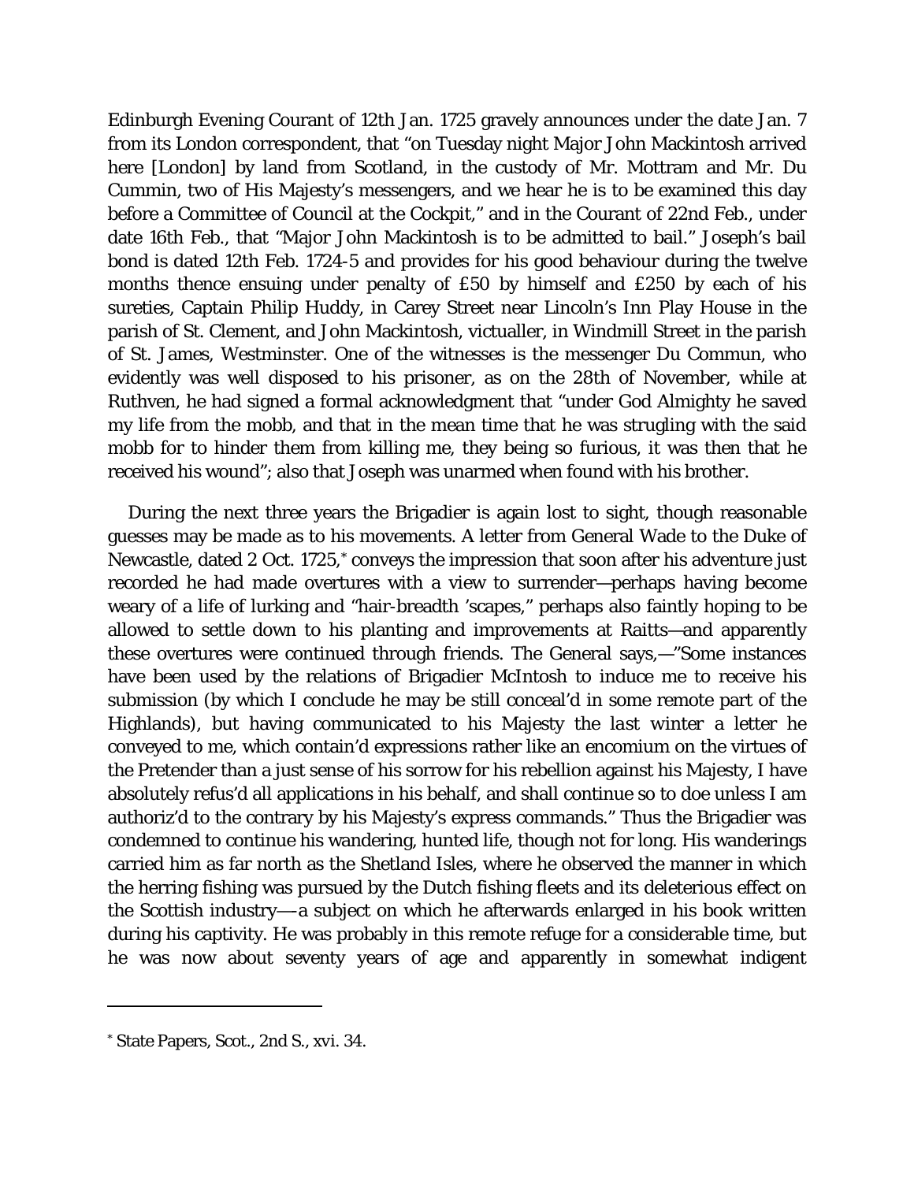Edinburgh Evening Courant of 12th Jan. 1725 gravely announces under the date Jan. 7 from its London correspondent, that "on Tuesday night Major John Mackintosh arrived here [London] by land from Scotland, in the custody of Mr. Mottram and Mr. Du Cummin, two of His Majesty's messengers, and we hear he is to be examined this day before a Committee of Council at the Cockpit," and in the Courant of 22nd Feb., under date 16th Feb., that "Major John Mackintosh is to be admitted to bail." Joseph's bail bond is dated 12th Feb. 1724-5 and provides for his good behaviour during the twelve months thence ensuing under penalty of £50 by himself and £250 by each of his sureties, Captain Philip Huddy, in Carey Street near Lincoln's Inn Play House in the parish of St. Clement, and John Mackintosh, victualler, in Windmill Street in the parish of St. James, Westminster. One of the witnesses is the messenger Du Commun, who evidently was well disposed to his prisoner, as on the 28th of November, while at Ruthven, he had signed a formal acknowledgment that "under God Almighty he saved my life from the mobb, and that in the mean time that he was strugling with the said mobb for to hinder them from killing me, they being so furious, it was then that he received his wound"; also that Joseph was unarmed when found with his brother.

During the next three years the Brigadier is again lost to sight, though reasonable guesses may be made as to his movements. A letter from General Wade to the Duke of Newcastle, dated 2 Oct. 1725,* conveys the impression that soon after his adventure just recorded he had made overtures with a view to surrender—perhaps having become weary of a life of lurking and "hair-breadth 'scapes," perhaps also faintly hoping to be allowed to settle down to his planting and improvements at Raitts—and apparently these overtures were continued through friends. The General says,—"Some instances have been used by the relations of Brigadier McIntosh to induce me to receive his submission (by which I conclude he may be still conceal'd in some remote part of the Highlands), but having communicated to his Majesty the last winter a letter he conveyed to me, which contain'd expressions rather like an encomium on the virtues of the Pretender than a just sense of his sorrow for his rebellion against his Majesty, I have absolutely refus'd all applications in his behalf, and shall continue so to doe unless I am authoriz'd to the contrary by his Majesty's express commands." Thus the Brigadier was condemned to continue his wandering, hunted life, though not for long. His wanderings carried him as far north as the Shetland Isles, where he observed the manner in which the herring fishing was pursued by the Dutch fishing fleets and its deleterious effect on the Scottish industry—a subject on which he afterwards enlarged in his book written during his captivity. He was probably in this remote refuge for a considerable time, but he was now about seventy years of age and apparently in somewhat indigent

---

* State Papers, Scot., 2nd S., xvi. 34.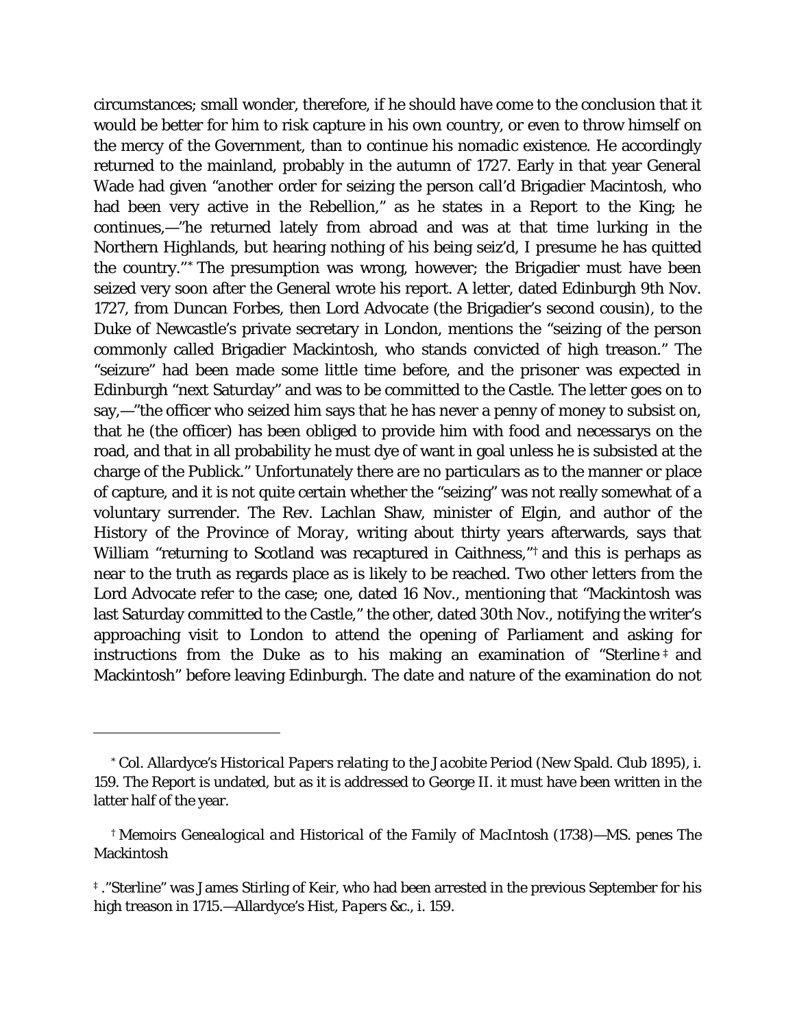circumstances; small wonder, therefore, if he should have come to the conclusion that it would be better for him to risk capture in his own country, or even to throw himself on the mercy of the Government, than to continue his nomadic existence. He accordingly returned to the mainland, probably in the autumn of 1727. Early in that year General Wade had given "another order for seizing the person call'd Brigadier Macintosh, who had been very active in the Rebellion," as he states in a Report to the King; he continues,—"he returned lately from abroad and was at that time lurking in the Northern Highlands, but hearing nothing of his being seiz'd, I presume he has quitted the country."[*] The presumption was wrong, however; the Brigadier must have been seized very soon after the General wrote his report. A letter, dated Edinburgh 9th Nov. 1727, from Duncan Forbes, then Lord Advocate (the Brigadier's second cousin), to the Duke of Newcastle's private secretary in London, mentions the "seizing of the person commonly called Brigadier Mackintosh, who stands convicted of high treason." The "seizure" had been made some little time before, and the prisoner was expected in Edinburgh "next Saturday" and was to be committed to the Castle. The letter goes on to say,—"the officer who seized him says that he has never a penny of money to subsist on, that he (the officer) has been obliged to provide him with food and necessarys on the road, and that in all probability he must dye of want in goal unless he is subsisted at the charge of the Publick." Unfortunately there are no particulars as to the manner or place of capture, and it is not quite certain whether the "seizing" was not really somewhat of a voluntary surrender. The Rev. Lachlan Shaw, minister of Elgin, and author of the History of the Province of Moray, writing about thirty years afterwards, says that William "returning to Scotland was recaptured in Caithness,"[†] and this is perhaps as near to the truth as regards place as is likely to be reached. Two other letters from the Lord Advocate refer to the case; one, dated 16 Nov., mentioning that "Mackintosh was last Saturday committed to the Castle," the other, dated 30th Nov., notifying the writer's approaching visit to London to attend the opening of Parliament and asking for instructions from the Duke as to his making an examination of "Sterline[‡] and Mackintosh" before leaving Edinburgh. The date and nature of the examination do not

---

[*] Col. Allardyce's *Historical Papers relating to the Jacobite Period* (New Spald. Club 1895), i. 159. The Report is undated, but as it is addressed to George II. it must have been written in the latter half of the year.

[†] *Memoirs Genealogical and Historical of the Family of MacIntosh* (1738)—MS. penes The Mackintosh

[‡] ."Sterline" was James Stirling of Keir, who had been arrested in the previous September for his high treason in 1715.—Allardyce's *Hist, Papers &c.*, i. 159.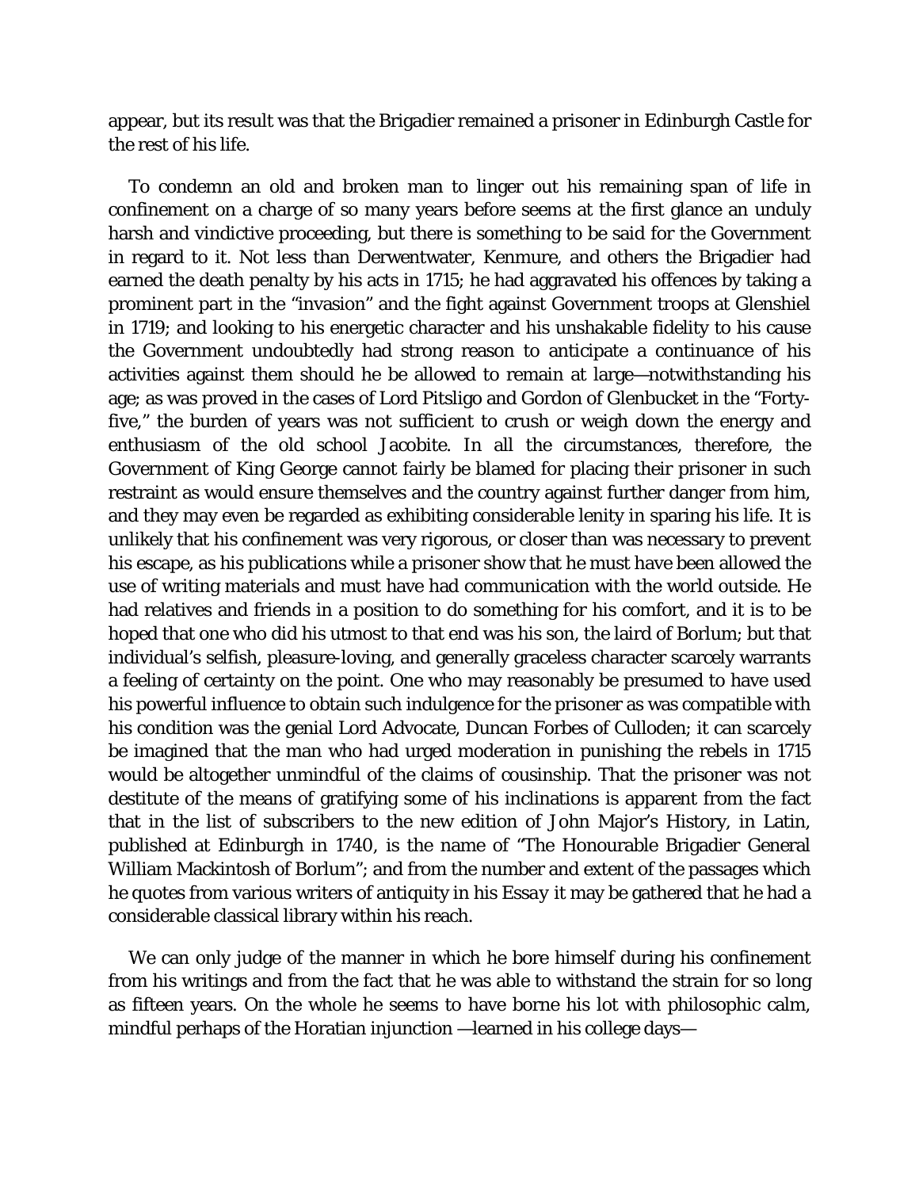appear, but its result was that the Brigadier remained a prisoner in Edinburgh Castle for the rest of his life.

To condemn an old and broken man to linger out his remaining span of life in confinement on a charge of so many years before seems at the first glance an unduly harsh and vindictive proceeding, but there is something to be said for the Government in regard to it. Not less than Derwentwater, Kenmure, and others the Brigadier had earned the death penalty by his acts in 1715; he had aggravated his offences by taking a prominent part in the "invasion" and the fight against Government troops at Glenshiel in 1719; and looking to his energetic character and his unshakable fidelity to his cause the Government undoubtedly had strong reason to anticipate a continuance of his activities against them should he be allowed to remain at large—notwithstanding his age; as was proved in the cases of Lord Pitsligo and Gordon of Glenbucket in the "Forty-five," the burden of years was not sufficient to crush or weigh down the energy and enthusiasm of the old school Jacobite. In all the circumstances, therefore, the Government of King George cannot fairly be blamed for placing their prisoner in such restraint as would ensure themselves and the country against further danger from him, and they may even be regarded as exhibiting considerable lenity in sparing his life. It is unlikely that his confinement was very rigorous, or closer than was necessary to prevent his escape, as his publications while a prisoner show that he must have been allowed the use of writing materials and must have had communication with the world outside. He had relatives and friends in a position to do something for his comfort, and it is to be hoped that one who did his utmost to that end was his son, the laird of Borlum; but that individual's selfish, pleasure-loving, and generally graceless character scarcely warrants a feeling of certainty on the point. One who may reasonably be presumed to have used his powerful influence to obtain such indulgence for the prisoner as was compatible with his condition was the genial Lord Advocate, Duncan Forbes of Culloden; it can scarcely be imagined that the man who had urged moderation in punishing the rebels in 1715 would be altogether unmindful of the claims of cousinship. That the prisoner was not destitute of the means of gratifying some of his inclinations is apparent from the fact that in the list of subscribers to the new edition of John Major's History, in Latin, published at Edinburgh in 1740, is the name of "The Honourable Brigadier General William Mackintosh of Borlum"; and from the number and extent of the passages which he quotes from various writers of antiquity in his *Essay* it may be gathered that he had a considerable classical library within his reach.

We can only judge of the manner in which he bore himself during his confinement from his writings and from the fact that he was able to withstand the strain for so long as fifteen years. On the whole he seems to have borne his lot with philosophic calm, mindful perhaps of the Horatian injunction —learned in his college days—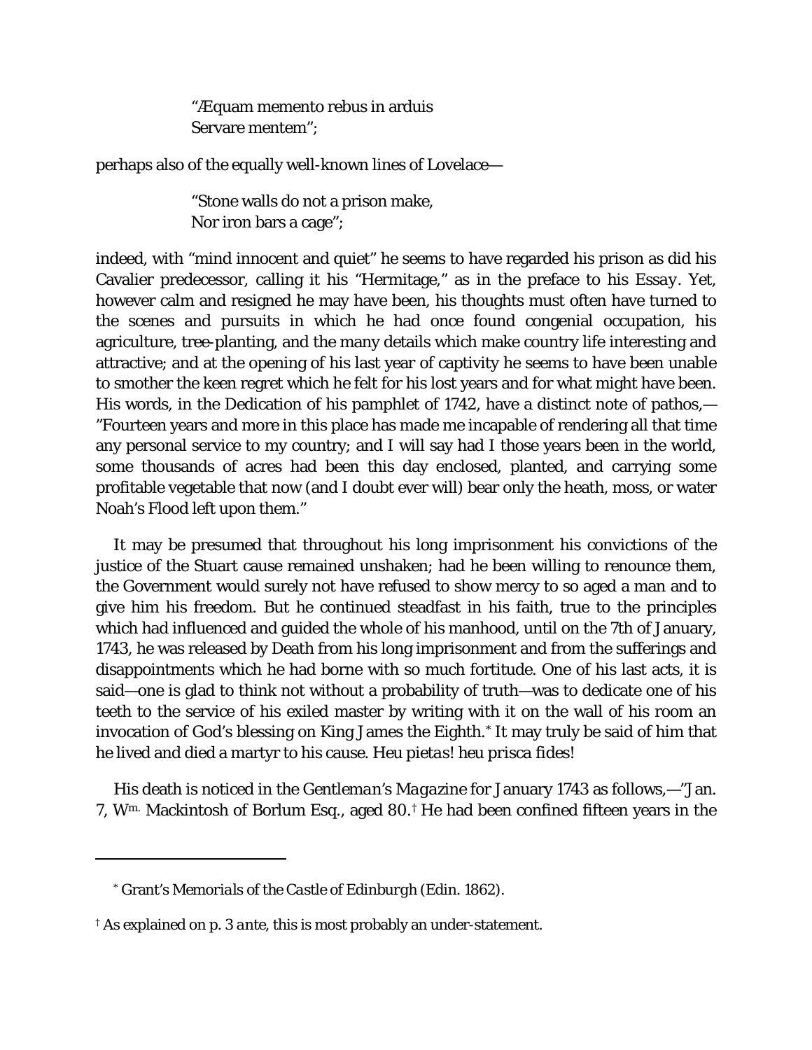> "Æquam memento rebus in arduis
> Servare mentem";

perhaps also of the equally well-known lines of Lovelace—

> "Stone walls do not a prison make,
> Nor iron bars a cage";

indeed, with "mind innocent and quiet" he seems to have regarded his prison as did his Cavalier predecessor, calling it his "Hermitage," as in the preface to his *Essay*. Yet, however calm and resigned he may have been, his thoughts must often have turned to the scenes and pursuits in which he had once found congenial occupation, his agriculture, tree-planting, and the many details which make country life interesting and attractive; and at the opening of his last year of captivity he seems to have been unable to smother the keen regret which he felt for his lost years and for what might have been. His words, in the Dedication of his pamphlet of 1742, have a distinct note of pathos,—"Fourteen years and more in this place has made me incapable of rendering all that time any personal service to my country; and I will say had I those years been in the world, some thousands of acres had been this day enclosed, planted, and carrying some profitable vegetable that now (and I doubt ever will) bear only the heath, moss, or water Noah's Flood left upon them."

It may be presumed that throughout his long imprisonment his convictions of the justice of the Stuart cause remained unshaken; had he been willing to renounce them, the Government would surely not have refused to show mercy to so aged a man and to give him his freedom. But he continued steadfast in his faith, true to the principles which had influenced and guided the whole of his manhood, until on the 7th of January, 1743, he was released by Death from his long imprisonment and from the sufferings and disappointments which he had borne with so much fortitude. One of his last acts, it is said—one is glad to think not without a probability of truth—was to dedicate one of his teeth to the service of his exiled master by writing with it on the wall of his room an invocation of God's blessing on King James the Eighth.[*] It may truly be said of him that he lived and died a martyr to his cause. *Heu pietas! heu prisca fides!*

His death is noticed in the *Gentleman's Magazine* for January 1743 as follows,—"Jan. 7, Wm. Mackintosh of Borlum Esq., aged 80.[†] He had been confined fifteen years in the

---

[*] Grant's *Memorials of the Castle of Edinburgh* (Edin. 1862).

[†] As explained on p. 3 *ante*, this is most probably an under-statement.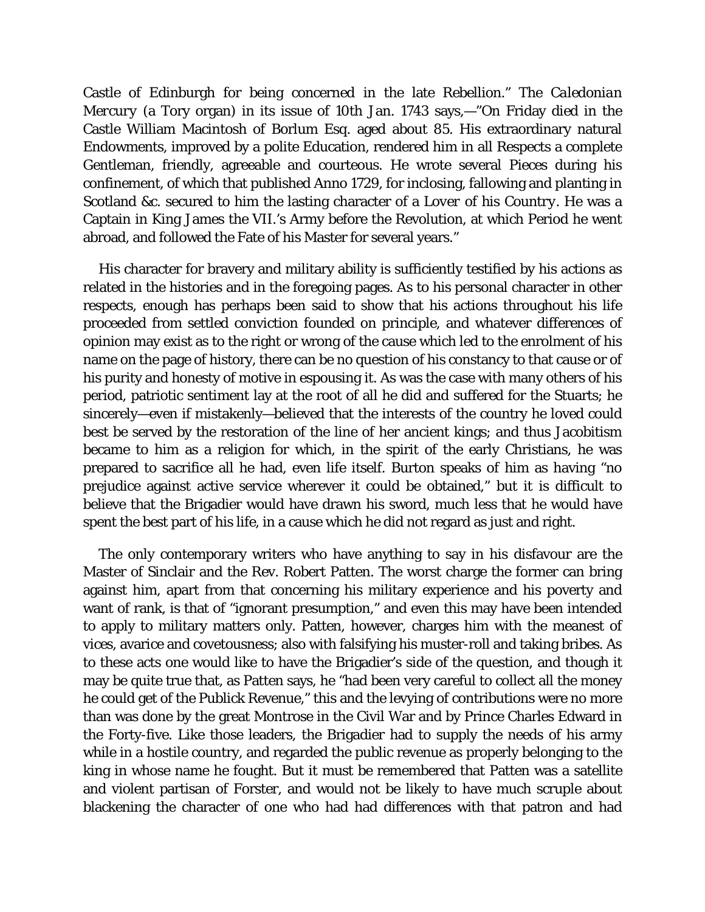Castle of Edinburgh for being concerned in the late Rebellion." The *Caledonian Mercury* (a Tory organ) in its issue of 10th Jan. 1743 says,—"On Friday died in the Castle William Macintosh of Borlum Esq. aged about 85. His extraordinary natural Endowments, improved by a polite Education, rendered him in all Respects a complete Gentleman, friendly, agreeable and courteous. He wrote several Pieces during his confinement, of which that published Anno 1729, for inclosing, fallowing and planting in Scotland &c. secured to him the lasting character of a Lover of his Country. He was a Captain in King James the VII.'s Army before the Revolution, at which Period he went abroad, and followed the Fate of his Master for several years."

His character for bravery and military ability is sufficiently testified by his actions as related in the histories and in the foregoing pages. As to his personal character in other respects, enough has perhaps been said to show that his actions throughout his life proceeded from settled conviction founded on principle, and whatever differences of opinion may exist as to the right or wrong of the cause which led to the enrolment of his name on the page of history, there can be no question of his constancy to that cause or of his purity and honesty of motive in espousing it. As was the case with many others of his period, patriotic sentiment lay at the root of all he did and suffered for the Stuarts; he sincerely—even if mistakenly—believed that the interests of the country he loved could best be served by the restoration of the line of her ancient kings; and thus Jacobitism became to him as a religion for which, in the spirit of the early Christians, he was prepared to sacrifice all he had, even life itself. Burton speaks of him as having "no prejudice against active service wherever it could be obtained," but it is difficult to believe that the Brigadier would have drawn his sword, much less that he would have spent the best part of his life, in a cause which he did not regard as just and right.

The only contemporary writers who have anything to say in his disfavour are the Master of Sinclair and the Rev. Robert Patten. The worst charge the former can bring against him, apart from that concerning his military experience and his poverty and want of rank, is that of "ignorant presumption," and even this may have been intended to apply to military matters only. Patten, however, charges him with the meanest of vices, avarice and covetousness; also with falsifying his muster-roll and taking bribes. As to these acts one would like to have the Brigadier's side of the question, and though it may be quite true that, as Patten says, he "had been very careful to collect all the money he could get of the Publick Revenue," this and the levying of contributions were no more than was done by the great Montrose in the Civil War and by Prince Charles Edward in the Forty-five. Like those leaders, the Brigadier had to supply the needs of his army while in a hostile country, and regarded the public revenue as properly belonging to the king in whose name he fought. But it must be remembered that Patten was a satellite and violent partisan of Forster, and would not be likely to have much scruple about blackening the character of one who had had differences with that patron and had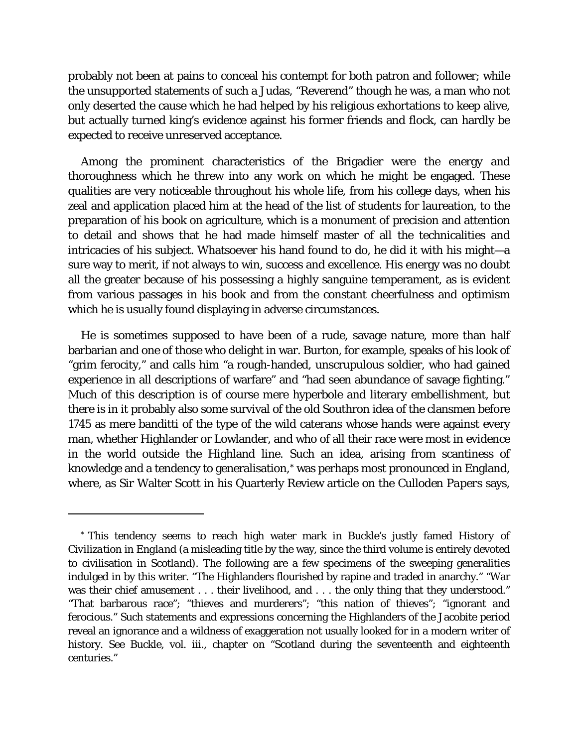probably not been at pains to conceal his contempt for both patron and follower; while the unsupported statements of such a Judas, "Reverend" though he was, a man who not only deserted the cause which he had helped by his religious exhortations to keep alive, but actually turned king's evidence against his former friends and flock, can hardly be expected to receive unreserved acceptance.

Among the prominent characteristics of the Brigadier were the energy and thoroughness which he threw into any work on which he might be engaged. These qualities are very noticeable throughout his whole life, from his college days, when his zeal and application placed him at the head of the list of students for laureation, to the preparation of his book on agriculture, which is a monument of precision and attention to detail and shows that he had made himself master of all the technicalities and intricacies of his subject. Whatsoever his hand found to do, he did it with his might—a sure way to merit, if not always to win, success and excellence. His energy was no doubt all the greater because of his possessing a highly sanguine temperament, as is evident from various passages in his book and from the constant cheerfulness and optimism which he is usually found displaying in adverse circumstances.

He is sometimes supposed to have been of a rude, savage nature, more than half barbarian and one of those who delight in war. Burton, for example, speaks of his look of "grim ferocity," and calls him "a rough-handed, unscrupulous soldier, who had gained experience in all descriptions of warfare" and "had seen abundance of savage fighting." Much of this description is of course mere hyperbole and literary embellishment, but there is in it probably also some survival of the old Southron idea of the clansmen before 1745 as mere banditti of the type of the wild caterans whose hands were against every man, whether Highlander or Lowlander, and who of all their race were most in evidence in the world outside the Highland line. Such an idea, arising from scantiness of knowledge and a tendency to generalisation,* was perhaps most pronounced in England, where, as Sir Walter Scott in his Quarterly Review article on the *Culloden Papers* says,

---

* This tendency seems to reach high water mark in Buckle's justly famed *History of Civilization in England* (a misleading title by the way, since the third volume is entirely devoted to civilisation in Scotland). The following are a few specimens of the sweeping generalities indulged in by this writer. "The Highlanders flourished by rapine and traded in anarchy." "War was their chief amusement . . . their livelihood, and . . . the only thing that they understood." "That barbarous race"; "thieves and murderers"; "this nation of thieves"; "ignorant and ferocious." Such statements and expressions concerning the Highlanders of the Jacobite period reveal an ignorance and a wildness of exaggeration not usually looked for in a modern writer of history. See Buckle, vol. iii., chapter on "Scotland during the seventeenth and eighteenth centuries."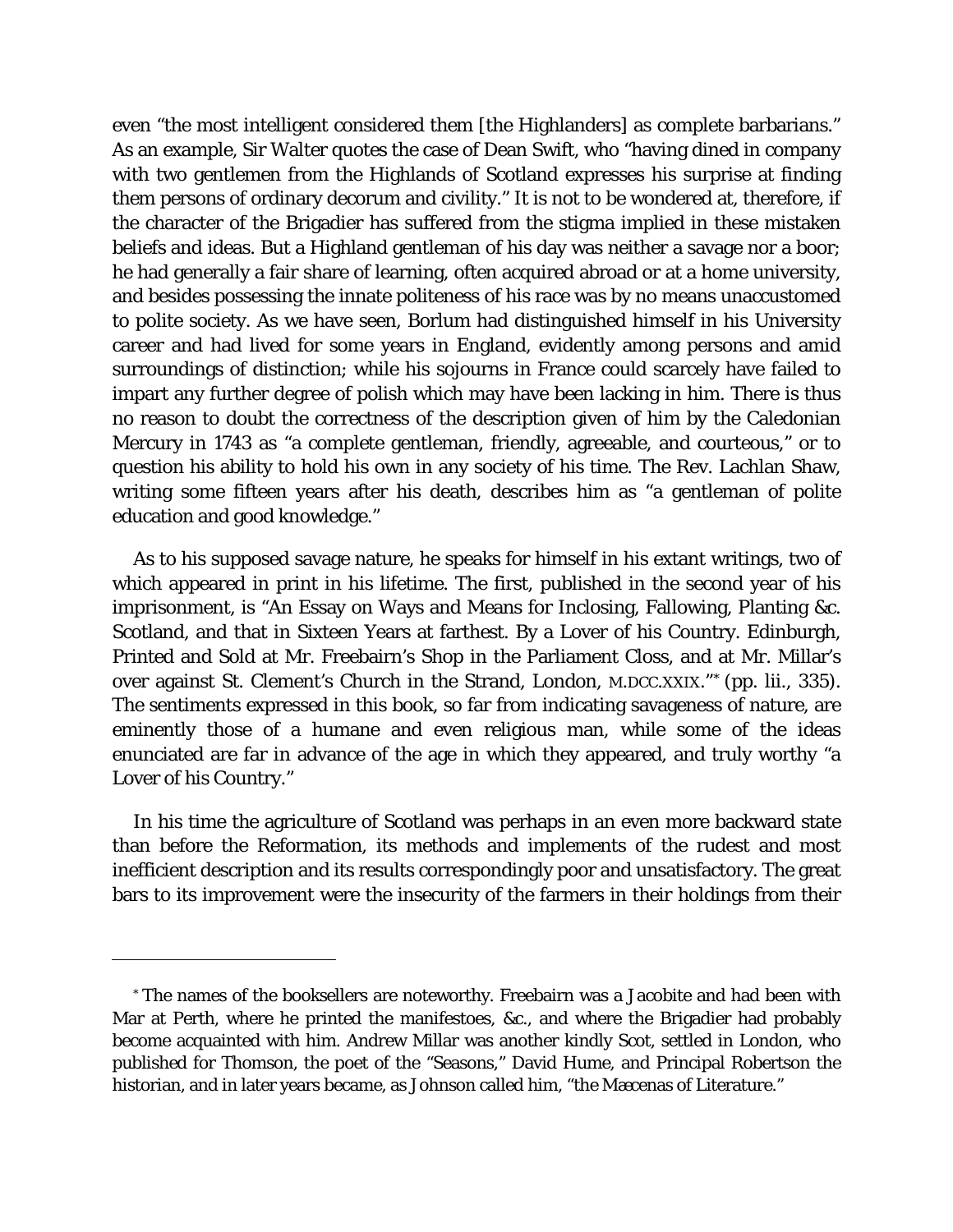even "the most intelligent considered them [the Highlanders] as complete barbarians." As an example, Sir Walter quotes the case of Dean Swift, who "having dined in company with two gentlemen from the Highlands of Scotland expresses his surprise at finding them persons of ordinary decorum and civility." It is not to be wondered at, therefore, if the character of the Brigadier has suffered from the stigma implied in these mistaken beliefs and ideas. But a Highland gentleman of his day was neither a savage nor a boor; he had generally a fair share of learning, often acquired abroad or at a home university, and besides possessing the innate politeness of his race was by no means unaccustomed to polite society. As we have seen, Borlum had distinguished himself in his University career and had lived for some years in England, evidently among persons and amid surroundings of distinction; while his sojourns in France could scarcely have failed to impart any further degree of polish which may have been lacking in him. There is thus no reason to doubt the correctness of the description given of him by the Caledonian Mercury in 1743 as "a complete gentleman, friendly, agreeable, and courteous," or to question his ability to hold his own in any society of his time. The Rev. Lachlan Shaw, writing some fifteen years after his death, describes him as "a gentleman of polite education and good knowledge."

As to his supposed savage nature, he speaks for himself in his extant writings, two of which appeared in print in his lifetime. The first, published in the second year of his imprisonment, is "An Essay on Ways and Means for Inclosing, Fallowing, Planting &c. Scotland, and that in Sixteen Years at farthest. By a Lover of his Country. Edinburgh, Printed and Sold at Mr. Freebairn's Shop in the Parliament Closs, and at Mr. Millar's over against St. Clement's Church in the Strand, London, M.DCC.XXIX."* (pp. lii., 335). The sentiments expressed in this book, so far from indicating savageness of nature, are eminently those of a humane and even religious man, while some of the ideas enunciated are far in advance of the age in which they appeared, and truly worthy "a Lover of his Country."

In his time the agriculture of Scotland was perhaps in an even more backward state than before the Reformation, its methods and implements of the rudest and most inefficient description and its results correspondingly poor and unsatisfactory. The great bars to its improvement were the insecurity of the farmers in their holdings from their

---

* The names of the booksellers are noteworthy. Freebairn was a Jacobite and had been with Mar at Perth, where he printed the manifestoes, &c., and where the Brigadier had probably become acquainted with him. Andrew Millar was another kindly Scot, settled in London, who published for Thomson, the poet of the "Seasons," David Hume, and Principal Robertson the historian, and in later years became, as Johnson called him, "the Mæcenas of Literature."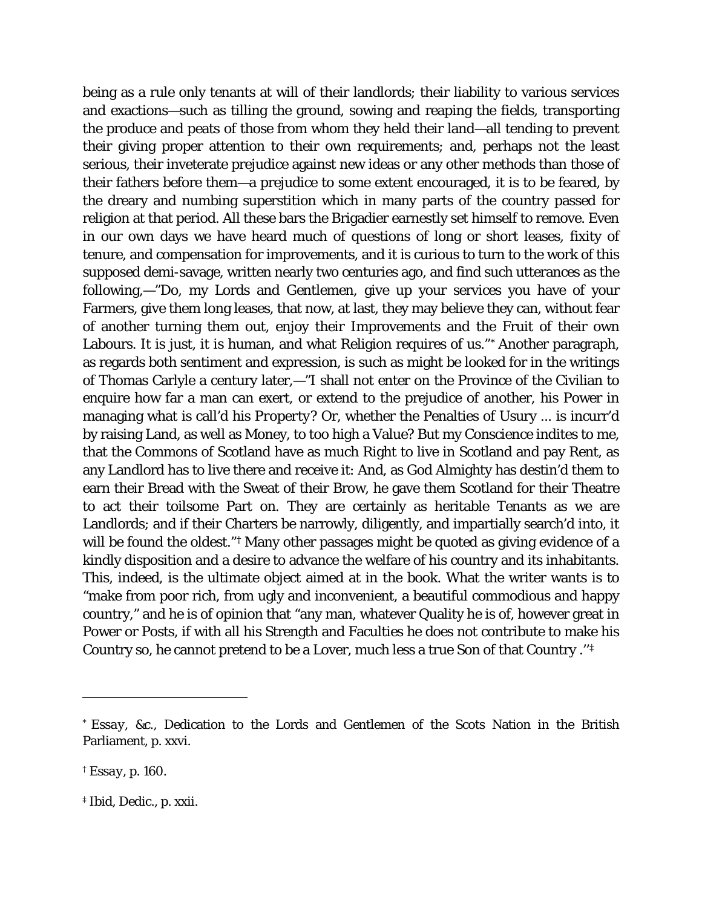being as a rule only tenants at will of their landlords; their liability to various services and exactions—such as tilling the ground, sowing and reaping the fields, transporting the produce and peats of those from whom they held their land—all tending to prevent their giving proper attention to their own requirements; and, perhaps not the least serious, their inveterate prejudice against new ideas or any other methods than those of their fathers before them—a prejudice to some extent encouraged, it is to be feared, by the dreary and numbing superstition which in many parts of the country passed for religion at that period. All these bars the Brigadier earnestly set himself to remove. Even in our own days we have heard much of questions of long or short leases, fixity of tenure, and compensation for improvements, and it is curious to turn to the work of this supposed demi-savage, written nearly two centuries ago, and find such utterances as the following,—"Do, my Lords and Gentlemen, give up your services you have of your Farmers, give them long leases, that now, at last, they may believe they can, without fear of another turning them out, enjoy their Improvements and the Fruit of their own Labours. It is just, it is human, and what Religion requires of us."[*] Another paragraph, as regards both sentiment and expression, is such as might be looked for in the writings of Thomas Carlyle a century later,—"I shall not enter on the Province of the Civilian to enquire how far a man can exert, or extend to the prejudice of another, his Power in managing what is call'd his *Property*? Or, whether the Penalties of Usury ... is incurr'd by raising Land, as well as Money, to too high a Value? But my Conscience indites to me, that the Commons of Scotland have as much Right to live in Scotland and pay Rent, as any Landlord has to live there and receive it: And, as God Almighty has destin'd them to earn their Bread with the Sweat of their Brow, he gave them Scotland for their Theatre to act their toilsome Part on. They are certainly as heritable Tenants as we are Landlords; and if their Charters be narrowly, diligently, and impartially search'd into, it will be found the oldest."[†] Many other passages might be quoted as giving evidence of a kindly disposition and a desire to advance the welfare of his country and its inhabitants. This, indeed, is the ultimate object aimed at in the book. What the writer wants is to "make from poor rich, from ugly and inconvenient, a beautiful commodious and happy country," and he is of opinion that "any man, whatever Quality he is of, however great in Power or Posts, if with all his Strength and Faculties he does not contribute to make his Country so, he cannot pretend to be a Lover, much less a true Son of that Country ."[‡]

---

[*] *Essay*, &c., Dedication to the Lords and Gentlemen of the Scots Nation in the British Parliament, p. xxvi.

[†] *Essay*, p. 160.

[‡] Ibid, Dedic., p. xxii.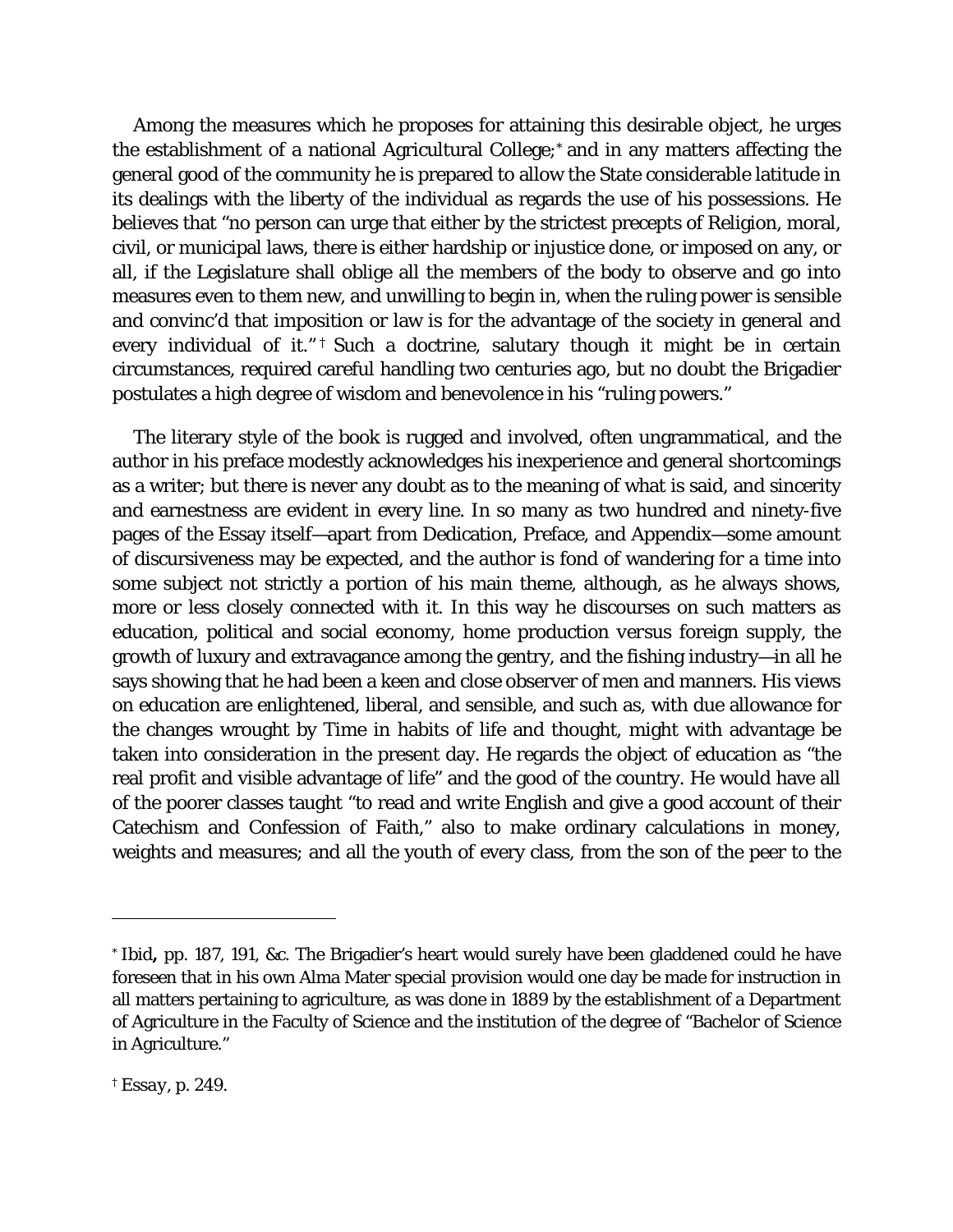Among the measures which he proposes for attaining this desirable object, he urges the establishment of a national Agricultural College;[*] and in any matters affecting the general good of the community he is prepared to allow the State considerable latitude in its dealings with the liberty of the individual as regards the use of his possessions. He believes that "no person can urge that either by the strictest precepts of Religion, moral, civil, or municipal laws, there is either hardship or injustice done, or imposed on any, or all, if the Legislature shall oblige all the members of the body to observe and go into measures even to them new, and unwilling to begin in, when the ruling power is sensible and convinc'd that imposition or law is for the advantage of the society in general and every individual of it."[†] Such a doctrine, salutary though it might be in certain circumstances, required careful handling two centuries ago, but no doubt the Brigadier postulates a high degree of wisdom and benevolence in his "ruling powers."

The literary style of the book is rugged and involved, often ungrammatical, and the author in his preface modestly acknowledges his inexperience and general shortcomings as a writer; but there is never any doubt as to the meaning of what is said, and sincerity and earnestness are evident in every line. In so many as two hundred and ninety-five pages of the Essay itself—apart from Dedication, Preface, and Appendix—some amount of discursiveness may be expected, and the author is fond of wandering for a time into some subject not strictly a portion of his main theme, although, as he always shows, more or less closely connected with it. In this way he discourses on such matters as education, political and social economy, home production *versus* foreign supply, the growth of luxury and extravagance among the gentry, and the fishing industry—in all he says showing that he had been a keen and close observer of men and manners. His views on education are enlightened, liberal, and sensible, and such as, with due allowance for the changes wrought by Time in habits of life and thought, might with advantage be taken into consideration in the present day. He regards the object of education as "the real profit and visible advantage of life" and the good of the country. He would have all of the poorer classes taught "to read and write English and give a good account of their Catechism and Confession of Faith," also to make ordinary calculations in money, weights and measures; and all the youth of every class, from the son of the peer to the

---

[*] *Ibid***,** pp. 187, 191, &c. The Brigadier's heart would surely have been gladdened could he have foreseen that in his own Alma Mater special provision would one day be made for instruction in all matters pertaining to agriculture, as was done in 1889 by the establishment of a Department of Agriculture in the Faculty of Science and the institution of the degree of "Bachelor of Science in Agriculture."

[†] *Essay*, p. 249.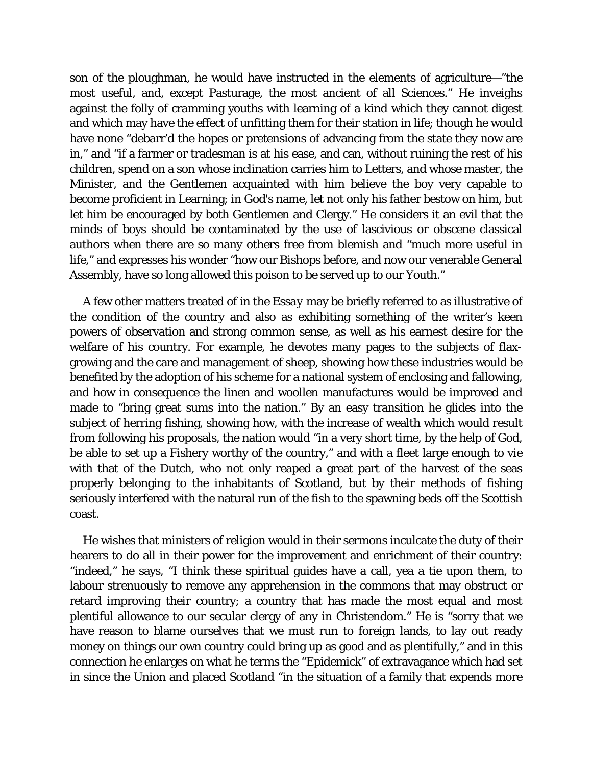son of the ploughman, he would have instructed in the elements of agriculture—"the most useful, and, except Pasturage, the most ancient of all Sciences." He inveighs against the folly of cramming youths with learning of a kind which they cannot digest and which may have the effect of unfitting them for their station in life; though he would have none "debarr'd the hopes or pretensions of advancing from the state they now are in," and "if a farmer or tradesman is at his ease, and can, without ruining the rest of his children, spend on a son whose inclination carries him to Letters, and whose master, the Minister, and the Gentlemen acquainted with him believe the boy very capable to become proficient in Learning; in God's name, let not only his father bestow on him, but let him be encouraged by both Gentlemen and Clergy." He considers it an evil that the minds of boys should be contaminated by the use of lascivious or obscene classical authors when there are so many others free from blemish and "much more useful in life," and expresses his wonder "how our Bishops before, and now our venerable General Assembly, have so long allowed this poison to be served up to our Youth."

A few other matters treated of in the *Essay* may be briefly referred to as illustrative of the condition of the country and also as exhibiting something of the writer's keen powers of observation and strong common sense, as well as his earnest desire for the welfare of his country. For example, he devotes many pages to the subjects of flax-growing and the care and management of sheep, showing how these industries would be benefited by the adoption of his scheme for a national system of enclosing and fallowing, and how in consequence the linen and woollen manufactures would be improved and made to "bring great sums into the nation." By an easy transition he glides into the subject of herring fishing, showing how, with the increase of wealth which would result from following his proposals, the nation would "in a very short time, by the help of God, be able to set up a Fishery worthy of the country," and with a fleet large enough to vie with that of the Dutch, who not only reaped a great part of the harvest of the seas properly belonging to the inhabitants of Scotland, but by their methods of fishing seriously interfered with the natural run of the fish to the spawning beds off the Scottish coast.

He wishes that ministers of religion would in their sermons inculcate the duty of their hearers to do all in their power for the improvement and enrichment of their country: "indeed," he says, "I think these spiritual guides have a call, yea a tie upon them, to labour strenuously to remove any apprehension in the commons that may obstruct or retard improving their country; a country that has made the most equal and most plentiful allowance to our secular clergy of any in Christendom." He is "sorry that we have reason to blame ourselves that we must run to foreign lands, to lay out ready money on things our own country could bring up as good and as plentifully," and in this connection he enlarges on what he terms the "Epidemick" of extravagance which had set in since the Union and placed Scotland "in the situation of a family that expends more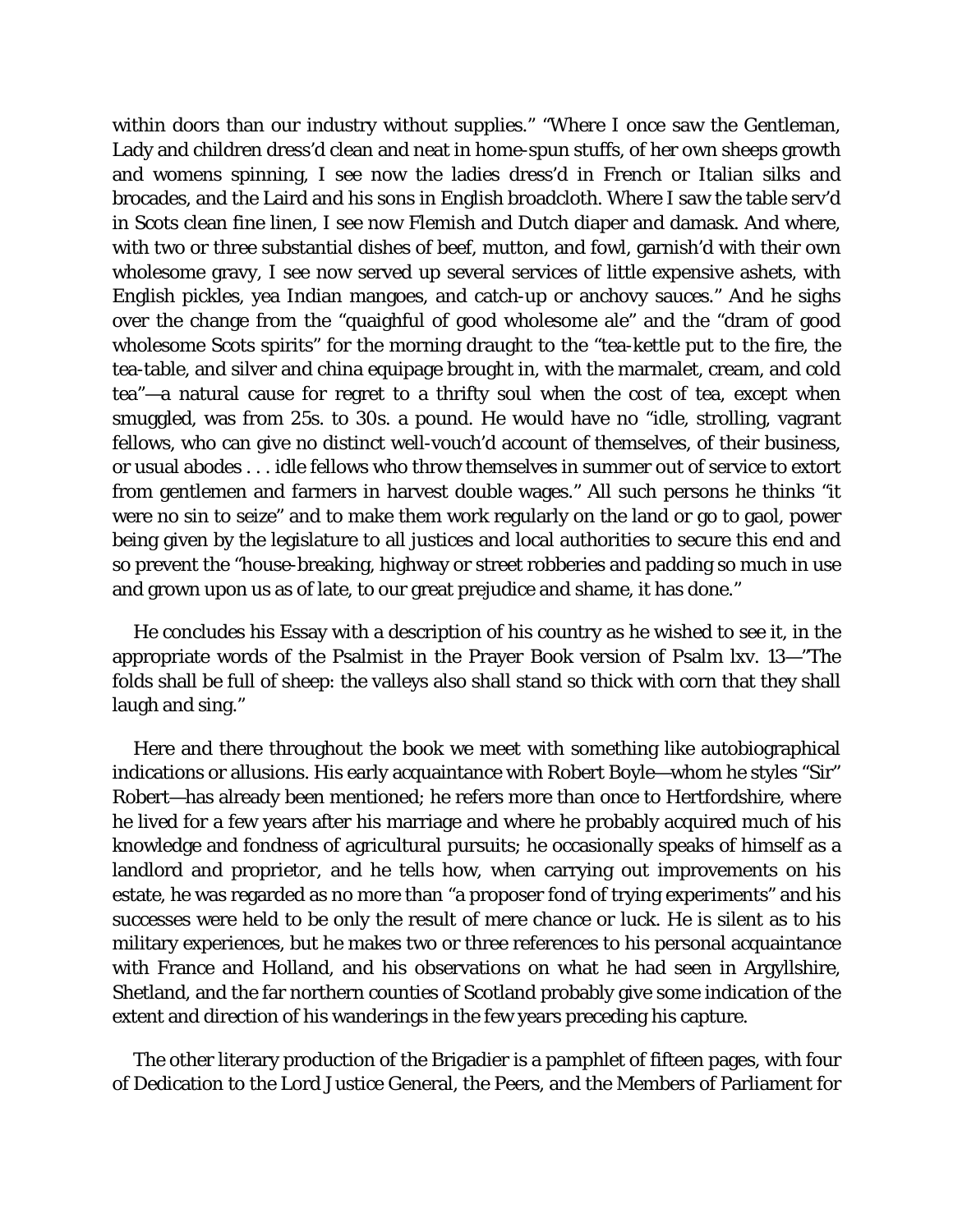within doors than our industry without supplies." "Where I once saw the Gentleman, Lady and children dress'd clean and neat in home-spun stuffs, of her own sheeps growth and womens spinning, I see now the ladies dress'd in French or Italian silks and brocades, and the Laird and his sons in English broadcloth. Where I saw the table serv'd in Scots clean fine linen, I see now Flemish and Dutch diaper and damask. And where, with two or three substantial dishes of beef, mutton, and fowl, garnish'd with their own wholesome gravy, I see now served up several services of little expensive ashets, with English pickles, yea Indian mangoes, and catch-up or anchovy sauces." And he sighs over the change from the "quaighful of good wholesome ale" and the "dram of good wholesome Scots spirits" for the morning draught to the "tea-kettle put to the fire, the tea-table, and silver and china equipage brought in, with the marmalet, cream, and cold tea"—a natural cause for regret to a thrifty soul when the cost of tea, except when smuggled, was from 25s. to 30s. a pound. He would have no "idle, strolling, vagrant fellows, who can give no distinct well-vouch'd account of themselves, of their business, or usual abodes . . . idle fellows who throw themselves in summer out of service to extort from gentlemen and farmers in harvest double wages." All such persons he thinks "it were no sin to seize" and to make them work regularly on the land or go to gaol, power being given by the legislature to all justices and local authorities to secure this end and so prevent the "house-breaking, highway or street robberies and padding so much in use and grown upon us as of late, to our great prejudice and shame, it has done."

He concludes his Essay with a description of his country as he wished to see it, in the appropriate words of the Psalmist in the Prayer Book version of Psalm lxv. 13—"The folds shall be full of sheep: the valleys also shall stand so thick with corn that they shall laugh and sing."

Here and there throughout the book we meet with something like autobiographical indications or allusions. His early acquaintance with Robert Boyle—whom he styles "Sir" Robert—has already been mentioned; he refers more than once to Hertfordshire, where he lived for a few years after his marriage and where he probably acquired much of his knowledge and fondness of agricultural pursuits; he occasionally speaks of himself as a landlord and proprietor, and he tells how, when carrying out improvements on his estate, he was regarded as no more than "a proposer fond of trying experiments" and his successes were held to be only the result of mere chance or luck. He is silent as to his military experiences, but he makes two or three references to his personal acquaintance with France and Holland, and his observations on what he had seen in Argyllshire, Shetland, and the far northern counties of Scotland probably give some indication of the extent and direction of his wanderings in the few years preceding his capture.

The other literary production of the Brigadier is a pamphlet of fifteen pages, with four of Dedication to the Lord Justice General, the Peers, and the Members of Parliament for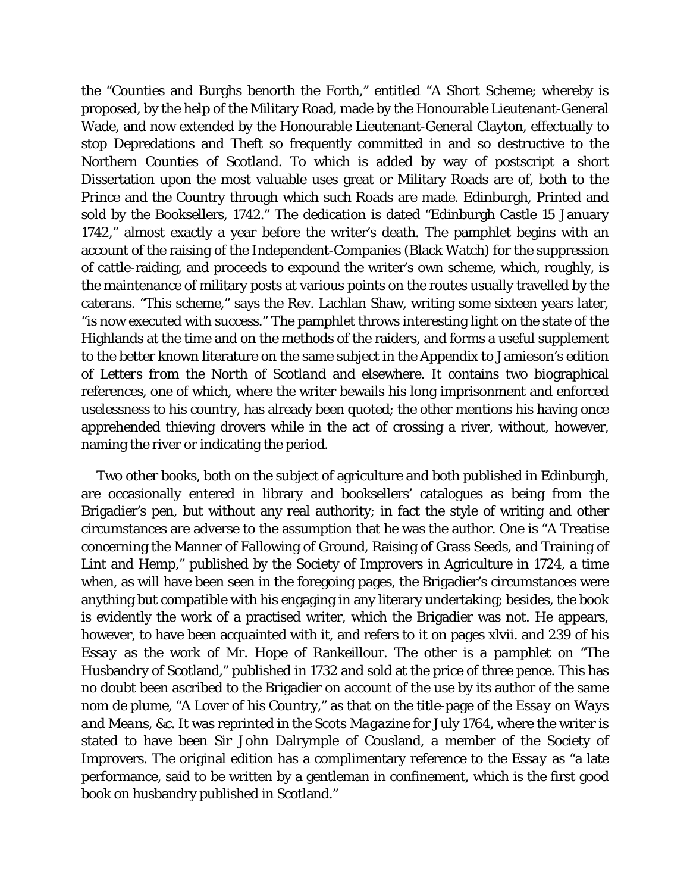the "Counties and Burghs benorth the Forth," entitled "A Short Scheme; whereby is proposed, by the help of the Military Road, made by the Honourable Lieutenant-General Wade, and now extended by the Honourable Lieutenant-General Clayton, effectually to stop Depredations and Theft so frequently committed in and so destructive to the Northern Counties of Scotland. To which is added by way of postscript a short Dissertation upon the most valuable uses great or Military Roads are of, both to the Prince and the Country through which such Roads are made. Edinburgh, Printed and sold by the Booksellers, 1742." The dedication is dated "Edinburgh Castle 15 January 1742," almost exactly a year before the writer's death. The pamphlet begins with an account of the raising of the Independent-Companies (Black Watch) for the suppression of cattle-raiding, and proceeds to expound the writer's own scheme, which, roughly, is the maintenance of military posts at various points on the routes usually travelled by the caterans. "This scheme," says the Rev. Lachlan Shaw, writing some sixteen years later, "is now executed with success." The pamphlet throws interesting light on the state of the Highlands at the time and on the methods of the raiders, and forms a useful supplement to the better known literature on the same subject in the Appendix to Jamieson's edition of *Letters from the North of Scotland* and elsewhere. It contains two biographical references, one of which, where the writer bewails his long imprisonment and enforced uselessness to his country, has already been quoted; the other mentions his having once apprehended thieving drovers while in the act of crossing a river, without, however, naming the river or indicating the period.

Two other books, both on the subject of agriculture and both published in Edinburgh, are occasionally entered in library and booksellers' catalogues as being from the Brigadier's pen, but without any real authority; in fact the style of writing and other circumstances are adverse to the assumption that he was the author. One is "A Treatise concerning the Manner of Fallowing of Ground, Raising of Grass Seeds, and Training of Lint and Hemp," published by the Society of Improvers in Agriculture in 1724, a time when, as will have been seen in the foregoing pages, the Brigadier's circumstances were anything but compatible with his engaging in any literary undertaking; besides, the book is evidently the work of a practised writer, which the Brigadier was not. He appears, however, to have been acquainted with it, and refers to it on pages xlvii. and 239 of his *Essay* as the work of Mr. Hope of Rankeillour. The other is a pamphlet on "The Husbandry of Scotland," published in 1732 and sold at the price of three pence. This has no doubt been ascribed to the Brigadier on account of the use by its author of the same nom de plume, "A Lover of his Country," as that on the title-page of the *Essay on Ways and Means*, &c. It was reprinted in the *Scots Magazine* for July 1764, where the writer is stated to have been Sir John Dalrymple of Cousland, a member of the Society of Improvers. The original edition has a complimentary reference to the *Essay* as "a late performance, said to be written by a gentleman in confinement, which is the first good book on husbandry published in Scotland."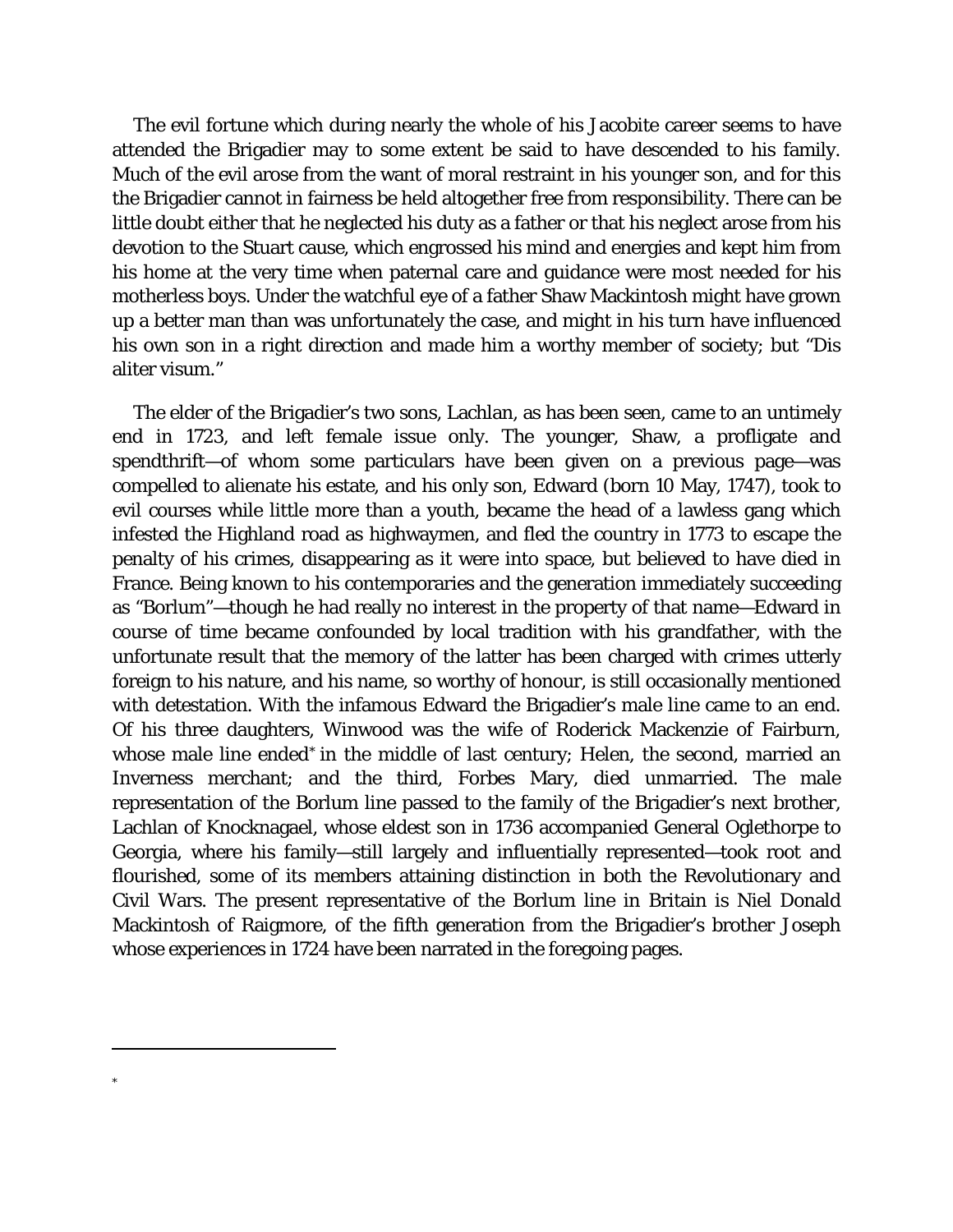The evil fortune which during nearly the whole of his Jacobite career seems to have attended the Brigadier may to some extent be said to have descended to his family. Much of the evil arose from the want of moral restraint in his younger son, and for this the Brigadier cannot in fairness be held altogether free from responsibility. There can be little doubt either that he neglected his duty as a father or that his neglect arose from his devotion to the Stuart cause, which engrossed his mind and energies and kept him from his home at the very time when paternal care and guidance were most needed for his motherless boys. Under the watchful eye of a father Shaw Mackintosh might have grown up a better man than was unfortunately the case, and might in his turn have influenced his own son in a right direction and made him a worthy member of society; but "Dis aliter visum."

The elder of the Brigadier's two sons, Lachlan, as has been seen, came to an untimely end in 1723, and left female issue only. The younger, Shaw, a profligate and spendthrift—of whom some particulars have been given on a previous page—was compelled to alienate his estate, and his only son, Edward (born 10 May, 1747), took to evil courses while little more than a youth, became the head of a lawless gang which infested the Highland road as highwaymen, and fled the country in 1773 to escape the penalty of his crimes, disappearing as it were into space, but believed to have died in France. Being known to his contemporaries and the generation immediately succeeding as "Borlum"—though he had really no interest in the property of that name—Edward in course of time became confounded by local tradition with his grandfather, with the unfortunate result that the memory of the latter has been charged with crimes utterly foreign to his nature, and his name, so worthy of honour, is still occasionally mentioned with detestation. With the infamous Edward the Brigadier's male line came to an end. Of his three daughters, Winwood was the wife of Roderick Mackenzie of Fairburn, whose male line ended* in the middle of last century; Helen, the second, married an Inverness merchant; and the third, Forbes Mary, died unmarried. The male representation of the Borlum line passed to the family of the Brigadier's next brother, Lachlan of Knocknagael, whose eldest son in 1736 accompanied General Oglethorpe to Georgia, where his family—still largely and influentially represented—took root and flourished, some of its members attaining distinction in both the Revolutionary and Civil Wars. The present representative of the Borlum line in Britain is Niel Donald Mackintosh of Raigmore, of the fifth generation from the Brigadier's brother Joseph whose experiences in 1724 have been narrated in the foregoing pages.

---

*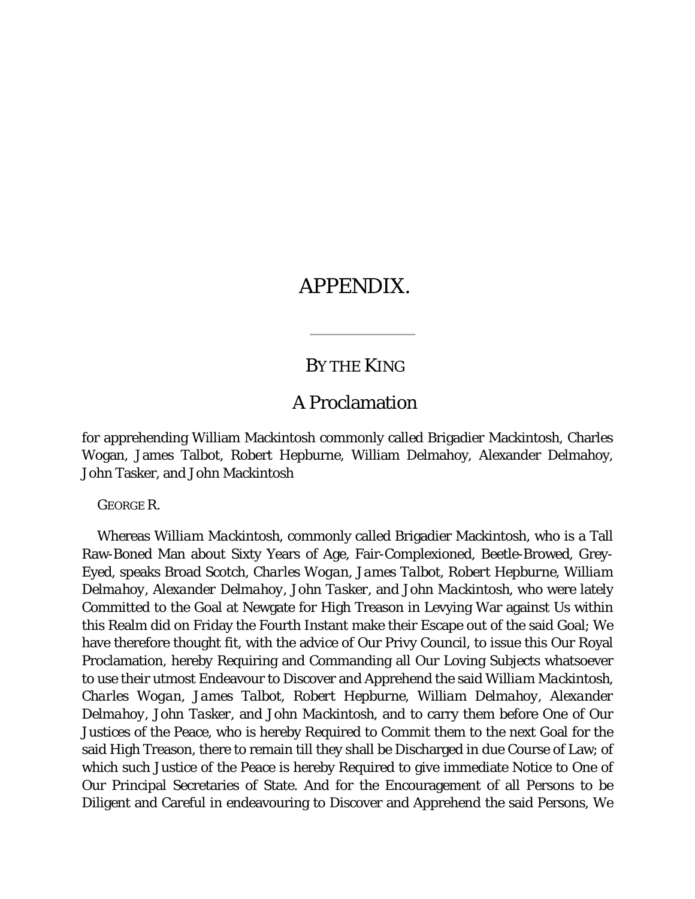# APPENDIX.

---

## BY THE KING

## A Proclamation

for apprehending William Mackintosh commonly called Brigadier Mackintosh, Charles Wogan, James Talbot, Robert Hepburne, William Delmahoy, Alexander Delmahoy, John Tasker, and John Mackintosh

GEORGE R.

Whereas *William Mackintosh*, commonly called Brigadier Mackintosh, who is a Tall Raw-Boned Man about Sixty Years of Age, Fair-Complexioned, Beetle-Browed, Grey-Eyed, speaks Broad Scotch, *Charles Wogan*, *James Talbot*, *Robert Hepburne*, *William Delmahoy*, *Alexander Delmahoy*, *John Tasker*, and *John Mackintosh*, who were lately Committed to the Goal at Newgate for High Treason in Levying War against Us within this Realm did on Friday the Fourth Instant make their Escape out of the said Goal; We have therefore thought fit, with the advice of Our Privy Council, to issue this Our Royal Proclamation, hereby Requiring and Commanding all Our Loving Subjects whatsoever to use their utmost Endeavour to Discover and Apprehend the said *William Mackintosh*, *Charles Wogan*, *James Talbot*, *Robert Hepburne*, *William Delmahoy*, *Alexander Delmahoy*, *John Tasker*, and *John Mackintosh*, and to carry them before One of Our Justices of the Peace, who is hereby Required to Commit them to the next Goal for the said High Treason, there to remain till they shall be Discharged in due Course of Law; of which such Justice of the Peace is hereby Required to give immediate Notice to One of Our Principal Secretaries of State. And for the Encouragement of all Persons to be Diligent and Careful in endeavouring to Discover and Apprehend the said Persons, We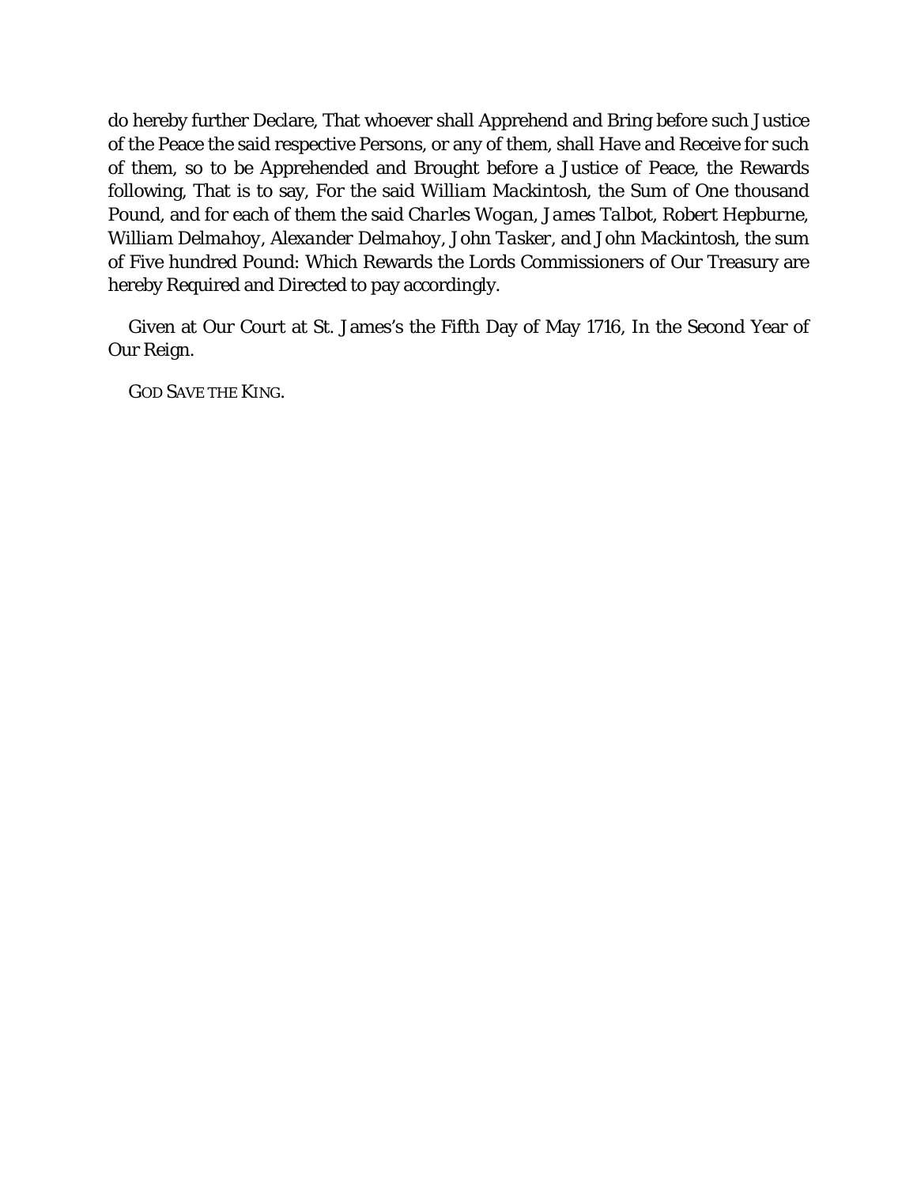do hereby further Declare, That whoever shall Apprehend and Bring before such Justice of the Peace the said respective Persons, or any of them, shall Have and Receive for such of them, so to be Apprehended and Brought before a Justice of Peace, the Rewards following, That is to say, For the said *William Mackintosh*, the Sum of One thousand Pound, and for each of them the said *Charles Wogan*, *James Talbot*, *Robert Hepburne*, *William Delmahoy*, *Alexander Delmahoy*, *John Tasker*, and *John Mackintosh*, the sum of Five hundred Pound: Which Rewards the Lords Commissioners of Our Treasury are hereby Required and Directed to pay accordingly.

Given at Our Court at St. James's the Fifth Day of May 1716, In the Second Year of Our Reign.

GOD SAVE THE KING.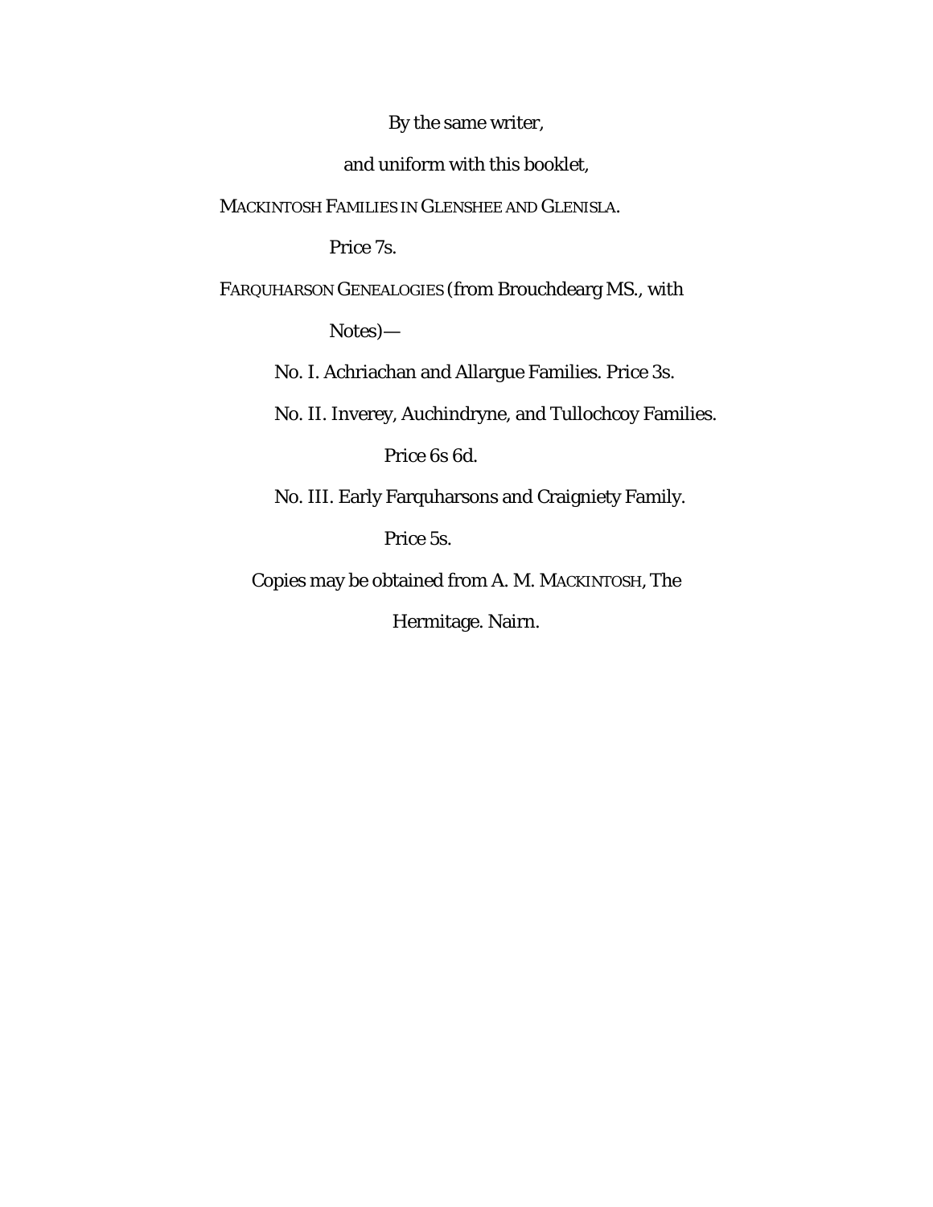By the same writer,

and uniform with this booklet,

MACKINTOSH FAMILIES IN GLENSHEE AND GLENISLA.

Price 7s.

FARQUHARSON GENEALOGIES (from Brouchdearg MS., with Notes)—

No. I. Achriachan and Allargue Families. Price 3s.

No. II. Inverey, Auchindryne, and Tullochcoy Families. Price 6s 6d.

No. III. Early Farquharsons and Craigniety Family. Price 5s.

Copies may be obtained from A. M. MACKINTOSH, The Hermitage. Nairn.